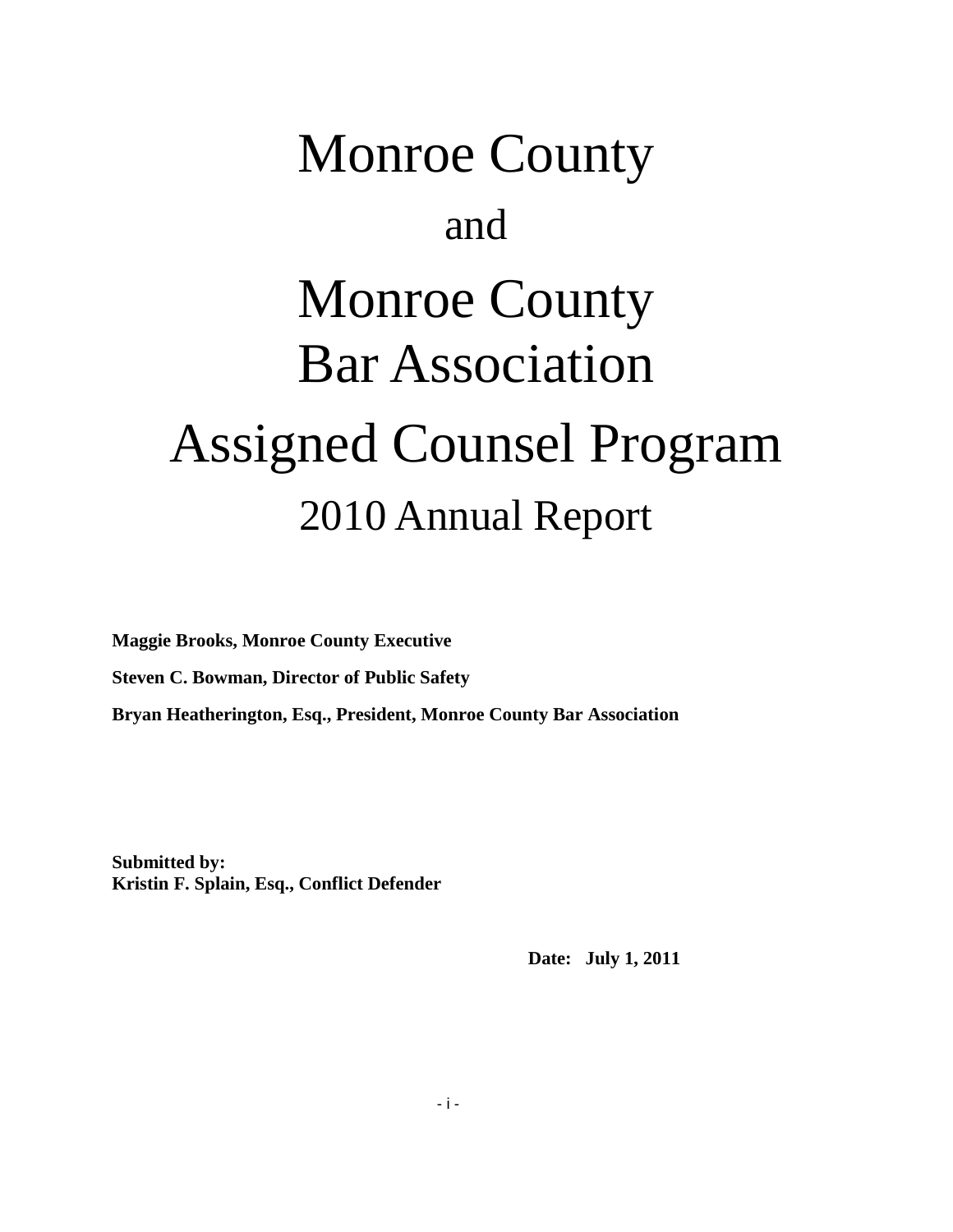# Monroe County

and

# Monroe County
# Bar Association

# Assigned Counsel Program

## 2010 Annual Report

**Maggie Brooks, Monroe County Executive**

**Steven C. Bowman, Director of Public Safety**

**Bryan Heatherington, Esq., President, Monroe County Bar Association**

**Submitted by:**
**Kristin F. Splain, Esq., Conflict Defender**

**Date: July 1, 2011**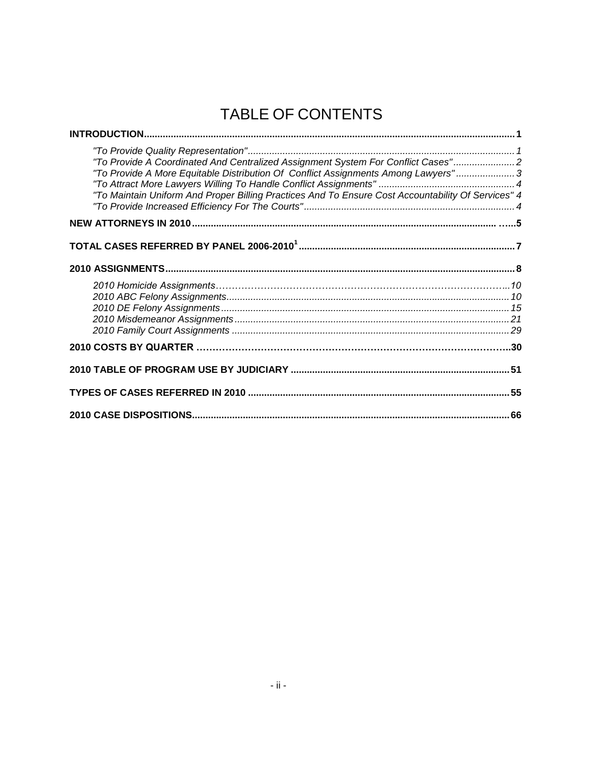# TABLE OF CONTENTS

| | |
|---|---|
| **INTRODUCTION** | **1** |
| *"To Provide Quality Representation"* | *1* |
| *"To Provide A Coordinated And Centralized Assignment System For Conflict Cases"* | *2* |
| *"To Provide A More Equitable Distribution Of Conflict Assignments Among Lawyers"* | *3* |
| *"To Attract More Lawyers Willing To Handle Conflict Assignments"* | *4* |
| *"To Maintain Uniform And Proper Billing Practices And To Ensure Cost Accountability Of Services"* | *4* |
| *"To Provide Increased Efficiency For The Courts"* | *4* |
| **NEW ATTORNEYS IN 2010** | **5** |
| **TOTAL CASES REFERRED BY PANEL 2006-2010[1]** | **7** |
| **2010 ASSIGNMENTS** | **8** |
| *2010 Homicide Assignments* | *10* |
| *2010 ABC Felony Assignments* | *10* |
| *2010 DE Felony Assignments* | *15* |
| *2010 Misdemeanor Assignments* | *21* |
| *2010 Family Court Assignments* | *29* |
| **2010 COSTS BY QUARTER** | **30** |
| **2010 TABLE OF PROGRAM USE BY JUDICIARY** | **51** |
| **TYPES OF CASES REFERRED IN 2010** | **55** |
| **2010 CASE DISPOSITIONS** | **66** |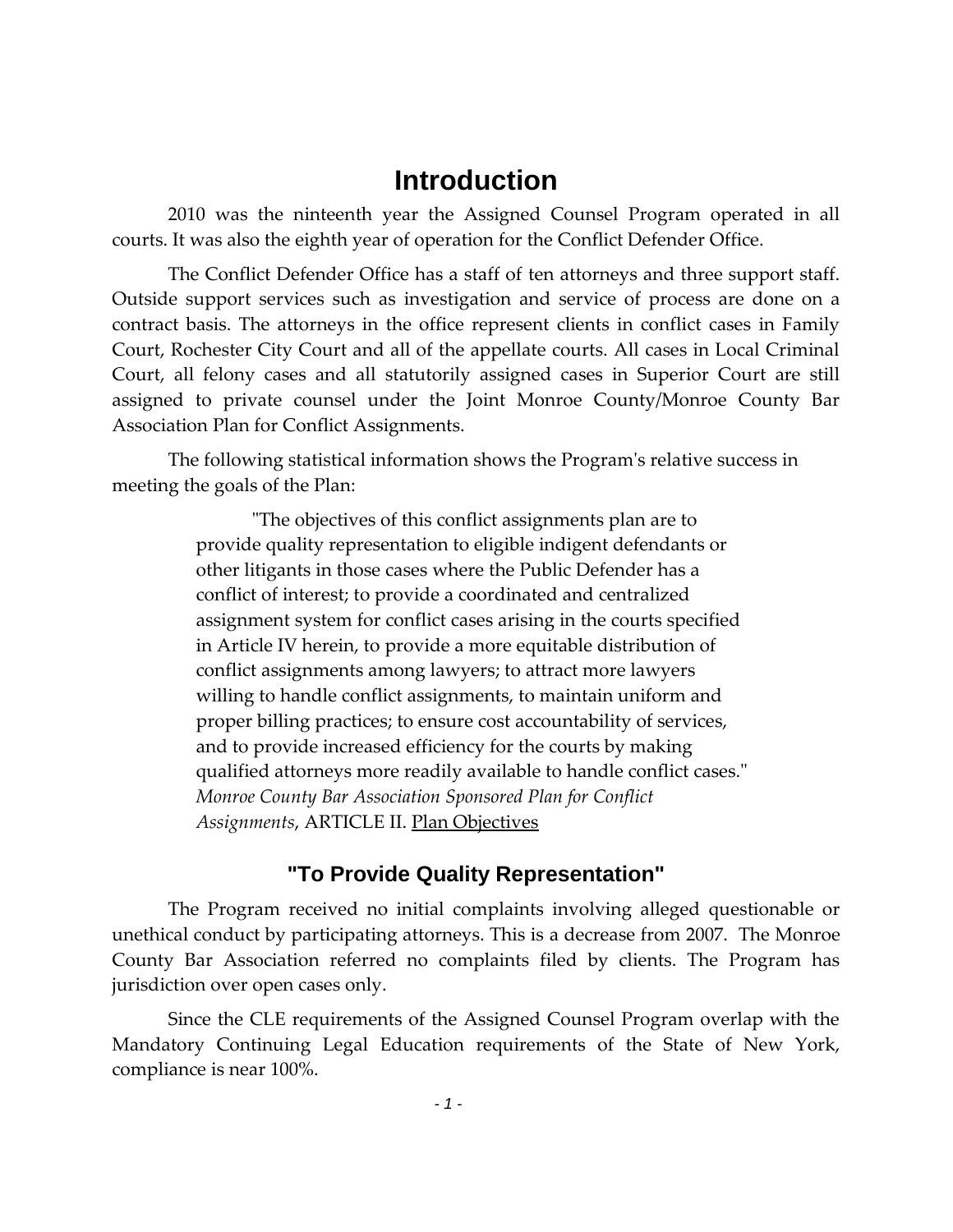# Introduction

2010 was the ninteenth year the Assigned Counsel Program operated in all courts. It was also the eighth year of operation for the Conflict Defender Office.

The Conflict Defender Office has a staff of ten attorneys and three support staff. Outside support services such as investigation and service of process are done on a contract basis. The attorneys in the office represent clients in conflict cases in Family Court, Rochester City Court and all of the appellate courts. All cases in Local Criminal Court, all felony cases and all statutorily assigned cases in Superior Court are still assigned to private counsel under the Joint Monroe County/Monroe County Bar Association Plan for Conflict Assignments.

The following statistical information shows the Program's relative success in meeting the goals of the Plan:

> "The objectives of this conflict assignments plan are to provide quality representation to eligible indigent defendants or other litigants in those cases where the Public Defender has a conflict of interest; to provide a coordinated and centralized assignment system for conflict cases arising in the courts specified in Article IV herein, to provide a more equitable distribution of conflict assignments among lawyers; to attract more lawyers willing to handle conflict assignments, to maintain uniform and proper billing practices; to ensure cost accountability of services, and to provide increased efficiency for the courts by making qualified attorneys more readily available to handle conflict cases."
> *Monroe County Bar Association Sponsored Plan for Conflict Assignments*, ARTICLE II. Plan Objectives

## "To Provide Quality Representation"

The Program received no initial complaints involving alleged questionable or unethical conduct by participating attorneys. This is a decrease from 2007. The Monroe County Bar Association referred no complaints filed by clients. The Program has jurisdiction over open cases only.

Since the CLE requirements of the Assigned Counsel Program overlap with the Mandatory Continuing Legal Education requirements of the State of New York, compliance is near 100%.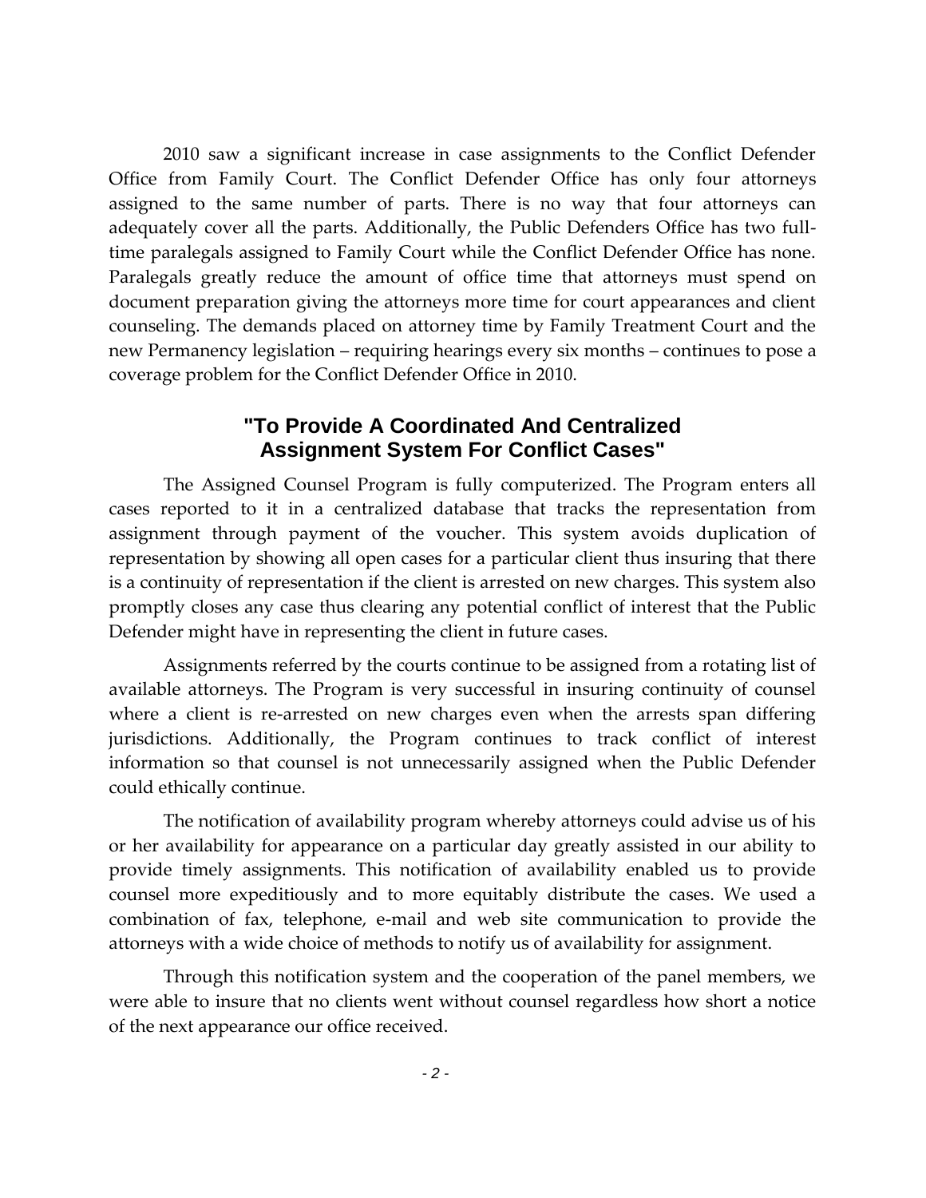2010 saw a significant increase in case assignments to the Conflict Defender Office from Family Court. The Conflict Defender Office has only four attorneys assigned to the same number of parts. There is no way that four attorneys can adequately cover all the parts. Additionally, the Public Defenders Office has two full-time paralegals assigned to Family Court while the Conflict Defender Office has none. Paralegals greatly reduce the amount of office time that attorneys must spend on document preparation giving the attorneys more time for court appearances and client counseling. The demands placed on attorney time by Family Treatment Court and the new Permanency legislation – requiring hearings every six months – continues to pose a coverage problem for the Conflict Defender Office in 2010.

## "To Provide A Coordinated And Centralized Assignment System For Conflict Cases"

The Assigned Counsel Program is fully computerized. The Program enters all cases reported to it in a centralized database that tracks the representation from assignment through payment of the voucher. This system avoids duplication of representation by showing all open cases for a particular client thus insuring that there is a continuity of representation if the client is arrested on new charges. This system also promptly closes any case thus clearing any potential conflict of interest that the Public Defender might have in representing the client in future cases.

Assignments referred by the courts continue to be assigned from a rotating list of available attorneys. The Program is very successful in insuring continuity of counsel where a client is re-arrested on new charges even when the arrests span differing jurisdictions. Additionally, the Program continues to track conflict of interest information so that counsel is not unnecessarily assigned when the Public Defender could ethically continue.

The notification of availability program whereby attorneys could advise us of his or her availability for appearance on a particular day greatly assisted in our ability to provide timely assignments. This notification of availability enabled us to provide counsel more expeditiously and to more equitably distribute the cases. We used a combination of fax, telephone, e-mail and web site communication to provide the attorneys with a wide choice of methods to notify us of availability for assignment.

Through this notification system and the cooperation of the panel members, we were able to insure that no clients went without counsel regardless how short a notice of the next appearance our office received.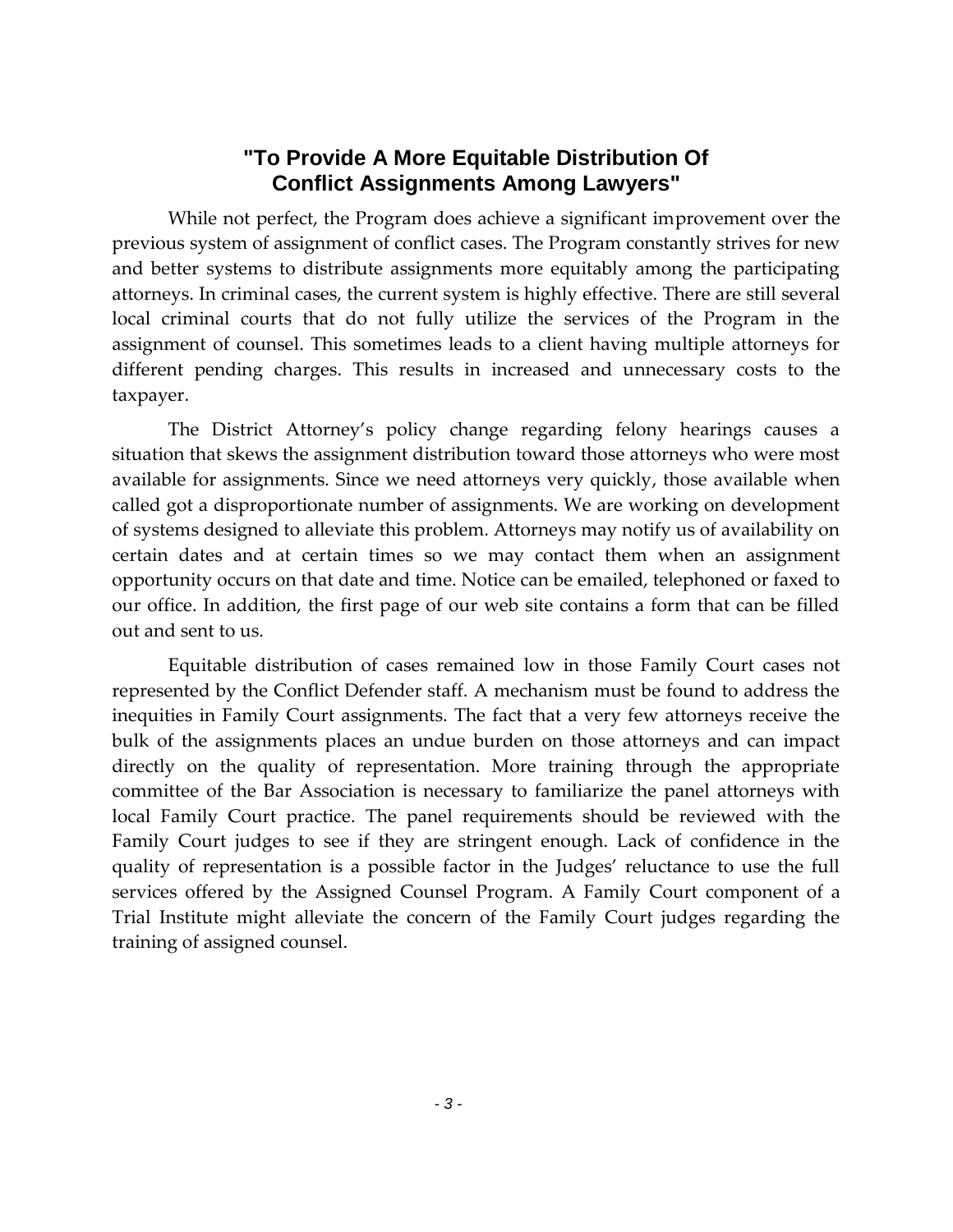## "To Provide A More Equitable Distribution Of Conflict Assignments Among Lawyers"

While not perfect, the Program does achieve a significant improvement over the previous system of assignment of conflict cases. The Program constantly strives for new and better systems to distribute assignments more equitably among the participating attorneys. In criminal cases, the current system is highly effective. There are still several local criminal courts that do not fully utilize the services of the Program in the assignment of counsel. This sometimes leads to a client having multiple attorneys for different pending charges. This results in increased and unnecessary costs to the taxpayer.

The District Attorney's policy change regarding felony hearings causes a situation that skews the assignment distribution toward those attorneys who were most available for assignments. Since we need attorneys very quickly, those available when called got a disproportionate number of assignments. We are working on development of systems designed to alleviate this problem. Attorneys may notify us of availability on certain dates and at certain times so we may contact them when an assignment opportunity occurs on that date and time. Notice can be emailed, telephoned or faxed to our office. In addition, the first page of our web site contains a form that can be filled out and sent to us.

Equitable distribution of cases remained low in those Family Court cases not represented by the Conflict Defender staff. A mechanism must be found to address the inequities in Family Court assignments. The fact that a very few attorneys receive the bulk of the assignments places an undue burden on those attorneys and can impact directly on the quality of representation. More training through the appropriate committee of the Bar Association is necessary to familiarize the panel attorneys with local Family Court practice. The panel requirements should be reviewed with the Family Court judges to see if they are stringent enough. Lack of confidence in the quality of representation is a possible factor in the Judges' reluctance to use the full services offered by the Assigned Counsel Program. A Family Court component of a Trial Institute might alleviate the concern of the Family Court judges regarding the training of assigned counsel.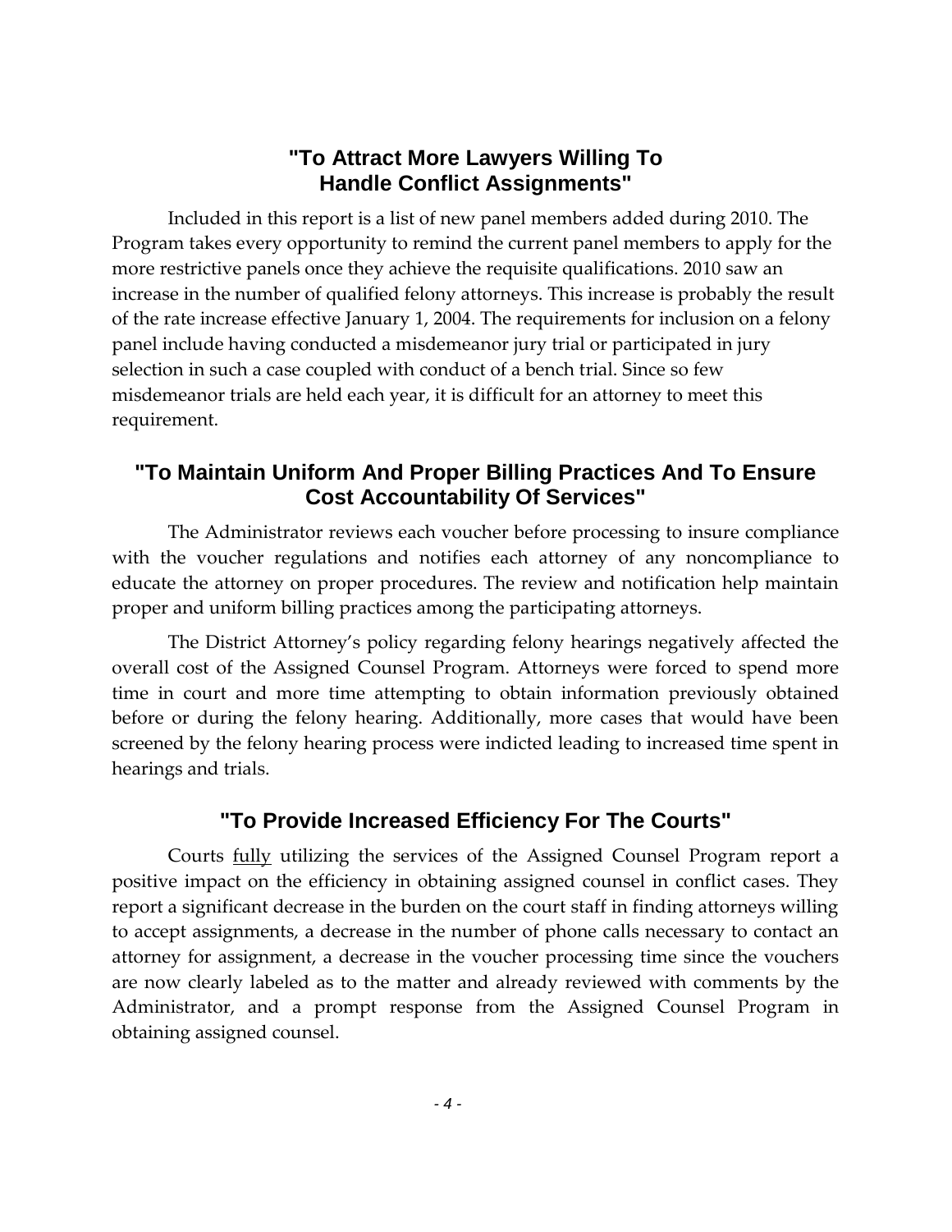## "To Attract More Lawyers Willing To Handle Conflict Assignments"

Included in this report is a list of new panel members added during 2010. The Program takes every opportunity to remind the current panel members to apply for the more restrictive panels once they achieve the requisite qualifications. 2010 saw an increase in the number of qualified felony attorneys. This increase is probably the result of the rate increase effective January 1, 2004. The requirements for inclusion on a felony panel include having conducted a misdemeanor jury trial or participated in jury selection in such a case coupled with conduct of a bench trial. Since so few misdemeanor trials are held each year, it is difficult for an attorney to meet this requirement.

## "To Maintain Uniform And Proper Billing Practices And To Ensure Cost Accountability Of Services"

The Administrator reviews each voucher before processing to insure compliance with the voucher regulations and notifies each attorney of any noncompliance to educate the attorney on proper procedures. The review and notification help maintain proper and uniform billing practices among the participating attorneys.

The District Attorney's policy regarding felony hearings negatively affected the overall cost of the Assigned Counsel Program. Attorneys were forced to spend more time in court and more time attempting to obtain information previously obtained before or during the felony hearing. Additionally, more cases that would have been screened by the felony hearing process were indicted leading to increased time spent in hearings and trials.

## "To Provide Increased Efficiency For The Courts"

Courts <u>fully</u> utilizing the services of the Assigned Counsel Program report a positive impact on the efficiency in obtaining assigned counsel in conflict cases. They report a significant decrease in the burden on the court staff in finding attorneys willing to accept assignments, a decrease in the number of phone calls necessary to contact an attorney for assignment, a decrease in the voucher processing time since the vouchers are now clearly labeled as to the matter and already reviewed with comments by the Administrator, and a prompt response from the Assigned Counsel Program in obtaining assigned counsel.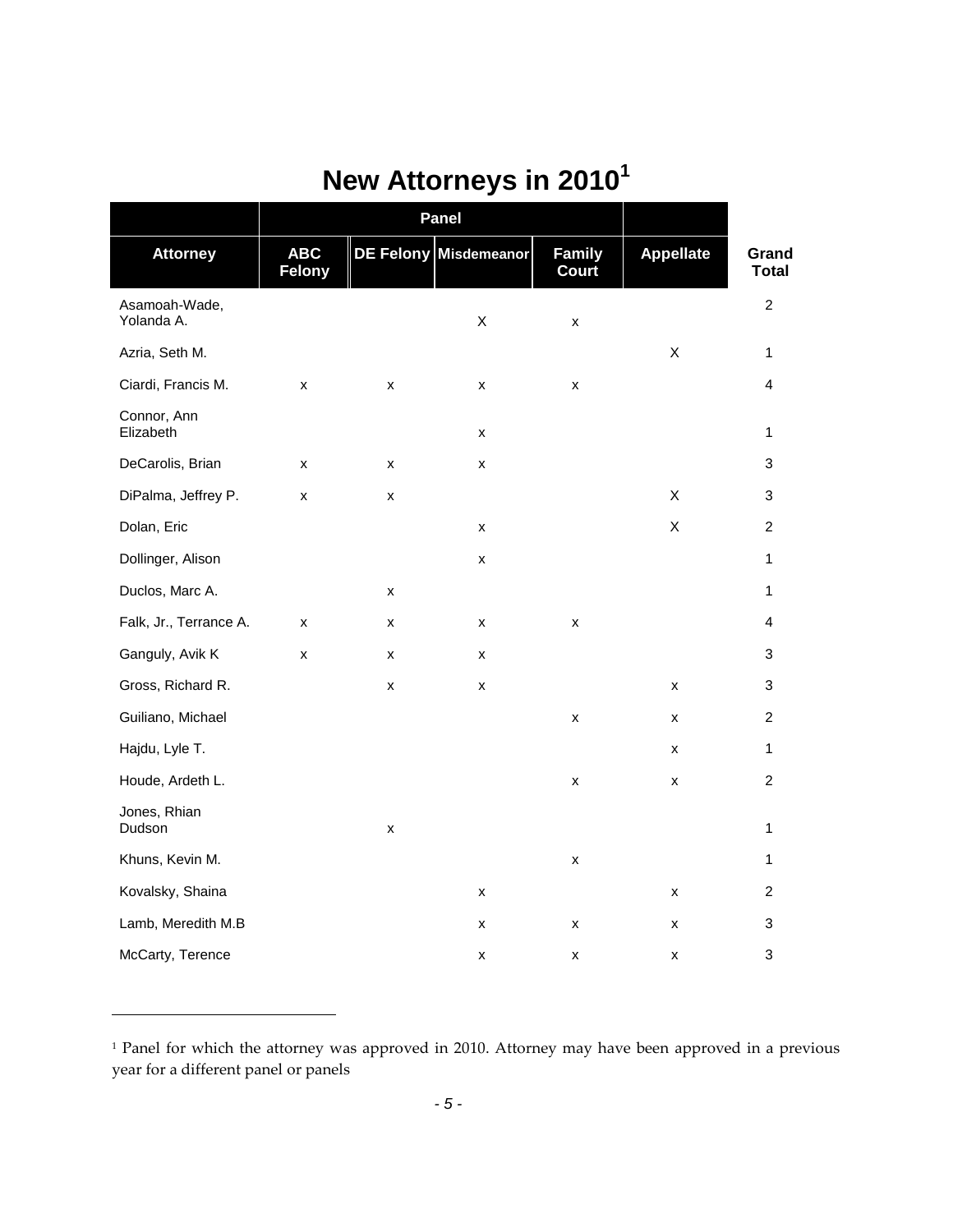# New Attorneys in 2010[1]

| | Panel | | | | | |
|---|---|---|---|---|---|---|
| **Attorney** | **ABC Felony** | **DE Felony** | **Misdemeanor** | **Family Court** | **Appellate** | **Grand Total** |
| Asamoah-Wade, Yolanda A. | | | X | x | | 2 |
| Azria, Seth M. | | | | | X | 1 |
| Ciardi, Francis M. | x | x | x | x | | 4 |
| Connor, Ann Elizabeth | | | x | | | 1 |
| DeCarolis, Brian | x | x | x | | | 3 |
| DiPalma, Jeffrey P. | x | x | | | X | 3 |
| Dolan, Eric | | | x | | X | 2 |
| Dollinger, Alison | | | x | | | 1 |
| Duclos, Marc A. | | x | | | | 1 |
| Falk, Jr., Terrance A. | x | x | x | x | | 4 |
| Ganguly, Avik K | x | x | x | | | 3 |
| Gross, Richard R. | | x | x | | x | 3 |
| Guiliano, Michael | | | | x | x | 2 |
| Hajdu, Lyle T. | | | | | x | 1 |
| Houde, Ardeth L. | | | | x | x | 2 |
| Jones, Rhian Dudson | | x | | | | 1 |
| Khuns, Kevin M. | | | | x | | 1 |
| Kovalsky, Shaina | | | x | | x | 2 |
| Lamb, Meredith M.B | | | x | x | x | 3 |
| McCarty, Terence | | | x | x | x | 3 |

[1] Panel for which the attorney was approved in 2010. Attorney may have been approved in a previous year for a different panel or panels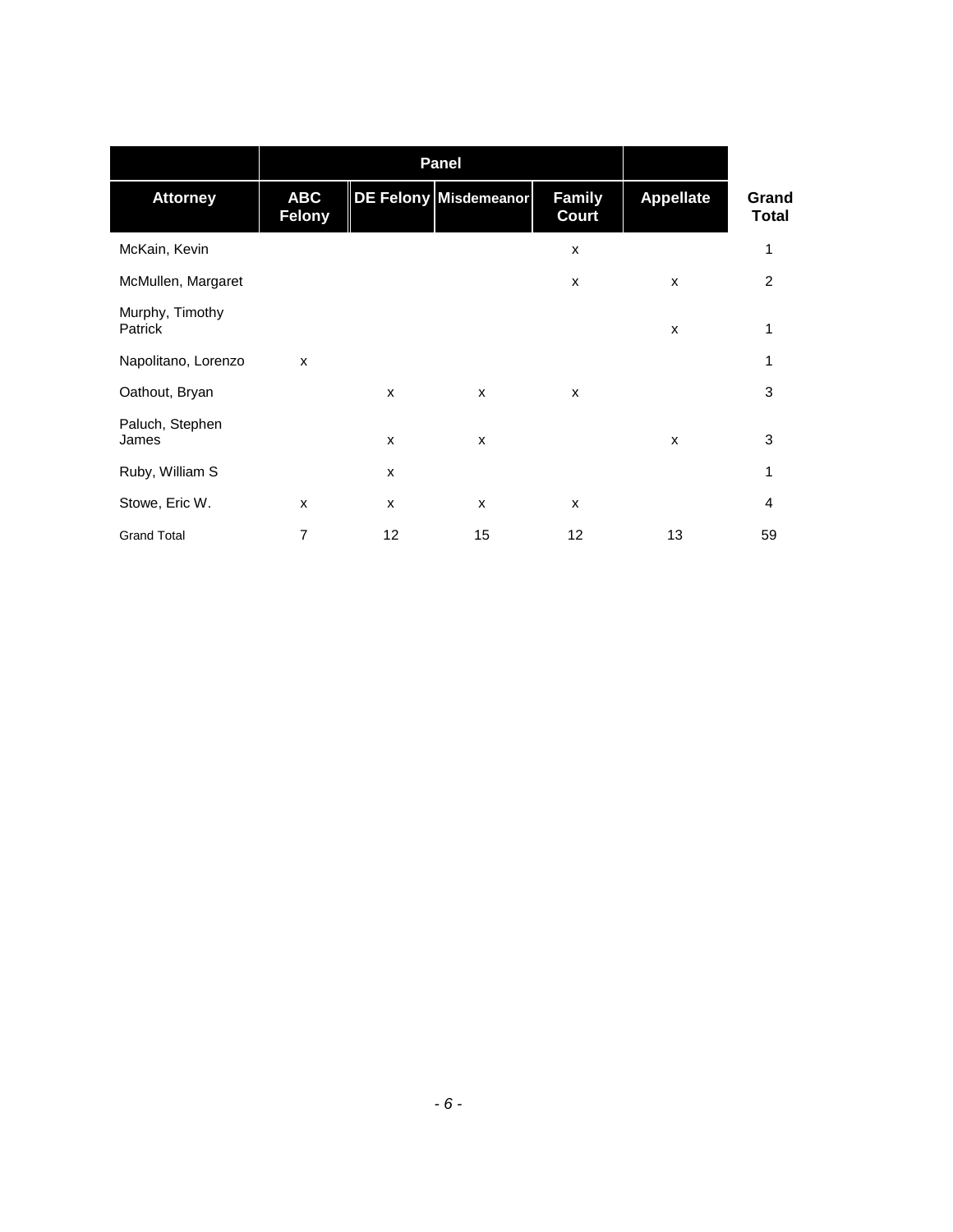| | Panel | | | | | |
|---|---|---|---|---|---|---|
| **Attorney** | **ABC Felony** | **DE Felony** | **Misdemeanor** | **Family Court** | **Appellate** | **Grand Total** |
| McKain, Kevin | | | | x | | 1 |
| McMullen, Margaret | | | | x | x | 2 |
| Murphy, Timothy Patrick | | | | | x | 1 |
| Napolitano, Lorenzo | x | | | | | 1 |
| Oathout, Bryan | | x | x | x | | 3 |
| Paluch, Stephen James | | x | x | | x | 3 |
| Ruby, William S | | x | | | | 1 |
| Stowe, Eric W. | x | x | x | x | | 4 |
| Grand Total | 7 | 12 | 15 | 12 | 13 | 59 |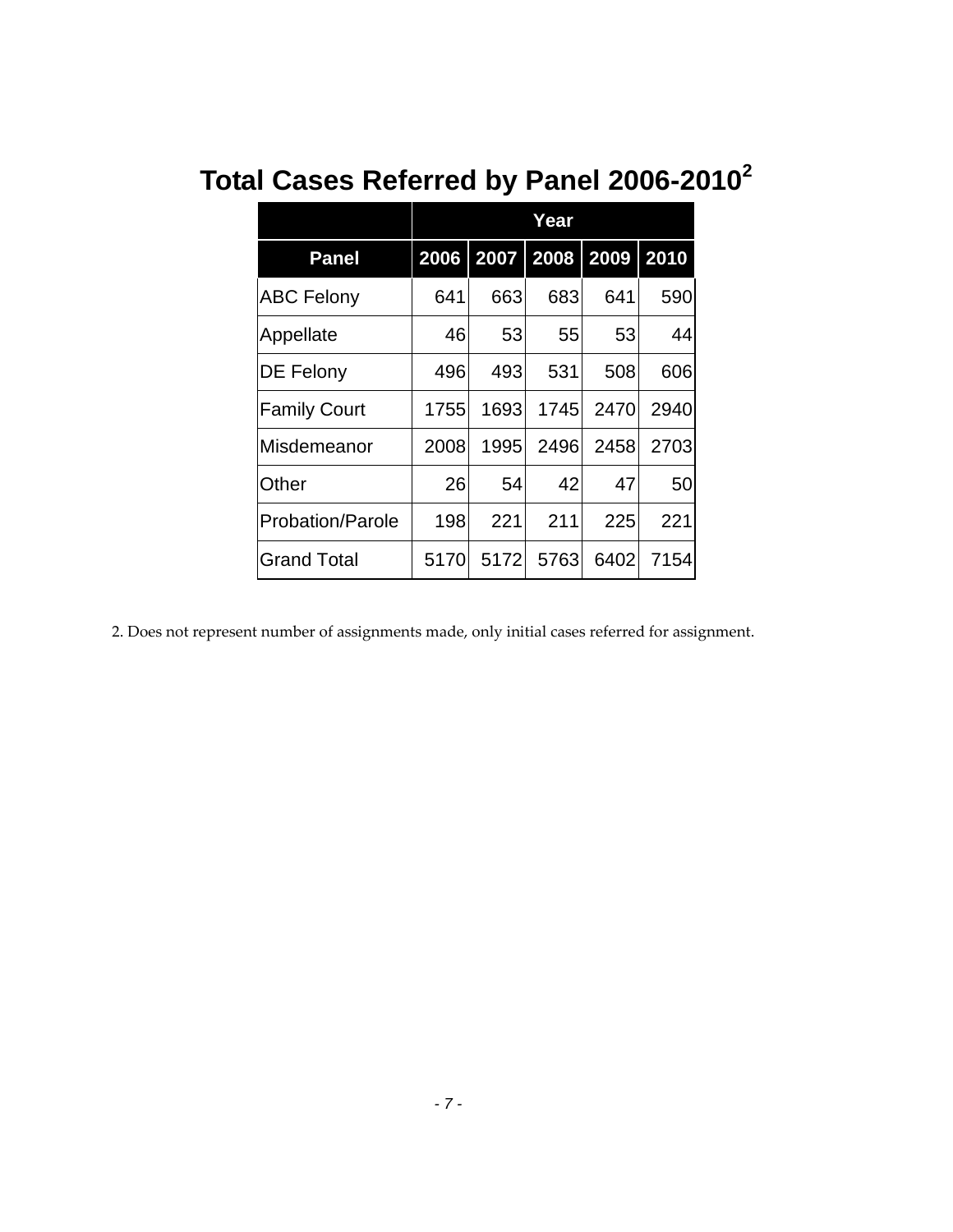# Total Cases Referred by Panel 2006-2010[2]

| | Year | | | | |
|---|---|---|---|---|---|
| **Panel** | **2006** | **2007** | **2008** | **2009** | **2010** |
| ABC Felony | 641 | 663 | 683 | 641 | 590 |
| Appellate | 46 | 53 | 55 | 53 | 44 |
| DE Felony | 496 | 493 | 531 | 508 | 606 |
| Family Court | 1755 | 1693 | 1745 | 2470 | 2940 |
| Misdemeanor | 2008 | 1995 | 2496 | 2458 | 2703 |
| Other | 26 | 54 | 42 | 47 | 50 |
| Probation/Parole | 198 | 221 | 211 | 225 | 221 |
| Grand Total | 5170 | 5172 | 5763 | 6402 | 7154 |

2. Does not represent number of assignments made, only initial cases referred for assignment.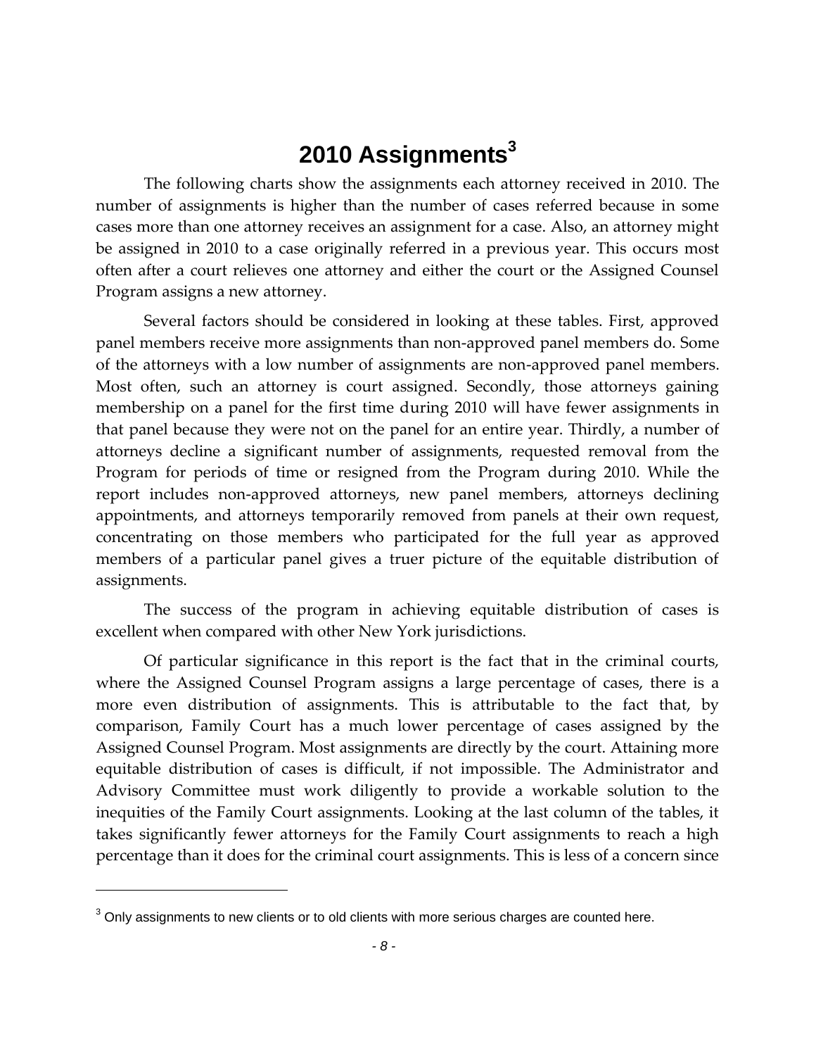# 2010 Assignments[3]

The following charts show the assignments each attorney received in 2010. The number of assignments is higher than the number of cases referred because in some cases more than one attorney receives an assignment for a case. Also, an attorney might be assigned in 2010 to a case originally referred in a previous year. This occurs most often after a court relieves one attorney and either the court or the Assigned Counsel Program assigns a new attorney.

Several factors should be considered in looking at these tables. First, approved panel members receive more assignments than non-approved panel members do. Some of the attorneys with a low number of assignments are non-approved panel members. Most often, such an attorney is court assigned. Secondly, those attorneys gaining membership on a panel for the first time during 2010 will have fewer assignments in that panel because they were not on the panel for an entire year. Thirdly, a number of attorneys decline a significant number of assignments, requested removal from the Program for periods of time or resigned from the Program during 2010. While the report includes non-approved attorneys, new panel members, attorneys declining appointments, and attorneys temporarily removed from panels at their own request, concentrating on those members who participated for the full year as approved members of a particular panel gives a truer picture of the equitable distribution of assignments.

The success of the program in achieving equitable distribution of cases is excellent when compared with other New York jurisdictions.

Of particular significance in this report is the fact that in the criminal courts, where the Assigned Counsel Program assigns a large percentage of cases, there is a more even distribution of assignments. This is attributable to the fact that, by comparison, Family Court has a much lower percentage of cases assigned by the Assigned Counsel Program. Most assignments are directly by the court. Attaining more equitable distribution of cases is difficult, if not impossible. The Administrator and Advisory Committee must work diligently to provide a workable solution to the inequities of the Family Court assignments. Looking at the last column of the tables, it takes significantly fewer attorneys for the Family Court assignments to reach a high percentage than it does for the criminal court assignments. This is less of a concern since

[3] Only assignments to new clients or to old clients with more serious charges are counted here.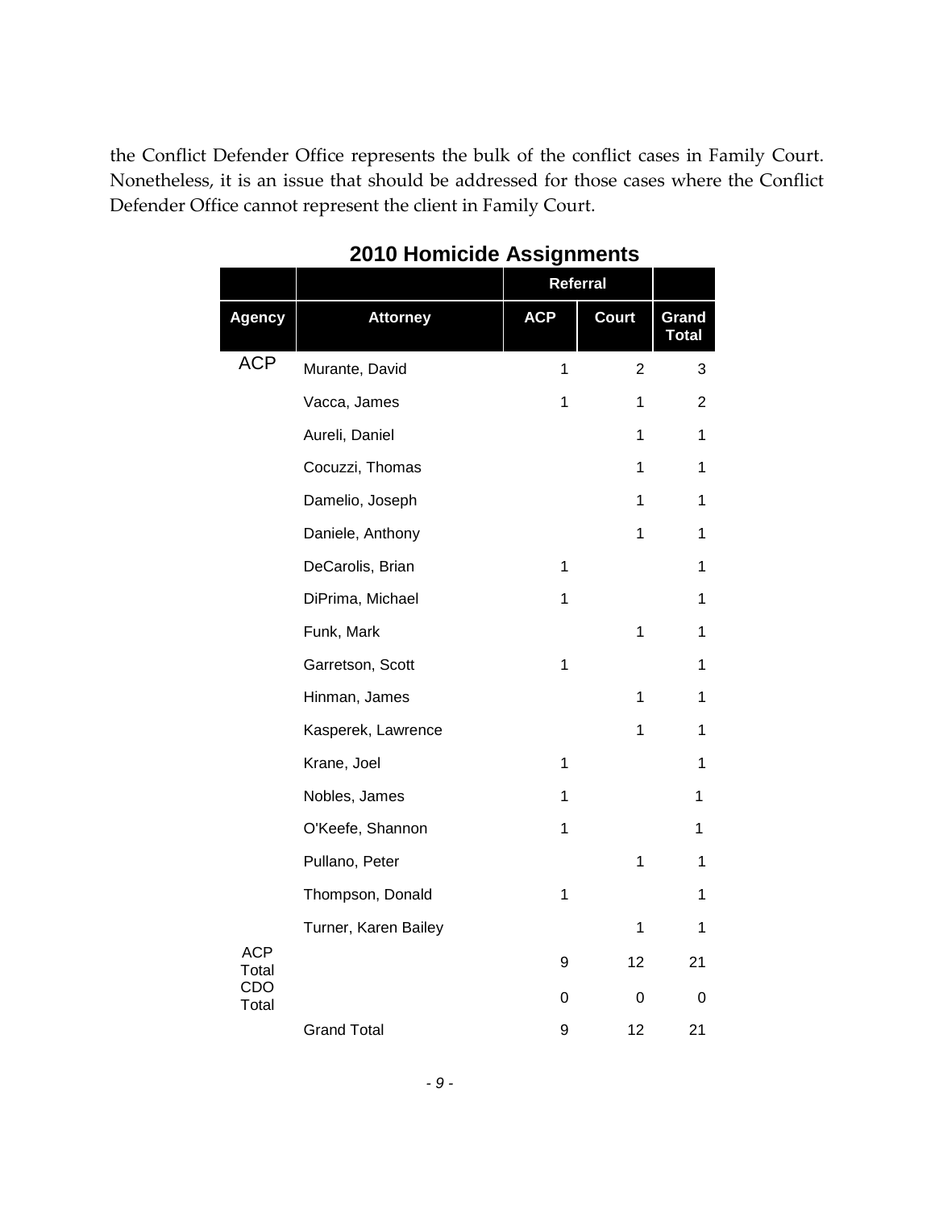the Conflict Defender Office represents the bulk of the conflict cases in Family Court. Nonetheless, it is an issue that should be addressed for those cases where the Conflict Defender Office cannot represent the client in Family Court.

**2010 Homicide Assignments**

| | | Referral | | |
|---|---|---|---|---|
| **Agency** | **Attorney** | **ACP** | **Court** | **Grand Total** |
| ACP | Murante, David | 1 | 2 | 3 |
| | Vacca, James | 1 | 1 | 2 |
| | Aureli, Daniel | | 1 | 1 |
| | Cocuzzi, Thomas | | 1 | 1 |
| | Damelio, Joseph | | 1 | 1 |
| | Daniele, Anthony | | 1 | 1 |
| | DeCarolis, Brian | 1 | | 1 |
| | DiPrima, Michael | 1 | | 1 |
| | Funk, Mark | | 1 | 1 |
| | Garretson, Scott | 1 | | 1 |
| | Hinman, James | | 1 | 1 |
| | Kasperek, Lawrence | | 1 | 1 |
| | Krane, Joel | 1 | | 1 |
| | Nobles, James | 1 | | 1 |
| | O'Keefe, Shannon | 1 | | 1 |
| | Pullano, Peter | | 1 | 1 |
| | Thompson, Donald | 1 | | 1 |
| | Turner, Karen Bailey | | 1 | 1 |
| ACP Total | | 9 | 12 | 21 |
| CDO Total | | 0 | 0 | 0 |
| | Grand Total | 9 | 12 | 21 |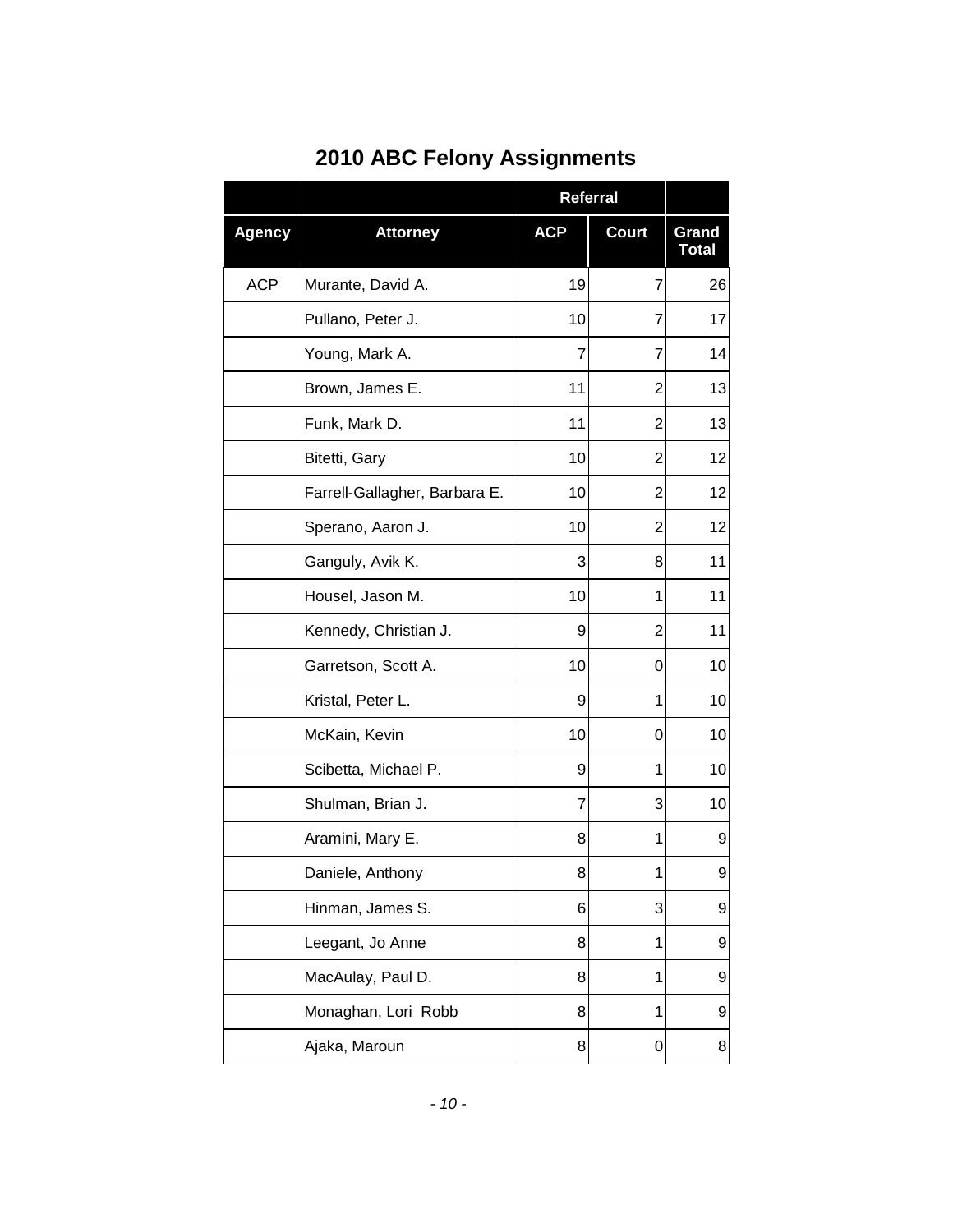# 2010 ABC Felony Assignments

| | | Referral | | |
|---|---|---|---|---|
| **Agency** | **Attorney** | **ACP** | **Court** | **Grand Total** |
| ACP | Murante, David A. | 19 | 7 | 26 |
| | Pullano, Peter J. | 10 | 7 | 17 |
| | Young, Mark A. | 7 | 7 | 14 |
| | Brown, James E. | 11 | 2 | 13 |
| | Funk, Mark D. | 11 | 2 | 13 |
| | Bitetti, Gary | 10 | 2 | 12 |
| | Farrell-Gallagher, Barbara E. | 10 | 2 | 12 |
| | Sperano, Aaron J. | 10 | 2 | 12 |
| | Ganguly, Avik K. | 3 | 8 | 11 |
| | Housel, Jason M. | 10 | 1 | 11 |
| | Kennedy, Christian J. | 9 | 2 | 11 |
| | Garretson, Scott A. | 10 | 0 | 10 |
| | Kristal, Peter L. | 9 | 1 | 10 |
| | McKain, Kevin | 10 | 0 | 10 |
| | Scibetta, Michael P. | 9 | 1 | 10 |
| | Shulman, Brian J. | 7 | 3 | 10 |
| | Aramini, Mary E. | 8 | 1 | 9 |
| | Daniele, Anthony | 8 | 1 | 9 |
| | Hinman, James S. | 6 | 3 | 9 |
| | Leegant, Jo Anne | 8 | 1 | 9 |
| | MacAulay, Paul D. | 8 | 1 | 9 |
| | Monaghan, Lori Robb | 8 | 1 | 9 |
| | Ajaka, Maroun | 8 | 0 | 8 |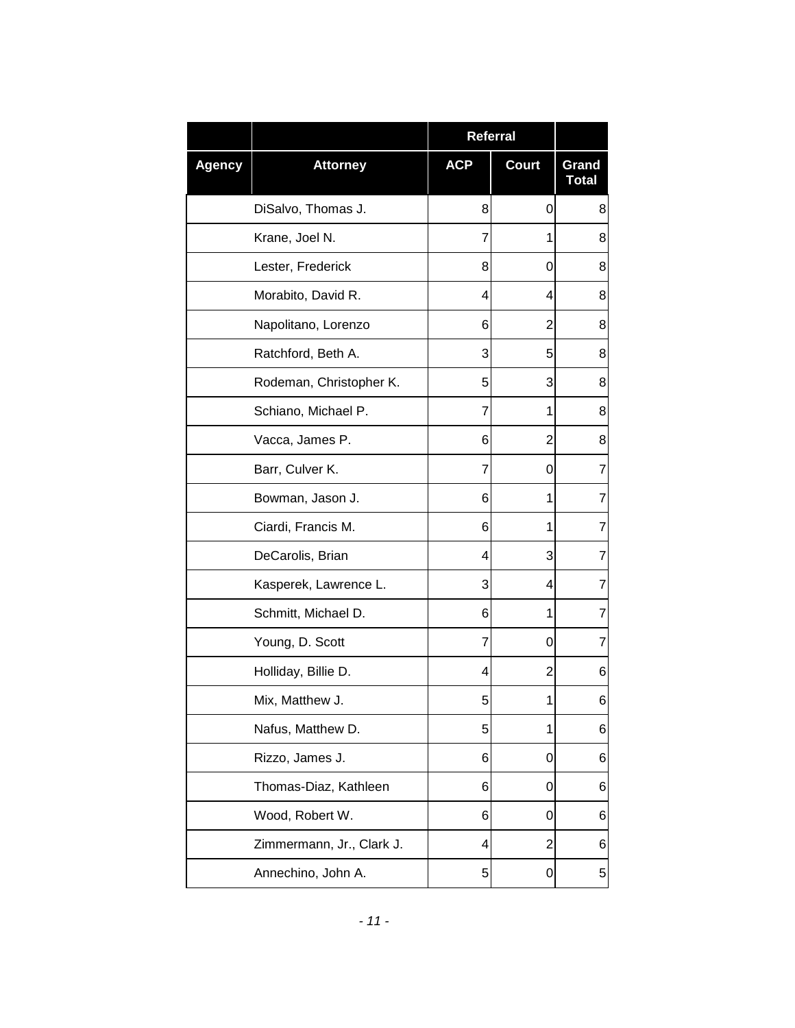| | | Referral | | |
|---|---|---|---|---|
| Agency | Attorney | ACP | Court | Grand Total |
| | DiSalvo, Thomas J. | 8 | 0 | 8 |
| | Krane, Joel N. | 7 | 1 | 8 |
| | Lester, Frederick | 8 | 0 | 8 |
| | Morabito, David R. | 4 | 4 | 8 |
| | Napolitano, Lorenzo | 6 | 2 | 8 |
| | Ratchford, Beth A. | 3 | 5 | 8 |
| | Rodeman, Christopher K. | 5 | 3 | 8 |
| | Schiano, Michael P. | 7 | 1 | 8 |
| | Vacca, James P. | 6 | 2 | 8 |
| | Barr, Culver K. | 7 | 0 | 7 |
| | Bowman, Jason J. | 6 | 1 | 7 |
| | Ciardi, Francis M. | 6 | 1 | 7 |
| | DeCarolis, Brian | 4 | 3 | 7 |
| | Kasperek, Lawrence L. | 3 | 4 | 7 |
| | Schmitt, Michael D. | 6 | 1 | 7 |
| | Young, D. Scott | 7 | 0 | 7 |
| | Holliday, Billie D. | 4 | 2 | 6 |
| | Mix, Matthew J. | 5 | 1 | 6 |
| | Nafus, Matthew D. | 5 | 1 | 6 |
| | Rizzo, James J. | 6 | 0 | 6 |
| | Thomas-Diaz, Kathleen | 6 | 0 | 6 |
| | Wood, Robert W. | 6 | 0 | 6 |
| | Zimmermann, Jr., Clark J. | 4 | 2 | 6 |
| | Annechino, John A. | 5 | 0 | 5 |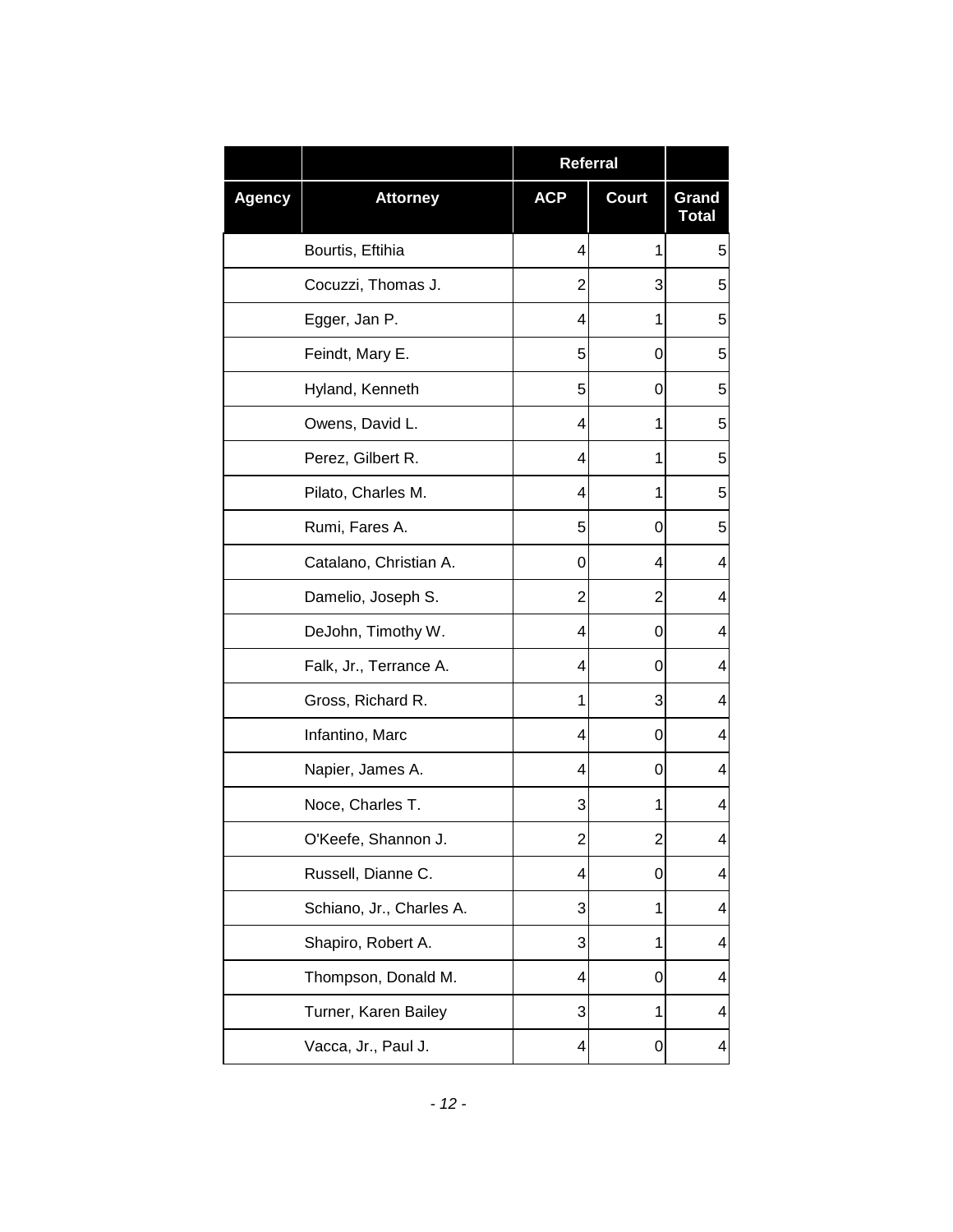| | | Referral | | |
|---|---|---|---|---|
| Agency | Attorney | ACP | Court | Grand Total |
| | Bourtis, Eftihia | 4 | 1 | 5 |
| | Cocuzzi, Thomas J. | 2 | 3 | 5 |
| | Egger, Jan P. | 4 | 1 | 5 |
| | Feindt, Mary E. | 5 | 0 | 5 |
| | Hyland, Kenneth | 5 | 0 | 5 |
| | Owens, David L. | 4 | 1 | 5 |
| | Perez, Gilbert R. | 4 | 1 | 5 |
| | Pilato, Charles M. | 4 | 1 | 5 |
| | Rumi, Fares A. | 5 | 0 | 5 |
| | Catalano, Christian A. | 0 | 4 | 4 |
| | Damelio, Joseph S. | 2 | 2 | 4 |
| | DeJohn, Timothy W. | 4 | 0 | 4 |
| | Falk, Jr., Terrance A. | 4 | 0 | 4 |
| | Gross, Richard R. | 1 | 3 | 4 |
| | Infantino, Marc | 4 | 0 | 4 |
| | Napier, James A. | 4 | 0 | 4 |
| | Noce, Charles T. | 3 | 1 | 4 |
| | O'Keefe, Shannon J. | 2 | 2 | 4 |
| | Russell, Dianne C. | 4 | 0 | 4 |
| | Schiano, Jr., Charles A. | 3 | 1 | 4 |
| | Shapiro, Robert A. | 3 | 1 | 4 |
| | Thompson, Donald M. | 4 | 0 | 4 |
| | Turner, Karen Bailey | 3 | 1 | 4 |
| | Vacca, Jr., Paul J. | 4 | 0 | 4 |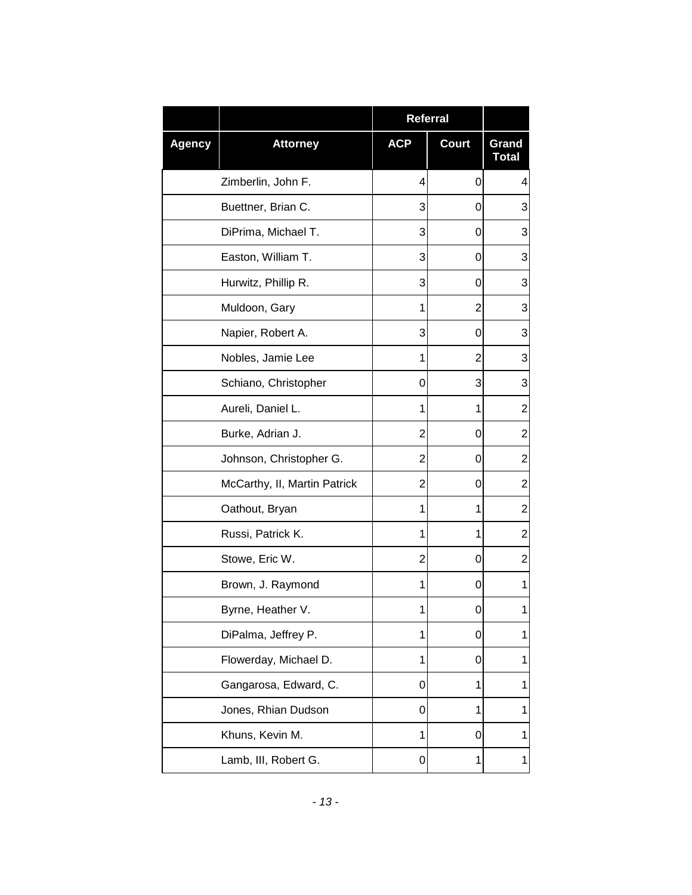| | | Referral | | |
|---|---|---|---|---|
| **Agency** | **Attorney** | **ACP** | **Court** | **Grand Total** |
| | Zimberlin, John F. | 4 | 0 | 4 |
| | Buettner, Brian C. | 3 | 0 | 3 |
| | DiPrima, Michael T. | 3 | 0 | 3 |
| | Easton, William T. | 3 | 0 | 3 |
| | Hurwitz, Phillip R. | 3 | 0 | 3 |
| | Muldoon, Gary | 1 | 2 | 3 |
| | Napier, Robert A. | 3 | 0 | 3 |
| | Nobles, Jamie Lee | 1 | 2 | 3 |
| | Schiano, Christopher | 0 | 3 | 3 |
| | Aureli, Daniel L. | 1 | 1 | 2 |
| | Burke, Adrian J. | 2 | 0 | 2 |
| | Johnson, Christopher G. | 2 | 0 | 2 |
| | McCarthy, II, Martin Patrick | 2 | 0 | 2 |
| | Oathout, Bryan | 1 | 1 | 2 |
| | Russi, Patrick K. | 1 | 1 | 2 |
| | Stowe, Eric W. | 2 | 0 | 2 |
| | Brown, J. Raymond | 1 | 0 | 1 |
| | Byrne, Heather V. | 1 | 0 | 1 |
| | DiPalma, Jeffrey P. | 1 | 0 | 1 |
| | Flowerday, Michael D. | 1 | 0 | 1 |
| | Gangarosa, Edward, C. | 0 | 1 | 1 |
| | Jones, Rhian Dudson | 0 | 1 | 1 |
| | Khuns, Kevin M. | 1 | 0 | 1 |
| | Lamb, III, Robert G. | 0 | 1 | 1 |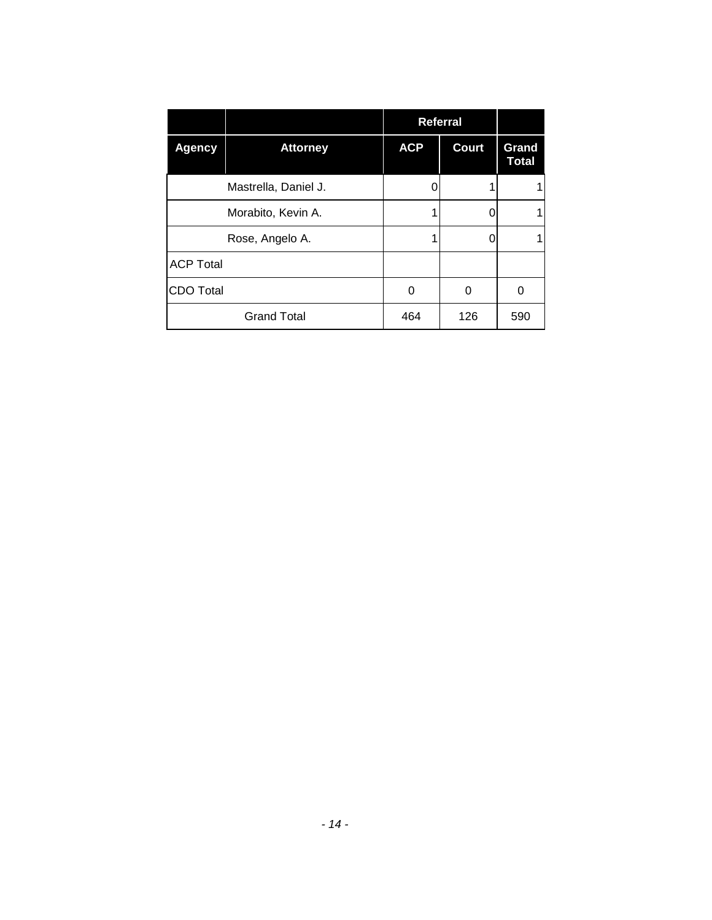| | | Referral | | |
|---|---|---|---|---|
| **Agency** | **Attorney** | **ACP** | **Court** | **Grand Total** |
| | Mastrella, Daniel J. | 0 | 1 | 1 |
| | Morabito, Kevin A. | 1 | 0 | 1 |
| | Rose, Angelo A. | 1 | 0 | 1 |
| ACP Total | | | | |
| CDO Total | | 0 | 0 | 0 |
| Grand Total | | 464 | 126 | 590 |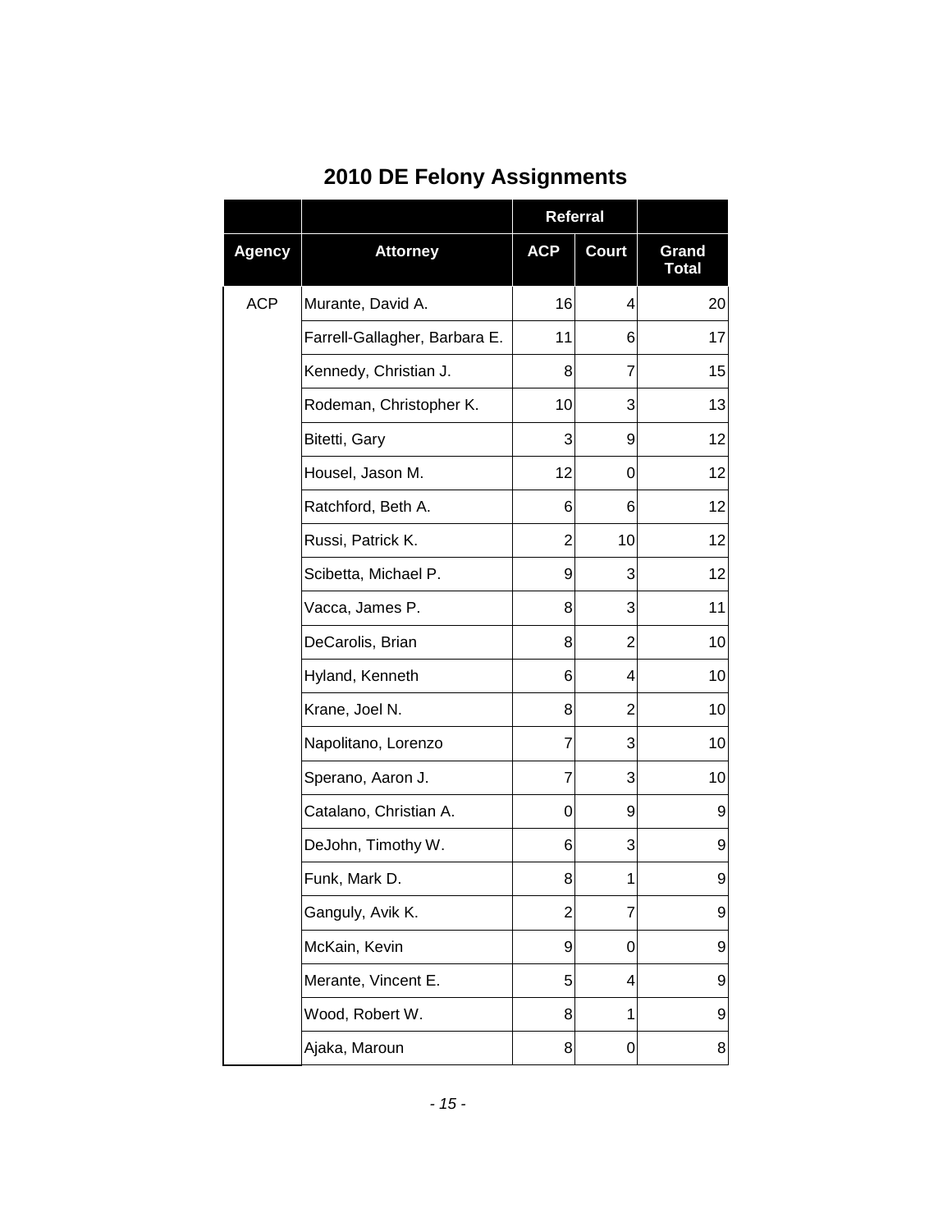## 2010 DE Felony Assignments

| | | Referral | | |
|---|---|---|---|---|
| **Agency** | **Attorney** | **ACP** | **Court** | **Grand Total** |
| ACP | Murante, David A. | 16 | 4 | 20 |
| | Farrell-Gallagher, Barbara E. | 11 | 6 | 17 |
| | Kennedy, Christian J. | 8 | 7 | 15 |
| | Rodeman, Christopher K. | 10 | 3 | 13 |
| | Bitetti, Gary | 3 | 9 | 12 |
| | Housel, Jason M. | 12 | 0 | 12 |
| | Ratchford, Beth A. | 6 | 6 | 12 |
| | Russi, Patrick K. | 2 | 10 | 12 |
| | Scibetta, Michael P. | 9 | 3 | 12 |
| | Vacca, James P. | 8 | 3 | 11 |
| | DeCarolis, Brian | 8 | 2 | 10 |
| | Hyland, Kenneth | 6 | 4 | 10 |
| | Krane, Joel N. | 8 | 2 | 10 |
| | Napolitano, Lorenzo | 7 | 3 | 10 |
| | Sperano, Aaron J. | 7 | 3 | 10 |
| | Catalano, Christian A. | 0 | 9 | 9 |
| | DeJohn, Timothy W. | 6 | 3 | 9 |
| | Funk, Mark D. | 8 | 1 | 9 |
| | Ganguly, Avik K. | 2 | 7 | 9 |
| | McKain, Kevin | 9 | 0 | 9 |
| | Merante, Vincent E. | 5 | 4 | 9 |
| | Wood, Robert W. | 8 | 1 | 9 |
| | Ajaka, Maroun | 8 | 0 | 8 |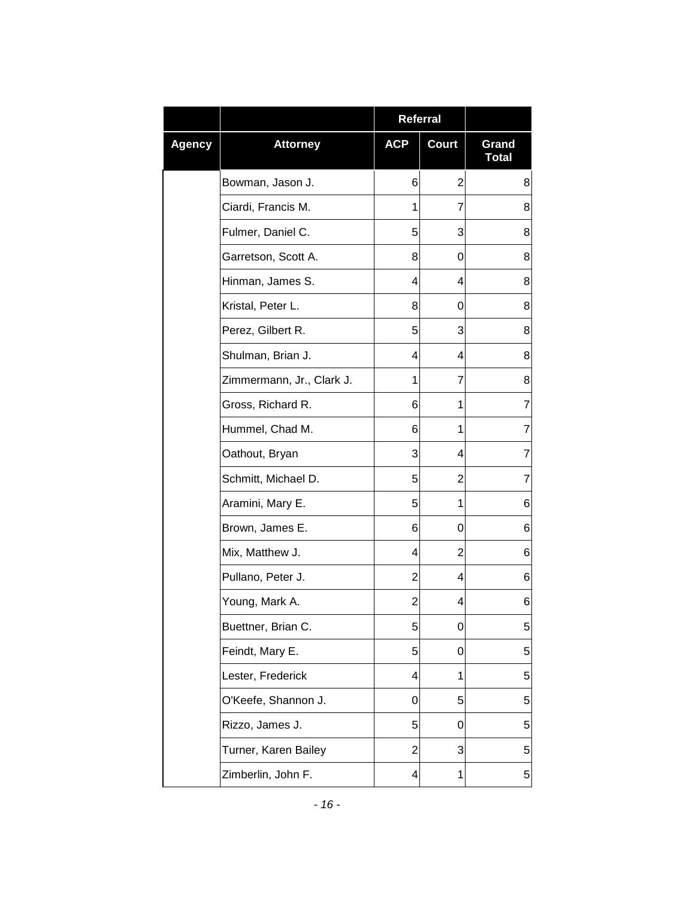| | | Referral | | |
|---|---|---|---|---|
| Agency | Attorney | ACP | Court | Grand Total |
| | Bowman, Jason J. | 6 | 2 | 8 |
| | Ciardi, Francis M. | 1 | 7 | 8 |
| | Fulmer, Daniel C. | 5 | 3 | 8 |
| | Garretson, Scott A. | 8 | 0 | 8 |
| | Hinman, James S. | 4 | 4 | 8 |
| | Kristal, Peter L. | 8 | 0 | 8 |
| | Perez, Gilbert R. | 5 | 3 | 8 |
| | Shulman, Brian J. | 4 | 4 | 8 |
| | Zimmermann, Jr., Clark J. | 1 | 7 | 8 |
| | Gross, Richard R. | 6 | 1 | 7 |
| | Hummel, Chad M. | 6 | 1 | 7 |
| | Oathout, Bryan | 3 | 4 | 7 |
| | Schmitt, Michael D. | 5 | 2 | 7 |
| | Aramini, Mary E. | 5 | 1 | 6 |
| | Brown, James E. | 6 | 0 | 6 |
| | Mix, Matthew J. | 4 | 2 | 6 |
| | Pullano, Peter J. | 2 | 4 | 6 |
| | Young, Mark A. | 2 | 4 | 6 |
| | Buettner, Brian C. | 5 | 0 | 5 |
| | Feindt, Mary E. | 5 | 0 | 5 |
| | Lester, Frederick | 4 | 1 | 5 |
| | O'Keefe, Shannon J. | 0 | 5 | 5 |
| | Rizzo, James J. | 5 | 0 | 5 |
| | Turner, Karen Bailey | 2 | 3 | 5 |
| | Zimberlin, John F. | 4 | 1 | 5 |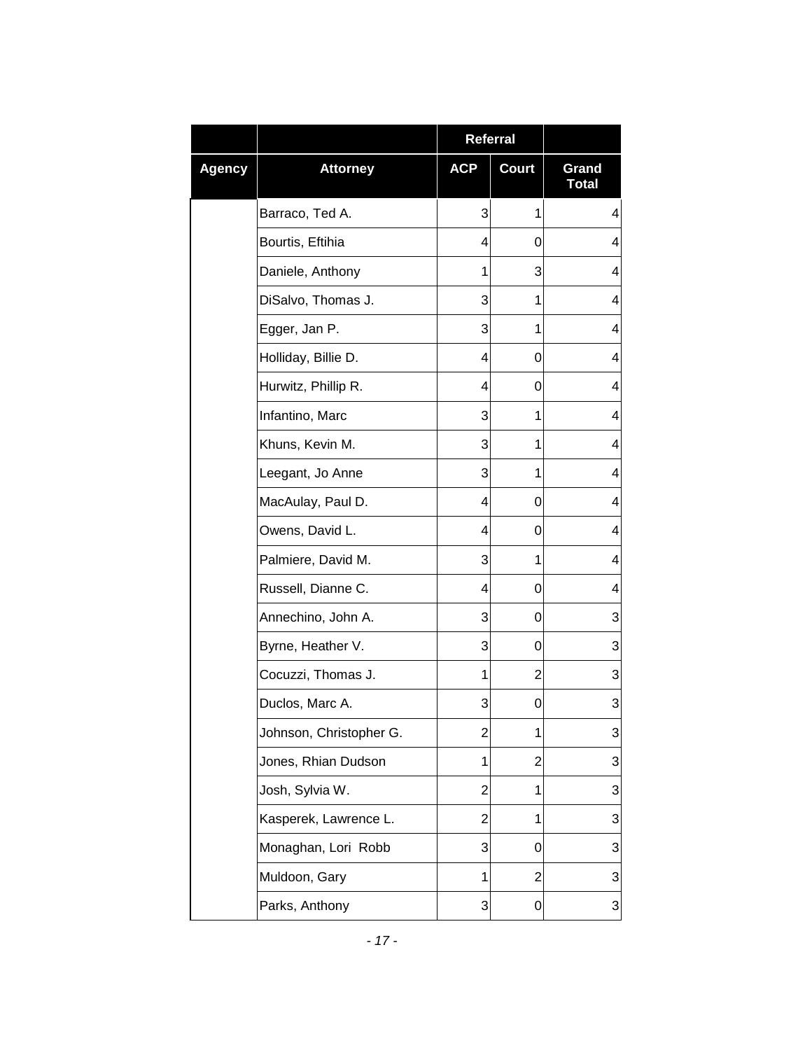| | | Referral | | |
|---|---|---|---|---|
| **Agency** | **Attorney** | **ACP** | **Court** | **Grand Total** |
| | Barraco, Ted A. | 3 | 1 | 4 |
| | Bourtis, Eftihia | 4 | 0 | 4 |
| | Daniele, Anthony | 1 | 3 | 4 |
| | DiSalvo, Thomas J. | 3 | 1 | 4 |
| | Egger, Jan P. | 3 | 1 | 4 |
| | Holliday, Billie D. | 4 | 0 | 4 |
| | Hurwitz, Phillip R. | 4 | 0 | 4 |
| | Infantino, Marc | 3 | 1 | 4 |
| | Khuns, Kevin M. | 3 | 1 | 4 |
| | Leegant, Jo Anne | 3 | 1 | 4 |
| | MacAulay, Paul D. | 4 | 0 | 4 |
| | Owens, David L. | 4 | 0 | 4 |
| | Palmiere, David M. | 3 | 1 | 4 |
| | Russell, Dianne C. | 4 | 0 | 4 |
| | Annechino, John A. | 3 | 0 | 3 |
| | Byrne, Heather V. | 3 | 0 | 3 |
| | Cocuzzi, Thomas J. | 1 | 2 | 3 |
| | Duclos, Marc A. | 3 | 0 | 3 |
| | Johnson, Christopher G. | 2 | 1 | 3 |
| | Jones, Rhian Dudson | 1 | 2 | 3 |
| | Josh, Sylvia W. | 2 | 1 | 3 |
| | Kasperek, Lawrence L. | 2 | 1 | 3 |
| | Monaghan, Lori Robb | 3 | 0 | 3 |
| | Muldoon, Gary | 1 | 2 | 3 |
| | Parks, Anthony | 3 | 0 | 3 |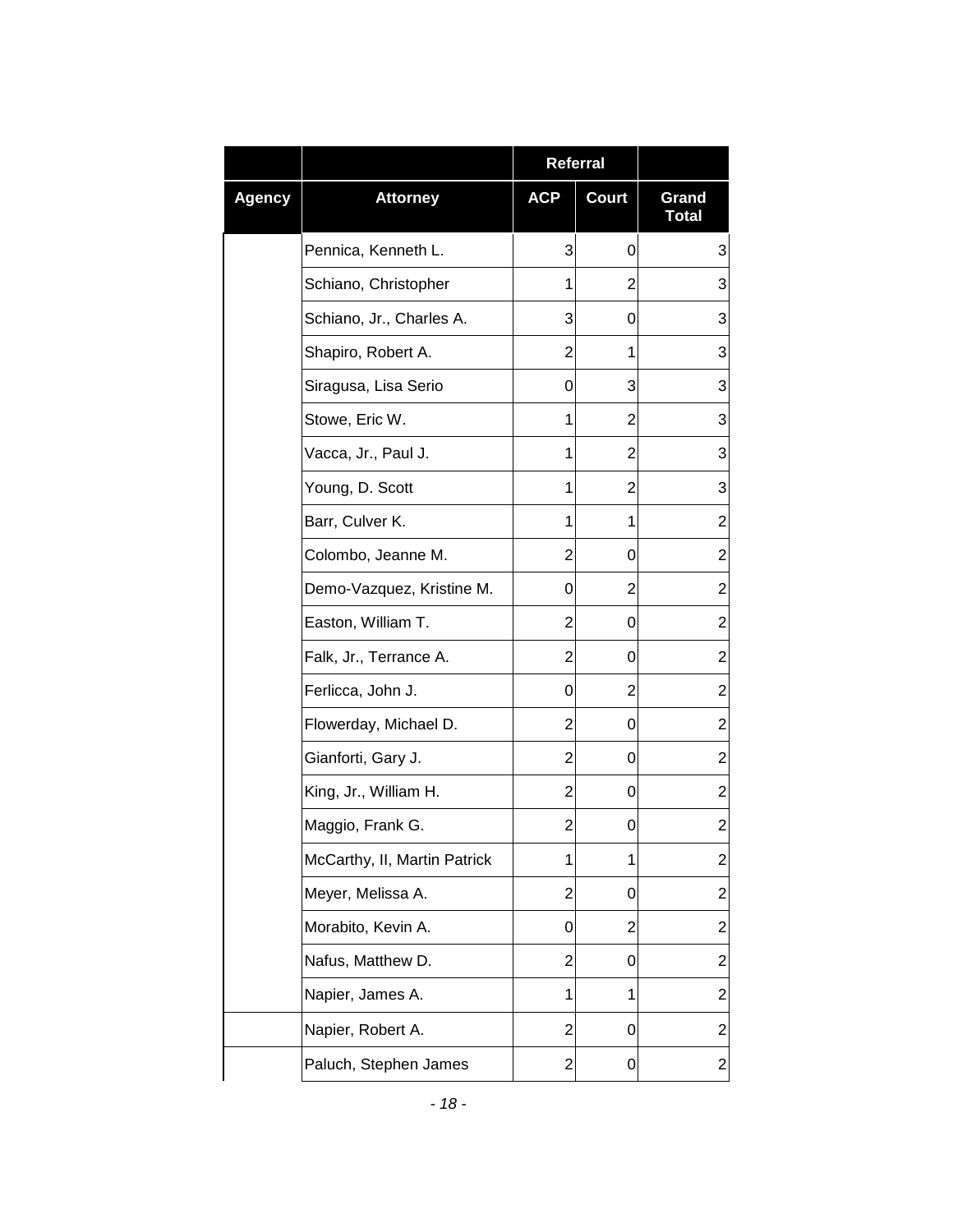| | | Referral | | |
|---|---|---|---|---|
| Agency | Attorney | ACP | Court | Grand Total |
| | Pennica, Kenneth L. | 3 | 0 | 3 |
| | Schiano, Christopher | 1 | 2 | 3 |
| | Schiano, Jr., Charles A. | 3 | 0 | 3 |
| | Shapiro, Robert A. | 2 | 1 | 3 |
| | Siragusa, Lisa Serio | 0 | 3 | 3 |
| | Stowe, Eric W. | 1 | 2 | 3 |
| | Vacca, Jr., Paul J. | 1 | 2 | 3 |
| | Young, D. Scott | 1 | 2 | 3 |
| | Barr, Culver K. | 1 | 1 | 2 |
| | Colombo, Jeanne M. | 2 | 0 | 2 |
| | Demo-Vazquez, Kristine M. | 0 | 2 | 2 |
| | Easton, William T. | 2 | 0 | 2 |
| | Falk, Jr., Terrance A. | 2 | 0 | 2 |
| | Ferlicca, John J. | 0 | 2 | 2 |
| | Flowerday, Michael D. | 2 | 0 | 2 |
| | Gianforti, Gary J. | 2 | 0 | 2 |
| | King, Jr., William H. | 2 | 0 | 2 |
| | Maggio, Frank G. | 2 | 0 | 2 |
| | McCarthy, II, Martin Patrick | 1 | 1 | 2 |
| | Meyer, Melissa A. | 2 | 0 | 2 |
| | Morabito, Kevin A. | 0 | 2 | 2 |
| | Nafus, Matthew D. | 2 | 0 | 2 |
| | Napier, James A. | 1 | 1 | 2 |
| | Napier, Robert A. | 2 | 0 | 2 |
| | Paluch, Stephen James | 2 | 0 | 2 |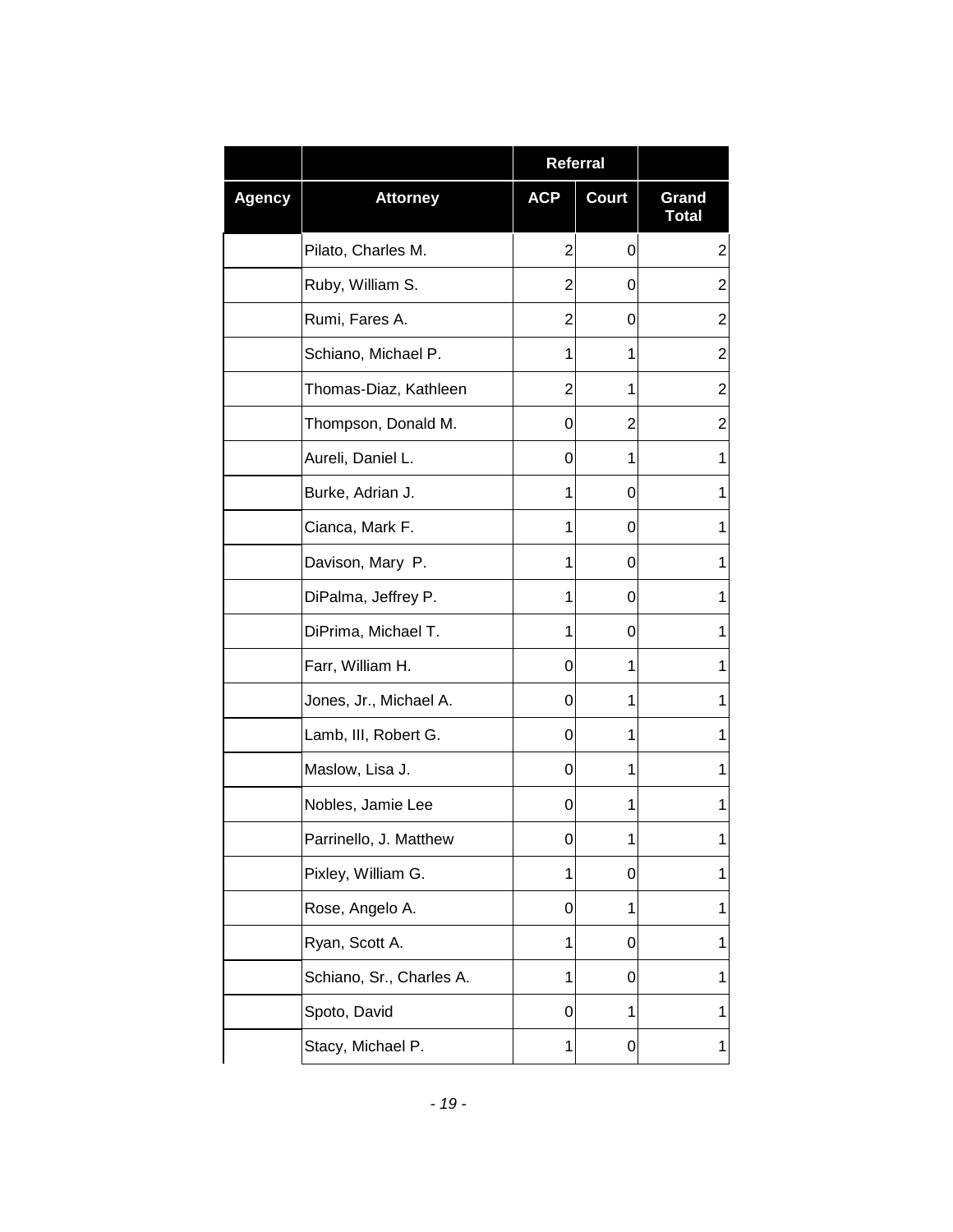| | | Referral | | |
|---|---|---|---|---|
| Agency | Attorney | ACP | Court | Grand Total |
| | Pilato, Charles M. | 2 | 0 | 2 |
| | Ruby, William S. | 2 | 0 | 2 |
| | Rumi, Fares A. | 2 | 0 | 2 |
| | Schiano, Michael P. | 1 | 1 | 2 |
| | Thomas-Diaz, Kathleen | 2 | 1 | 2 |
| | Thompson, Donald M. | 0 | 2 | 2 |
| | Aureli, Daniel L. | 0 | 1 | 1 |
| | Burke, Adrian J. | 1 | 0 | 1 |
| | Cianca, Mark F. | 1 | 0 | 1 |
| | Davison, Mary P. | 1 | 0 | 1 |
| | DiPalma, Jeffrey P. | 1 | 0 | 1 |
| | DiPrima, Michael T. | 1 | 0 | 1 |
| | Farr, William H. | 0 | 1 | 1 |
| | Jones, Jr., Michael A. | 0 | 1 | 1 |
| | Lamb, III, Robert G. | 0 | 1 | 1 |
| | Maslow, Lisa J. | 0 | 1 | 1 |
| | Nobles, Jamie Lee | 0 | 1 | 1 |
| | Parrinello, J. Matthew | 0 | 1 | 1 |
| | Pixley, William G. | 1 | 0 | 1 |
| | Rose, Angelo A. | 0 | 1 | 1 |
| | Ryan, Scott A. | 1 | 0 | 1 |
| | Schiano, Sr., Charles A. | 1 | 0 | 1 |
| | Spoto, David | 0 | 1 | 1 |
| | Stacy, Michael P. | 1 | 0 | 1 |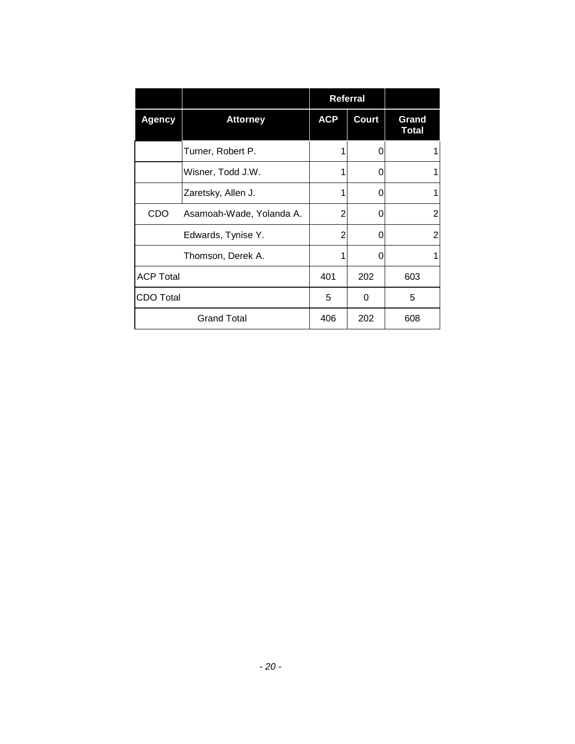| | | Referral | | |
|---|---|---|---|---|
| Agency | Attorney | ACP | Court | Grand Total |
| | Turner, Robert P. | 1 | 0 | 1 |
| | Wisner, Todd J.W. | 1 | 0 | 1 |
| | Zaretsky, Allen J. | 1 | 0 | 1 |
| CDO | Asamoah-Wade, Yolanda A. | 2 | 0 | 2 |
| | Edwards, Tynise Y. | 2 | 0 | 2 |
| | Thomson, Derek A. | 1 | 0 | 1 |
| ACP Total | | 401 | 202 | 603 |
| CDO Total | | 5 | 0 | 5 |
| Grand Total | | 406 | 202 | 608 |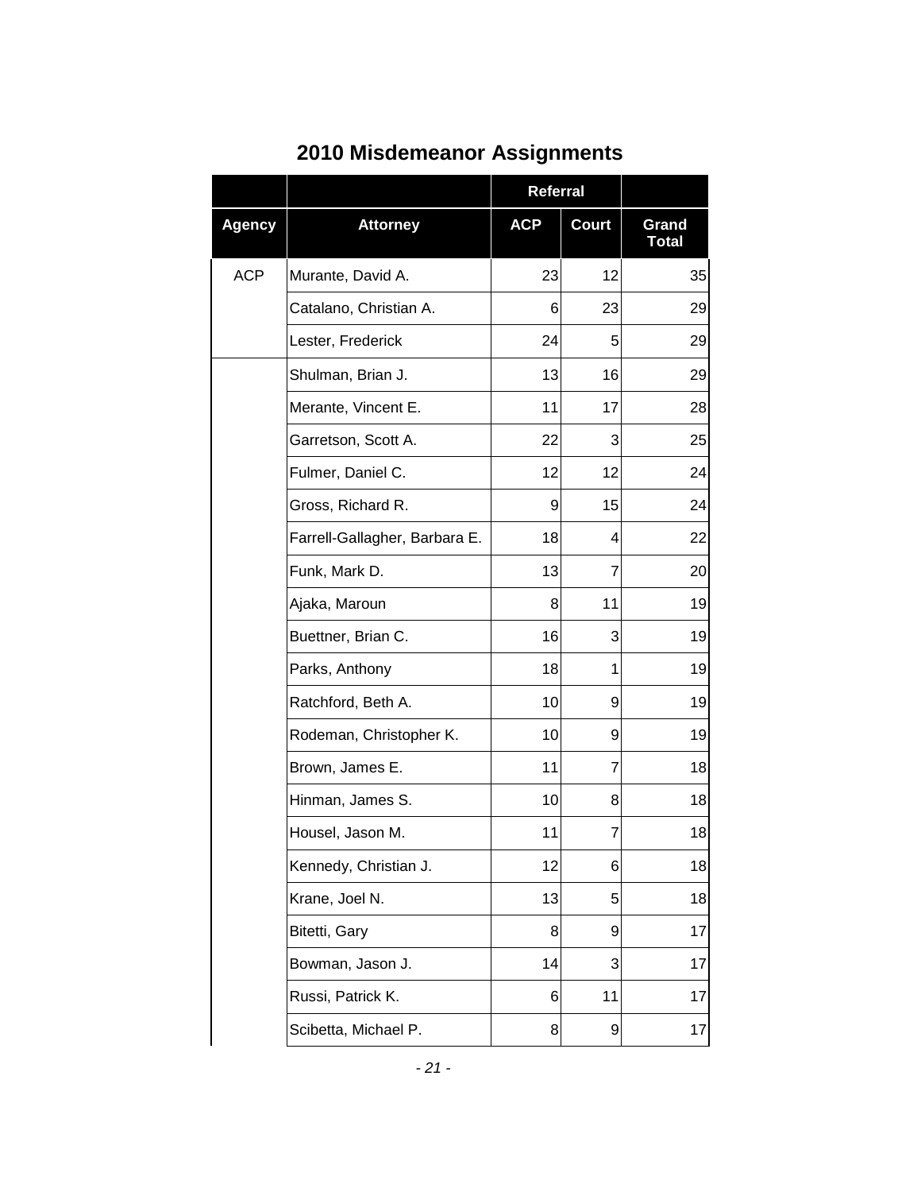# 2010 Misdemeanor Assignments

| | | Referral | | |
|---|---|---|---|---|
| Agency | Attorney | ACP | Court | Grand Total |
| ACP | Murante, David A. | 23 | 12 | 35 |
| | Catalano, Christian A. | 6 | 23 | 29 |
| | Lester, Frederick | 24 | 5 | 29 |
| | Shulman, Brian J. | 13 | 16 | 29 |
| | Merante, Vincent E. | 11 | 17 | 28 |
| | Garretson, Scott A. | 22 | 3 | 25 |
| | Fulmer, Daniel C. | 12 | 12 | 24 |
| | Gross, Richard R. | 9 | 15 | 24 |
| | Farrell-Gallagher, Barbara E. | 18 | 4 | 22 |
| | Funk, Mark D. | 13 | 7 | 20 |
| | Ajaka, Maroun | 8 | 11 | 19 |
| | Buettner, Brian C. | 16 | 3 | 19 |
| | Parks, Anthony | 18 | 1 | 19 |
| | Ratchford, Beth A. | 10 | 9 | 19 |
| | Rodeman, Christopher K. | 10 | 9 | 19 |
| | Brown, James E. | 11 | 7 | 18 |
| | Hinman, James S. | 10 | 8 | 18 |
| | Housel, Jason M. | 11 | 7 | 18 |
| | Kennedy, Christian J. | 12 | 6 | 18 |
| | Krane, Joel N. | 13 | 5 | 18 |
| | Bitetti, Gary | 8 | 9 | 17 |
| | Bowman, Jason J. | 14 | 3 | 17 |
| | Russi, Patrick K. | 6 | 11 | 17 |
| | Scibetta, Michael P. | 8 | 9 | 17 |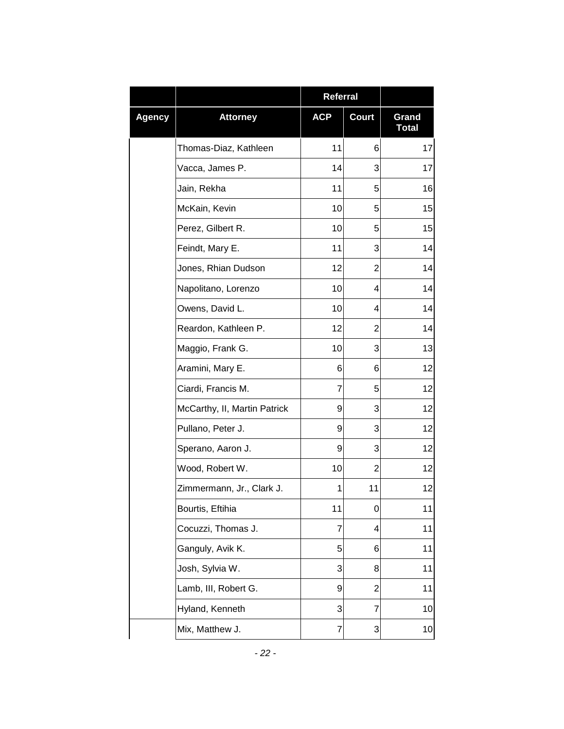| | | Referral | | |
|---|---|---|---|---|
| Agency | Attorney | ACP | Court | Grand Total |
| | Thomas-Diaz, Kathleen | 11 | 6 | 17 |
| | Vacca, James P. | 14 | 3 | 17 |
| | Jain, Rekha | 11 | 5 | 16 |
| | McKain, Kevin | 10 | 5 | 15 |
| | Perez, Gilbert R. | 10 | 5 | 15 |
| | Feindt, Mary E. | 11 | 3 | 14 |
| | Jones, Rhian Dudson | 12 | 2 | 14 |
| | Napolitano, Lorenzo | 10 | 4 | 14 |
| | Owens, David L. | 10 | 4 | 14 |
| | Reardon, Kathleen P. | 12 | 2 | 14 |
| | Maggio, Frank G. | 10 | 3 | 13 |
| | Aramini, Mary E. | 6 | 6 | 12 |
| | Ciardi, Francis M. | 7 | 5 | 12 |
| | McCarthy, II, Martin Patrick | 9 | 3 | 12 |
| | Pullano, Peter J. | 9 | 3 | 12 |
| | Sperano, Aaron J. | 9 | 3 | 12 |
| | Wood, Robert W. | 10 | 2 | 12 |
| | Zimmermann, Jr., Clark J. | 1 | 11 | 12 |
| | Bourtis, Eftihia | 11 | 0 | 11 |
| | Cocuzzi, Thomas J. | 7 | 4 | 11 |
| | Ganguly, Avik K. | 5 | 6 | 11 |
| | Josh, Sylvia W. | 3 | 8 | 11 |
| | Lamb, III, Robert G. | 9 | 2 | 11 |
| | Hyland, Kenneth | 3 | 7 | 10 |
| | Mix, Matthew J. | 7 | 3 | 10 |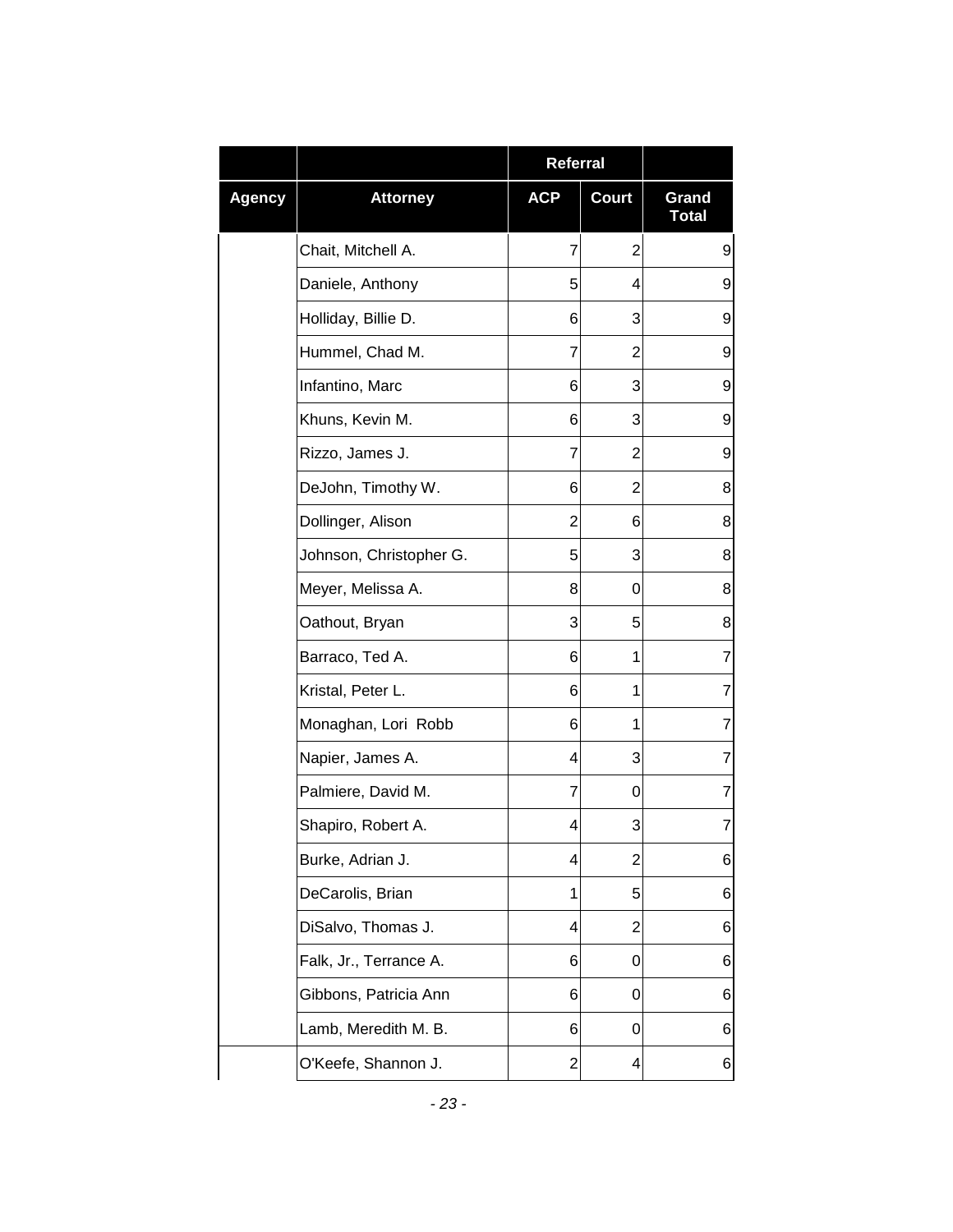| | | Referral | | |
|---|---|---|---|---|
| Agency | Attorney | ACP | Court | Grand Total |
| | Chait, Mitchell A. | 7 | 2 | 9 |
| | Daniele, Anthony | 5 | 4 | 9 |
| | Holliday, Billie D. | 6 | 3 | 9 |
| | Hummel, Chad M. | 7 | 2 | 9 |
| | Infantino, Marc | 6 | 3 | 9 |
| | Khuns, Kevin M. | 6 | 3 | 9 |
| | Rizzo, James J. | 7 | 2 | 9 |
| | DeJohn, Timothy W. | 6 | 2 | 8 |
| | Dollinger, Alison | 2 | 6 | 8 |
| | Johnson, Christopher G. | 5 | 3 | 8 |
| | Meyer, Melissa A. | 8 | 0 | 8 |
| | Oathout, Bryan | 3 | 5 | 8 |
| | Barraco, Ted A. | 6 | 1 | 7 |
| | Kristal, Peter L. | 6 | 1 | 7 |
| | Monaghan, Lori Robb | 6 | 1 | 7 |
| | Napier, James A. | 4 | 3 | 7 |
| | Palmiere, David M. | 7 | 0 | 7 |
| | Shapiro, Robert A. | 4 | 3 | 7 |
| | Burke, Adrian J. | 4 | 2 | 6 |
| | DeCarolis, Brian | 1 | 5 | 6 |
| | DiSalvo, Thomas J. | 4 | 2 | 6 |
| | Falk, Jr., Terrance A. | 6 | 0 | 6 |
| | Gibbons, Patricia Ann | 6 | 0 | 6 |
| | Lamb, Meredith M. B. | 6 | 0 | 6 |
| | O'Keefe, Shannon J. | 2 | 4 | 6 |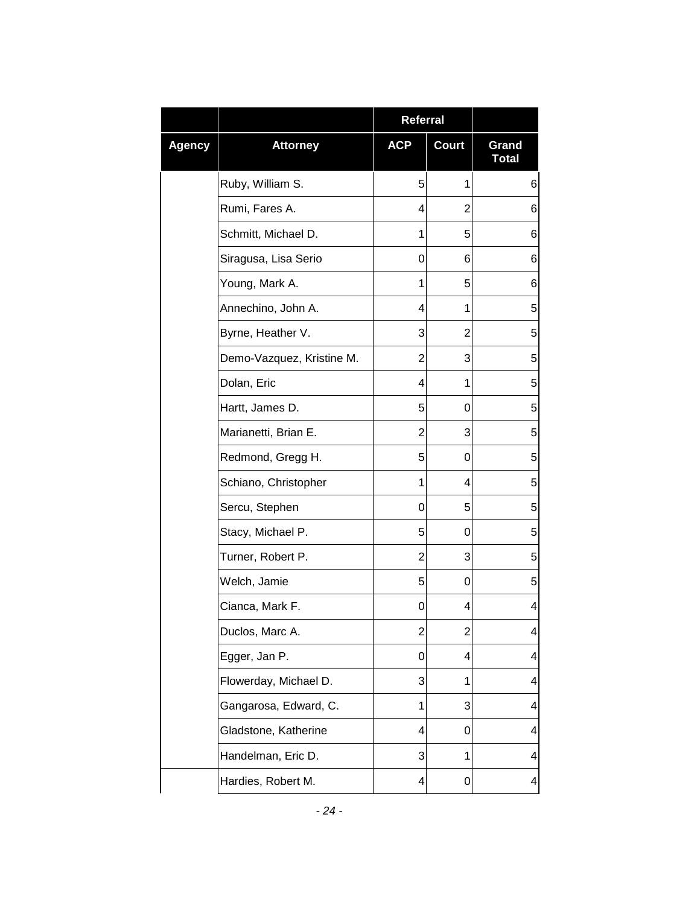| | | Referral | | |
|---|---|---|---|---|
| Agency | Attorney | ACP | Court | Grand Total |
| | Ruby, William S. | 5 | 1 | 6 |
| | Rumi, Fares A. | 4 | 2 | 6 |
| | Schmitt, Michael D. | 1 | 5 | 6 |
| | Siragusa, Lisa Serio | 0 | 6 | 6 |
| | Young, Mark A. | 1 | 5 | 6 |
| | Annechino, John A. | 4 | 1 | 5 |
| | Byrne, Heather V. | 3 | 2 | 5 |
| | Demo-Vazquez, Kristine M. | 2 | 3 | 5 |
| | Dolan, Eric | 4 | 1 | 5 |
| | Hartt, James D. | 5 | 0 | 5 |
| | Marianetti, Brian E. | 2 | 3 | 5 |
| | Redmond, Gregg H. | 5 | 0 | 5 |
| | Schiano, Christopher | 1 | 4 | 5 |
| | Sercu, Stephen | 0 | 5 | 5 |
| | Stacy, Michael P. | 5 | 0 | 5 |
| | Turner, Robert P. | 2 | 3 | 5 |
| | Welch, Jamie | 5 | 0 | 5 |
| | Cianca, Mark F. | 0 | 4 | 4 |
| | Duclos, Marc A. | 2 | 2 | 4 |
| | Egger, Jan P. | 0 | 4 | 4 |
| | Flowerday, Michael D. | 3 | 1 | 4 |
| | Gangarosa, Edward, C. | 1 | 3 | 4 |
| | Gladstone, Katherine | 4 | 0 | 4 |
| | Handelman, Eric D. | 3 | 1 | 4 |
| | Hardies, Robert M. | 4 | 0 | 4 |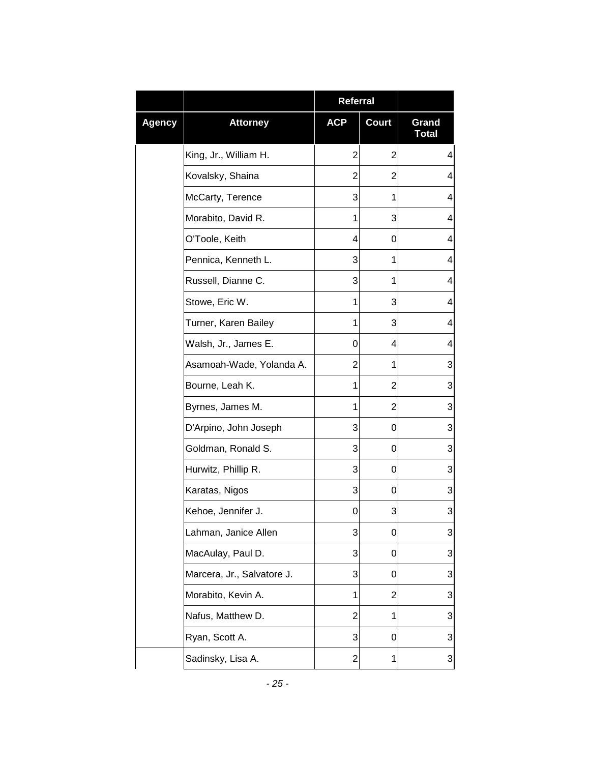| | | Referral | | |
|---|---|---|---|---|
| **Agency** | **Attorney** | **ACP** | **Court** | **Grand Total** |
| | King, Jr., William H. | 2 | 2 | 4 |
| | Kovalsky, Shaina | 2 | 2 | 4 |
| | McCarty, Terence | 3 | 1 | 4 |
| | Morabito, David R. | 1 | 3 | 4 |
| | O'Toole, Keith | 4 | 0 | 4 |
| | Pennica, Kenneth L. | 3 | 1 | 4 |
| | Russell, Dianne C. | 3 | 1 | 4 |
| | Stowe, Eric W. | 1 | 3 | 4 |
| | Turner, Karen Bailey | 1 | 3 | 4 |
| | Walsh, Jr., James E. | 0 | 4 | 4 |
| | Asamoah-Wade, Yolanda A. | 2 | 1 | 3 |
| | Bourne, Leah K. | 1 | 2 | 3 |
| | Byrnes, James M. | 1 | 2 | 3 |
| | D'Arpino, John Joseph | 3 | 0 | 3 |
| | Goldman, Ronald S. | 3 | 0 | 3 |
| | Hurwitz, Phillip R. | 3 | 0 | 3 |
| | Karatas, Nigos | 3 | 0 | 3 |
| | Kehoe, Jennifer J. | 0 | 3 | 3 |
| | Lahman, Janice Allen | 3 | 0 | 3 |
| | MacAulay, Paul D. | 3 | 0 | 3 |
| | Marcera, Jr., Salvatore J. | 3 | 0 | 3 |
| | Morabito, Kevin A. | 1 | 2 | 3 |
| | Nafus, Matthew D. | 2 | 1 | 3 |
| | Ryan, Scott A. | 3 | 0 | 3 |
| | Sadinsky, Lisa A. | 2 | 1 | 3 |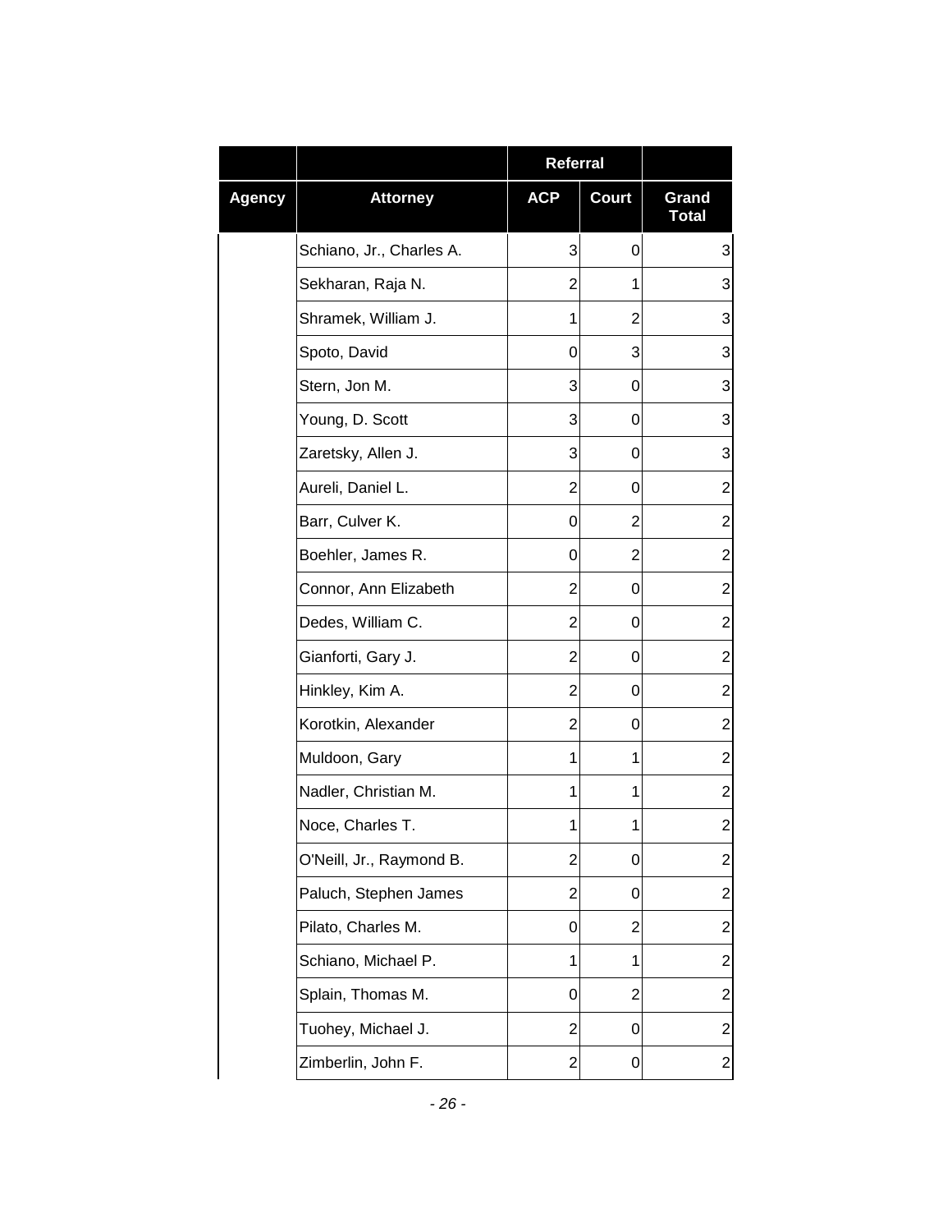| | | Referral | | |
|---|---|---|---|---|
| Agency | Attorney | ACP | Court | Grand Total |
| | Schiano, Jr., Charles A. | 3 | 0 | 3 |
| | Sekharan, Raja N. | 2 | 1 | 3 |
| | Shramek, William J. | 1 | 2 | 3 |
| | Spoto, David | 0 | 3 | 3 |
| | Stern, Jon M. | 3 | 0 | 3 |
| | Young, D. Scott | 3 | 0 | 3 |
| | Zaretsky, Allen J. | 3 | 0 | 3 |
| | Aureli, Daniel L. | 2 | 0 | 2 |
| | Barr, Culver K. | 0 | 2 | 2 |
| | Boehler, James R. | 0 | 2 | 2 |
| | Connor, Ann Elizabeth | 2 | 0 | 2 |
| | Dedes, William C. | 2 | 0 | 2 |
| | Gianforti, Gary J. | 2 | 0 | 2 |
| | Hinkley, Kim A. | 2 | 0 | 2 |
| | Korotkin, Alexander | 2 | 0 | 2 |
| | Muldoon, Gary | 1 | 1 | 2 |
| | Nadler, Christian M. | 1 | 1 | 2 |
| | Noce, Charles T. | 1 | 1 | 2 |
| | O'Neill, Jr., Raymond B. | 2 | 0 | 2 |
| | Paluch, Stephen James | 2 | 0 | 2 |
| | Pilato, Charles M. | 0 | 2 | 2 |
| | Schiano, Michael P. | 1 | 1 | 2 |
| | Splain, Thomas M. | 0 | 2 | 2 |
| | Tuohey, Michael J. | 2 | 0 | 2 |
| | Zimberlin, John F. | 2 | 0 | 2 |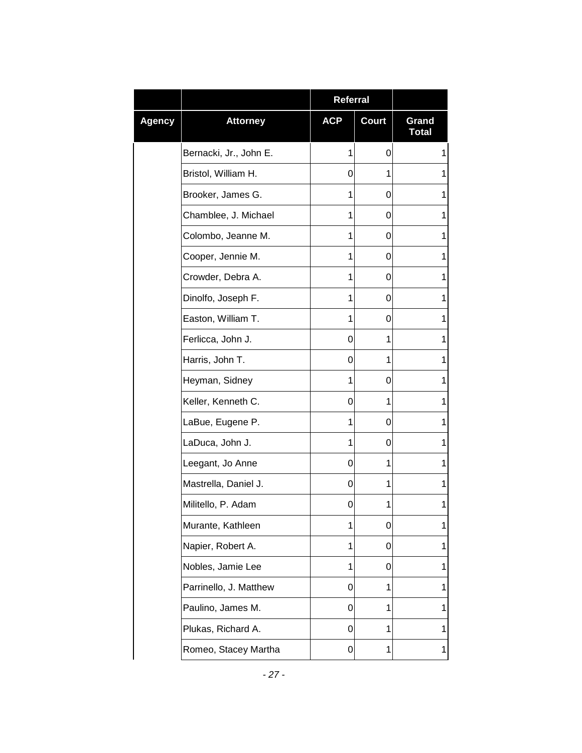| | | Referral | | |
|---|---|---|---|---|
| **Agency** | **Attorney** | **ACP** | **Court** | **Grand Total** |
| | Bernacki, Jr., John E. | 1 | 0 | 1 |
| | Bristol, William H. | 0 | 1 | 1 |
| | Brooker, James G. | 1 | 0 | 1 |
| | Chamblee, J. Michael | 1 | 0 | 1 |
| | Colombo, Jeanne M. | 1 | 0 | 1 |
| | Cooper, Jennie M. | 1 | 0 | 1 |
| | Crowder, Debra A. | 1 | 0 | 1 |
| | Dinolfo, Joseph F. | 1 | 0 | 1 |
| | Easton, William T. | 1 | 0 | 1 |
| | Ferlicca, John J. | 0 | 1 | 1 |
| | Harris, John T. | 0 | 1 | 1 |
| | Heyman, Sidney | 1 | 0 | 1 |
| | Keller, Kenneth C. | 0 | 1 | 1 |
| | LaBue, Eugene P. | 1 | 0 | 1 |
| | LaDuca, John J. | 1 | 0 | 1 |
| | Leegant, Jo Anne | 0 | 1 | 1 |
| | Mastrella, Daniel J. | 0 | 1 | 1 |
| | Militello, P. Adam | 0 | 1 | 1 |
| | Murante, Kathleen | 1 | 0 | 1 |
| | Napier, Robert A. | 1 | 0 | 1 |
| | Nobles, Jamie Lee | 1 | 0 | 1 |
| | Parrinello, J. Matthew | 0 | 1 | 1 |
| | Paulino, James M. | 0 | 1 | 1 |
| | Plukas, Richard A. | 0 | 1 | 1 |
| | Romeo, Stacey Martha | 0 | 1 | 1 |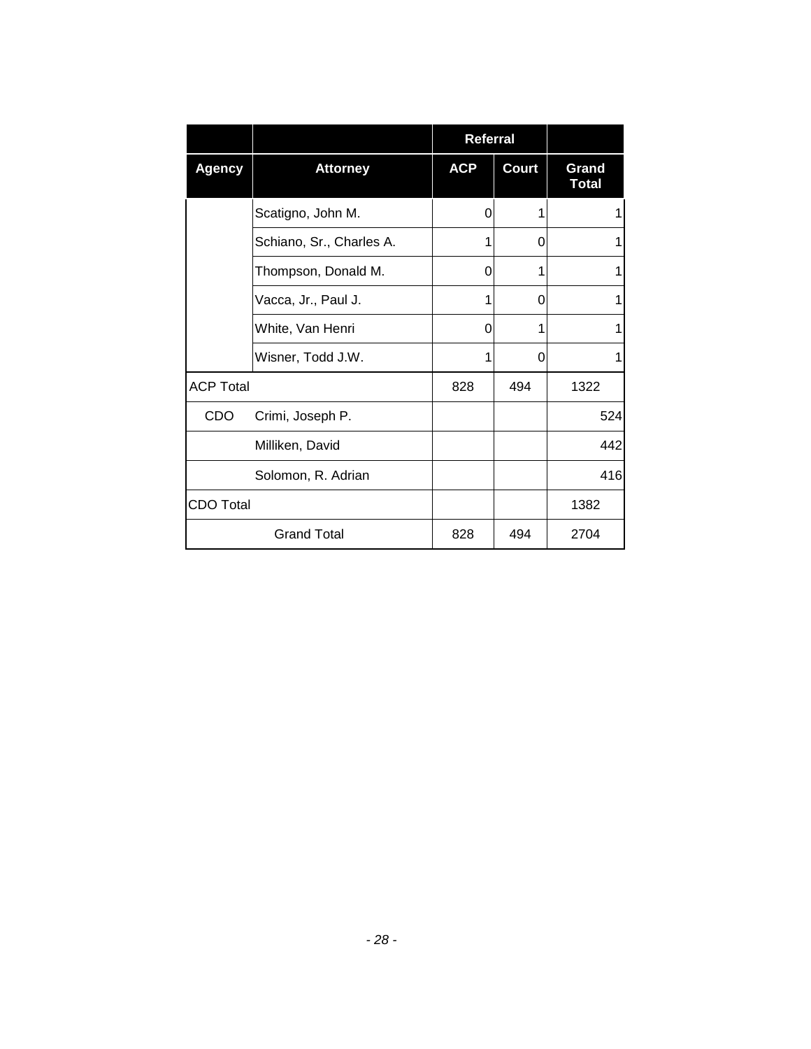| | | Referral | | |
|---|---|---|---|---|
| **Agency** | **Attorney** | **ACP** | **Court** | **Grand Total** |
| | Scatigno, John M. | 0 | 1 | 1 |
| | Schiano, Sr., Charles A. | 1 | 0 | 1 |
| | Thompson, Donald M. | 0 | 1 | 1 |
| | Vacca, Jr., Paul J. | 1 | 0 | 1 |
| | White, Van Henri | 0 | 1 | 1 |
| | Wisner, Todd J.W. | 1 | 0 | 1 |
| ACP Total | | 828 | 494 | 1322 |
| CDO | Crimi, Joseph P. | | | 524 |
| | Milliken, David | | | 442 |
| | Solomon, R. Adrian | | | 416 |
| CDO Total | | | | 1382 |
| Grand Total | | 828 | 494 | 2704 |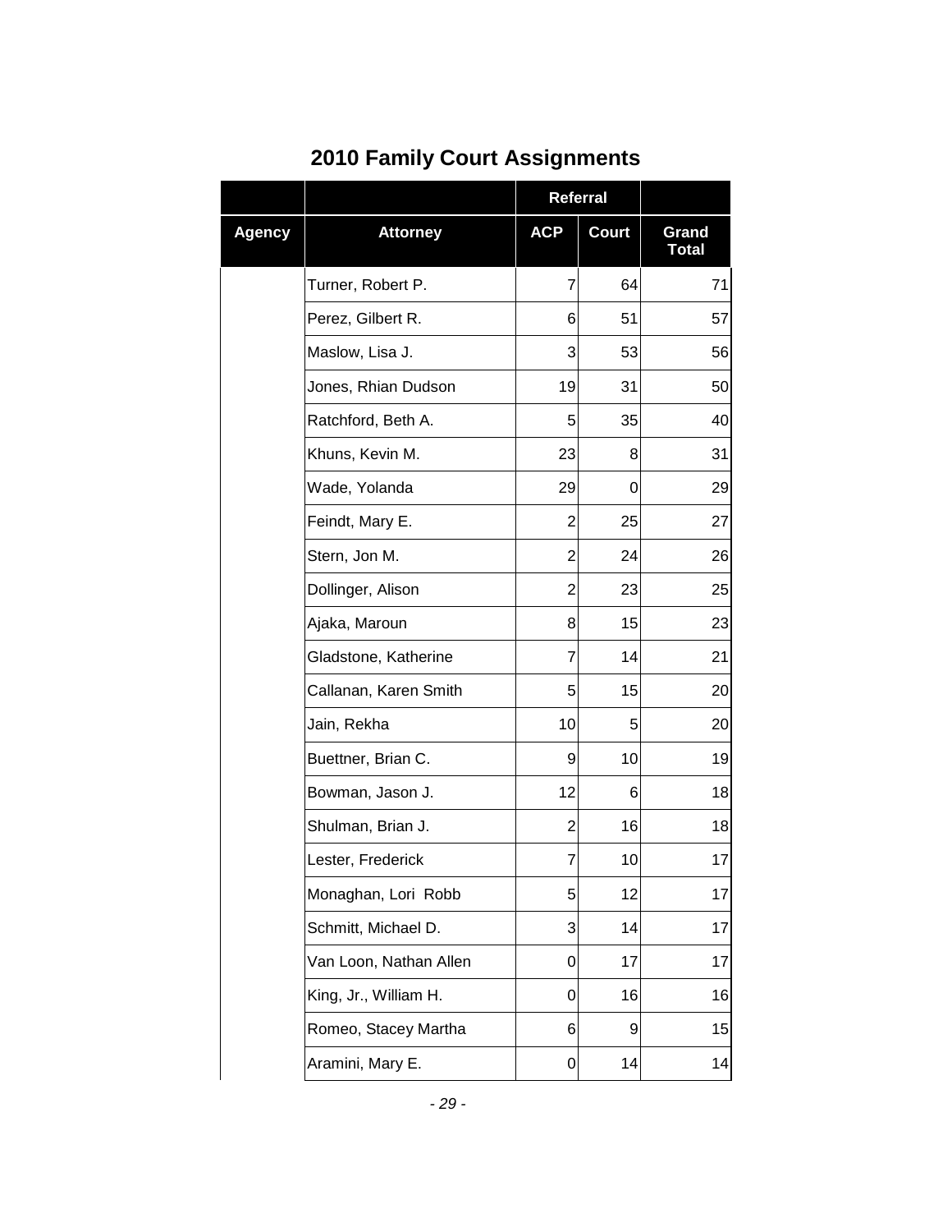## 2010 Family Court Assignments

| | | Referral | | |
|---|---|---|---|---|
| **Agency** | **Attorney** | **ACP** | **Court** | **Grand Total** |
| | Turner, Robert P. | 7 | 64 | 71 |
| | Perez, Gilbert R. | 6 | 51 | 57 |
| | Maslow, Lisa J. | 3 | 53 | 56 |
| | Jones, Rhian Dudson | 19 | 31 | 50 |
| | Ratchford, Beth A. | 5 | 35 | 40 |
| | Khuns, Kevin M. | 23 | 8 | 31 |
| | Wade, Yolanda | 29 | 0 | 29 |
| | Feindt, Mary E. | 2 | 25 | 27 |
| | Stern, Jon M. | 2 | 24 | 26 |
| | Dollinger, Alison | 2 | 23 | 25 |
| | Ajaka, Maroun | 8 | 15 | 23 |
| | Gladstone, Katherine | 7 | 14 | 21 |
| | Callanan, Karen Smith | 5 | 15 | 20 |
| | Jain, Rekha | 10 | 5 | 20 |
| | Buettner, Brian C. | 9 | 10 | 19 |
| | Bowman, Jason J. | 12 | 6 | 18 |
| | Shulman, Brian J. | 2 | 16 | 18 |
| | Lester, Frederick | 7 | 10 | 17 |
| | Monaghan, Lori Robb | 5 | 12 | 17 |
| | Schmitt, Michael D. | 3 | 14 | 17 |
| | Van Loon, Nathan Allen | 0 | 17 | 17 |
| | King, Jr., William H. | 0 | 16 | 16 |
| | Romeo, Stacey Martha | 6 | 9 | 15 |
| | Aramini, Mary E. | 0 | 14 | 14 |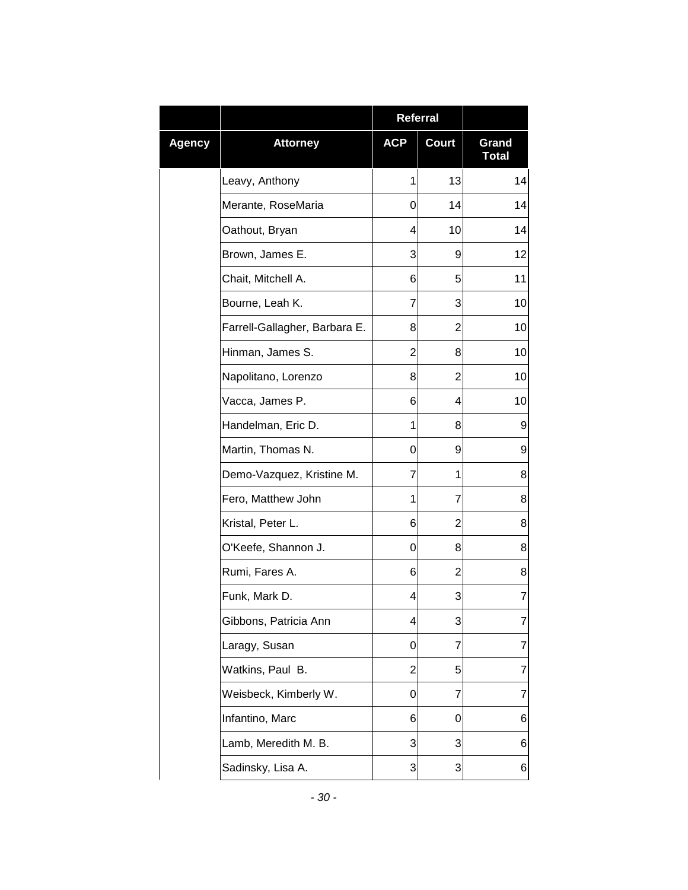| | | Referral | | |
|---|---|---|---|---|
| Agency | Attorney | ACP | Court | Grand Total |
| | Leavy, Anthony | 1 | 13 | 14 |
| | Merante, RoseMaria | 0 | 14 | 14 |
| | Oathout, Bryan | 4 | 10 | 14 |
| | Brown, James E. | 3 | 9 | 12 |
| | Chait, Mitchell A. | 6 | 5 | 11 |
| | Bourne, Leah K. | 7 | 3 | 10 |
| | Farrell-Gallagher, Barbara E. | 8 | 2 | 10 |
| | Hinman, James S. | 2 | 8 | 10 |
| | Napolitano, Lorenzo | 8 | 2 | 10 |
| | Vacca, James P. | 6 | 4 | 10 |
| | Handelman, Eric D. | 1 | 8 | 9 |
| | Martin, Thomas N. | 0 | 9 | 9 |
| | Demo-Vazquez, Kristine M. | 7 | 1 | 8 |
| | Fero, Matthew John | 1 | 7 | 8 |
| | Kristal, Peter L. | 6 | 2 | 8 |
| | O'Keefe, Shannon J. | 0 | 8 | 8 |
| | Rumi, Fares A. | 6 | 2 | 8 |
| | Funk, Mark D. | 4 | 3 | 7 |
| | Gibbons, Patricia Ann | 4 | 3 | 7 |
| | Laragy, Susan | 0 | 7 | 7 |
| | Watkins, Paul B. | 2 | 5 | 7 |
| | Weisbeck, Kimberly W. | 0 | 7 | 7 |
| | Infantino, Marc | 6 | 0 | 6 |
| | Lamb, Meredith M. B. | 3 | 3 | 6 |
| | Sadinsky, Lisa A. | 3 | 3 | 6 |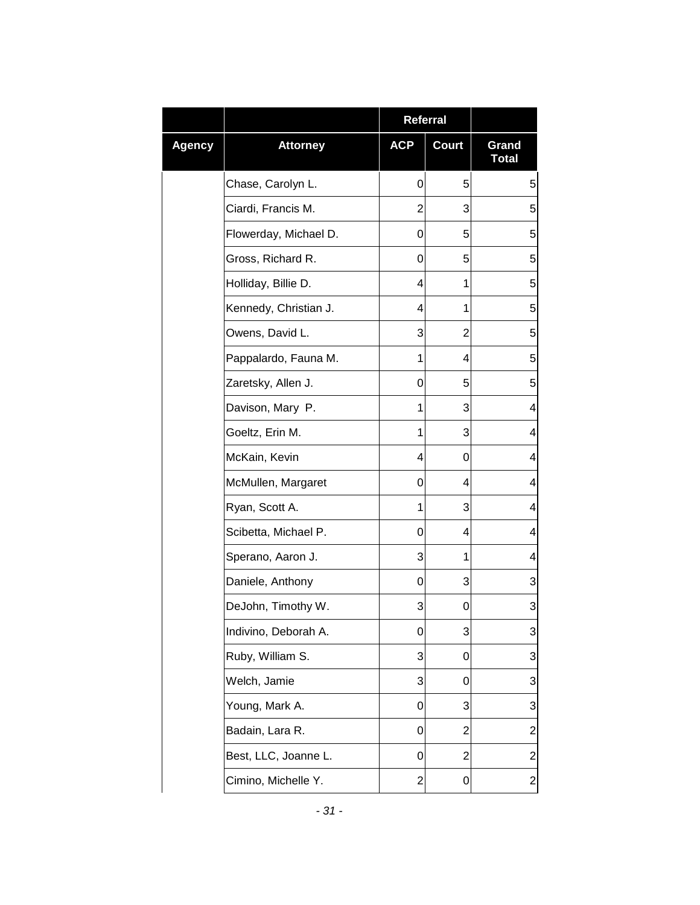| | | Referral | | |
|---|---|---|---|---|
| Agency | Attorney | ACP | Court | Grand Total |
| | Chase, Carolyn L. | 0 | 5 | 5 |
| | Ciardi, Francis M. | 2 | 3 | 5 |
| | Flowerday, Michael D. | 0 | 5 | 5 |
| | Gross, Richard R. | 0 | 5 | 5 |
| | Holliday, Billie D. | 4 | 1 | 5 |
| | Kennedy, Christian J. | 4 | 1 | 5 |
| | Owens, David L. | 3 | 2 | 5 |
| | Pappalardo, Fauna M. | 1 | 4 | 5 |
| | Zaretsky, Allen J. | 0 | 5 | 5 |
| | Davison, Mary P. | 1 | 3 | 4 |
| | Goeltz, Erin M. | 1 | 3 | 4 |
| | McKain, Kevin | 4 | 0 | 4 |
| | McMullen, Margaret | 0 | 4 | 4 |
| | Ryan, Scott A. | 1 | 3 | 4 |
| | Scibetta, Michael P. | 0 | 4 | 4 |
| | Sperano, Aaron J. | 3 | 1 | 4 |
| | Daniele, Anthony | 0 | 3 | 3 |
| | DeJohn, Timothy W. | 3 | 0 | 3 |
| | Indivino, Deborah A. | 0 | 3 | 3 |
| | Ruby, William S. | 3 | 0 | 3 |
| | Welch, Jamie | 3 | 0 | 3 |
| | Young, Mark A. | 0 | 3 | 3 |
| | Badain, Lara R. | 0 | 2 | 2 |
| | Best, LLC, Joanne L. | 0 | 2 | 2 |
| | Cimino, Michelle Y. | 2 | 0 | 2 |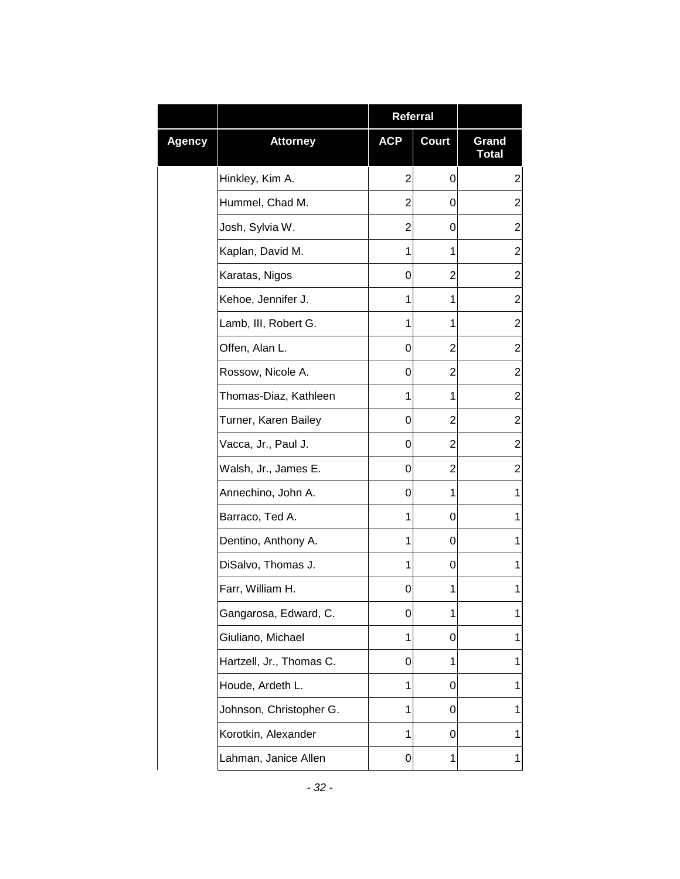| | | Referral | | |
|---|---|---|---|---|
| Agency | Attorney | ACP | Court | Grand Total |
| | Hinkley, Kim A. | 2 | 0 | 2 |
| | Hummel, Chad M. | 2 | 0 | 2 |
| | Josh, Sylvia W. | 2 | 0 | 2 |
| | Kaplan, David M. | 1 | 1 | 2 |
| | Karatas, Nigos | 0 | 2 | 2 |
| | Kehoe, Jennifer J. | 1 | 1 | 2 |
| | Lamb, III, Robert G. | 1 | 1 | 2 |
| | Offen, Alan L. | 0 | 2 | 2 |
| | Rossow, Nicole A. | 0 | 2 | 2 |
| | Thomas-Diaz, Kathleen | 1 | 1 | 2 |
| | Turner, Karen Bailey | 0 | 2 | 2 |
| | Vacca, Jr., Paul J. | 0 | 2 | 2 |
| | Walsh, Jr., James E. | 0 | 2 | 2 |
| | Annechino, John A. | 0 | 1 | 1 |
| | Barraco, Ted A. | 1 | 0 | 1 |
| | Dentino, Anthony A. | 1 | 0 | 1 |
| | DiSalvo, Thomas J. | 1 | 0 | 1 |
| | Farr, William H. | 0 | 1 | 1 |
| | Gangarosa, Edward, C. | 0 | 1 | 1 |
| | Giuliano, Michael | 1 | 0 | 1 |
| | Hartzell, Jr., Thomas C. | 0 | 1 | 1 |
| | Houde, Ardeth L. | 1 | 0 | 1 |
| | Johnson, Christopher G. | 1 | 0 | 1 |
| | Korotkin, Alexander | 1 | 0 | 1 |
| | Lahman, Janice Allen | 0 | 1 | 1 |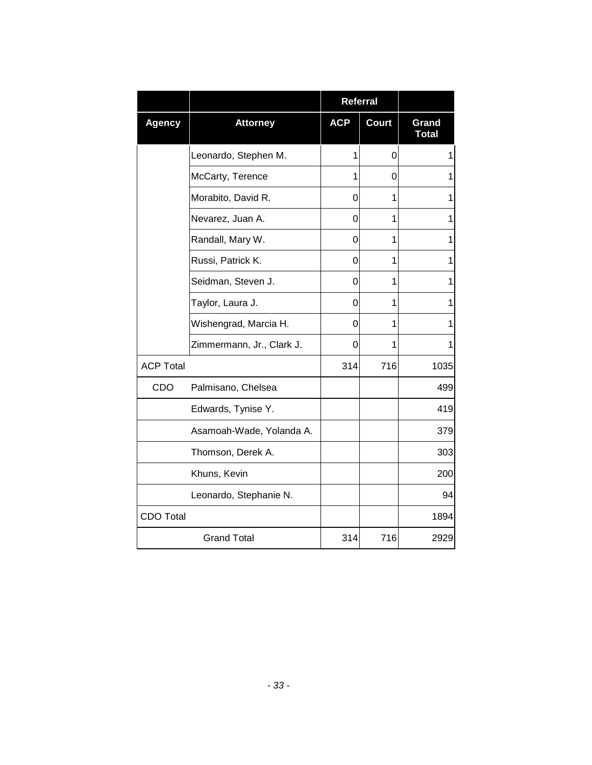| | | Referral | | |
|---|---|---|---|---|
| **Agency** | **Attorney** | **ACP** | **Court** | **Grand Total** |
| | Leonardo, Stephen M. | 1 | 0 | 1 |
| | McCarty, Terence | 1 | 0 | 1 |
| | Morabito, David R. | 0 | 1 | 1 |
| | Nevarez, Juan A. | 0 | 1 | 1 |
| | Randall, Mary W. | 0 | 1 | 1 |
| | Russi, Patrick K. | 0 | 1 | 1 |
| | Seidman, Steven J. | 0 | 1 | 1 |
| | Taylor, Laura J. | 0 | 1 | 1 |
| | Wishengrad, Marcia H. | 0 | 1 | 1 |
| | Zimmermann, Jr., Clark J. | 0 | 1 | 1 |
| ACP Total | | 314 | 716 | 1035 |
| CDO | Palmisano, Chelsea | | | 499 |
| | Edwards, Tynise Y. | | | 419 |
| | Asamoah-Wade, Yolanda A. | | | 379 |
| | Thomson, Derek A. | | | 303 |
| | Khuns, Kevin | | | 200 |
| | Leonardo, Stephanie N. | | | 94 |
| CDO Total | | | | 1894 |
| Grand Total | | 314 | 716 | 2929 |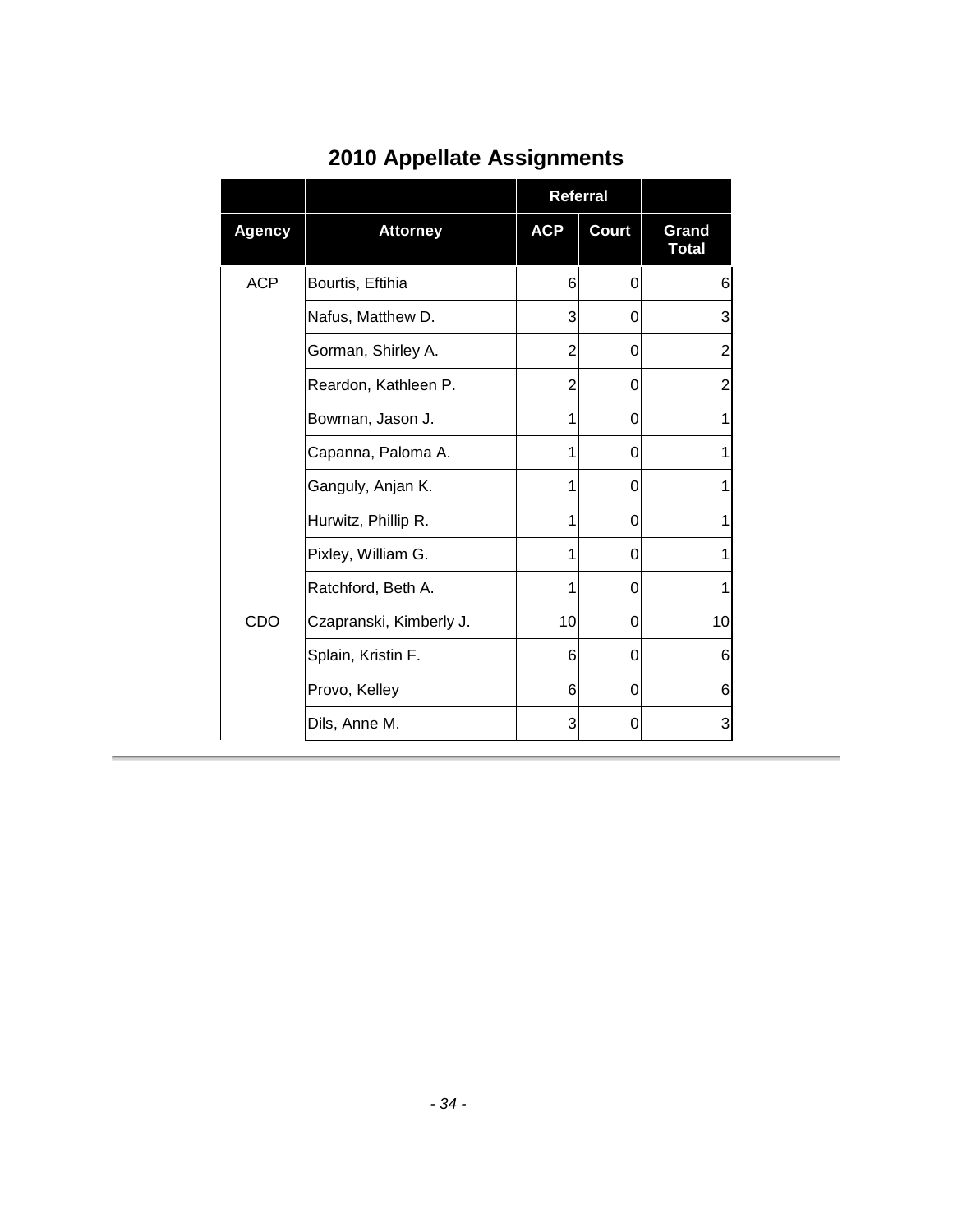## 2010 Appellate Assignments

| | | Referral | | |
|---|---|---|---|---|
| **Agency** | **Attorney** | **ACP** | **Court** | **Grand Total** |
| ACP | Bourtis, Eftihia | 6 | 0 | 6 |
| | Nafus, Matthew D. | 3 | 0 | 3 |
| | Gorman, Shirley A. | 2 | 0 | 2 |
| | Reardon, Kathleen P. | 2 | 0 | 2 |
| | Bowman, Jason J. | 1 | 0 | 1 |
| | Capanna, Paloma A. | 1 | 0 | 1 |
| | Ganguly, Anjan K. | 1 | 0 | 1 |
| | Hurwitz, Phillip R. | 1 | 0 | 1 |
| | Pixley, William G. | 1 | 0 | 1 |
| | Ratchford, Beth A. | 1 | 0 | 1 |
| CDO | Czapranski, Kimberly J. | 10 | 0 | 10 |
| | Splain, Kristin F. | 6 | 0 | 6 |
| | Provo, Kelley | 6 | 0 | 6 |
| | Dils, Anne M. | 3 | 0 | 3 |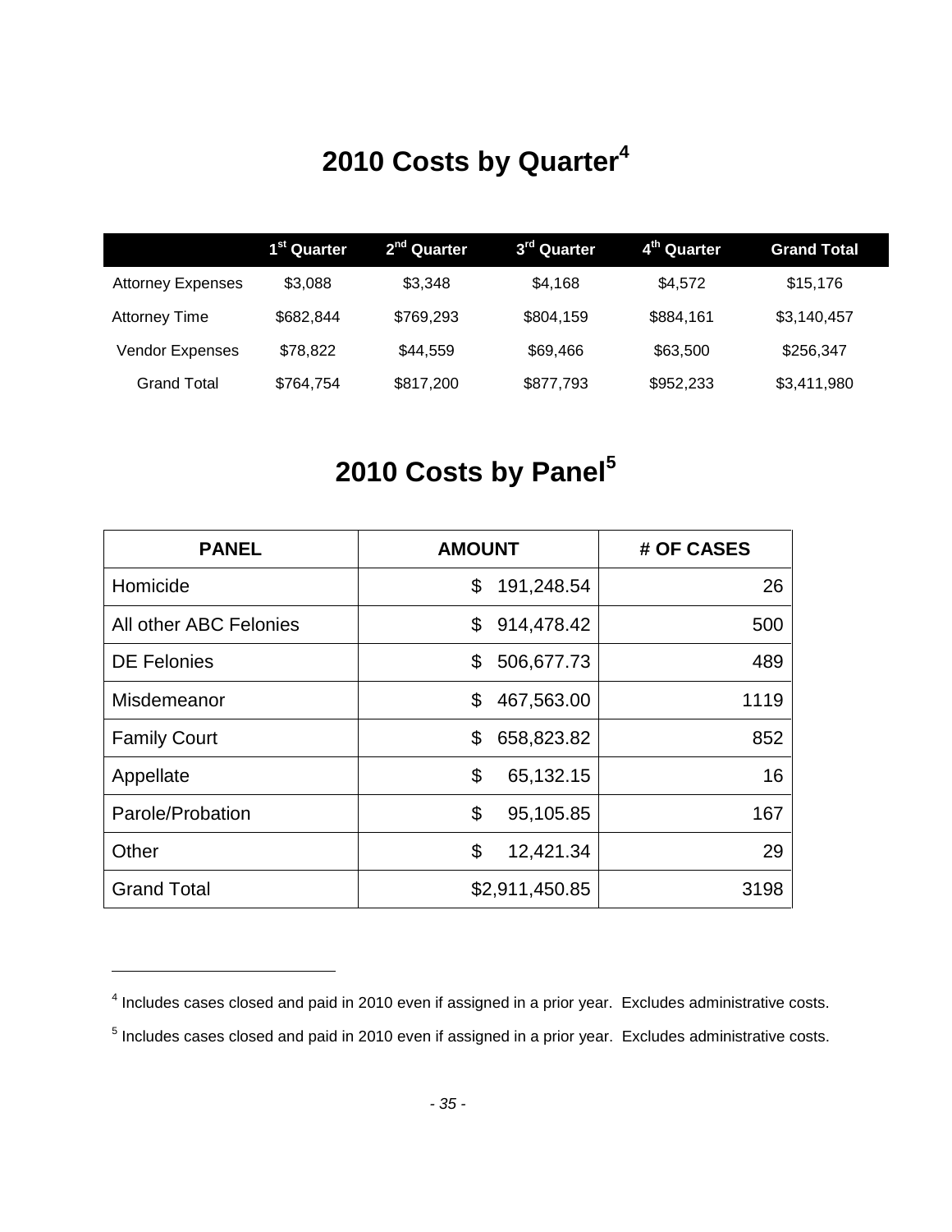# 2010 Costs by Quarter[4]

| | 1st Quarter | 2nd Quarter | 3rd Quarter | 4th Quarter | Grand Total |
|---|---|---|---|---|---|
| Attorney Expenses | $3,088 | $3,348 | $4,168 | $4,572 | $15,176 |
| Attorney Time | $682,844 | $769,293 | $804,159 | $884,161 | $3,140,457 |
| Vendor Expenses | $78,822 | $44,559 | $69,466 | $63,500 | $256,347 |
| Grand Total | $764,754 | $817,200 | $877,793 | $952,233 | $3,411,980 |

# 2010 Costs by Panel[5]

| PANEL | AMOUNT | # OF CASES |
|---|---|---|
| Homicide | $ 191,248.54 | 26 |
| All other ABC Felonies | $ 914,478.42 | 500 |
| DE Felonies | $ 506,677.73 | 489 |
| Misdemeanor | $ 467,563.00 | 1119 |
| Family Court | $ 658,823.82 | 852 |
| Appellate | $ 65,132.15 | 16 |
| Parole/Probation | $ 95,105.85 | 167 |
| Other | $ 12,421.34 | 29 |
| Grand Total | $2,911,450.85 | 3198 |

---

[4] Includes cases closed and paid in 2010 even if assigned in a prior year. Excludes administrative costs.

[5] Includes cases closed and paid in 2010 even if assigned in a prior year. Excludes administrative costs.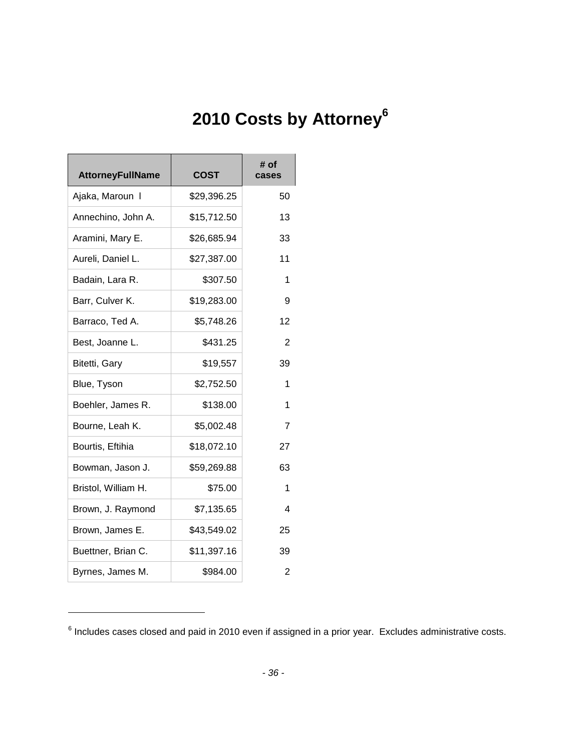# 2010 Costs by Attorney[6]

| AttorneyFullName | COST | # of cases |
|---|---|---|
| Ajaka, Maroun l | $29,396.25 | 50 |
| Annechino, John A. | $15,712.50 | 13 |
| Aramini, Mary E. | $26,685.94 | 33 |
| Aureli, Daniel L. | $27,387.00 | 11 |
| Badain, Lara R. | $307.50 | 1 |
| Barr, Culver K. | $19,283.00 | 9 |
| Barraco, Ted A. | $5,748.26 | 12 |
| Best, Joanne L. | $431.25 | 2 |
| Bitetti, Gary | $19,557 | 39 |
| Blue, Tyson | $2,752.50 | 1 |
| Boehler, James R. | $138.00 | 1 |
| Bourne, Leah K. | $5,002.48 | 7 |
| Bourtis, Eftihia | $18,072.10 | 27 |
| Bowman, Jason J. | $59,269.88 | 63 |
| Bristol, William H. | $75.00 | 1 |
| Brown, J. Raymond | $7,135.65 | 4 |
| Brown, James E. | $43,549.02 | 25 |
| Buettner, Brian C. | $11,397.16 | 39 |
| Byrnes, James M. | $984.00 | 2 |

[6] Includes cases closed and paid in 2010 even if assigned in a prior year. Excludes administrative costs.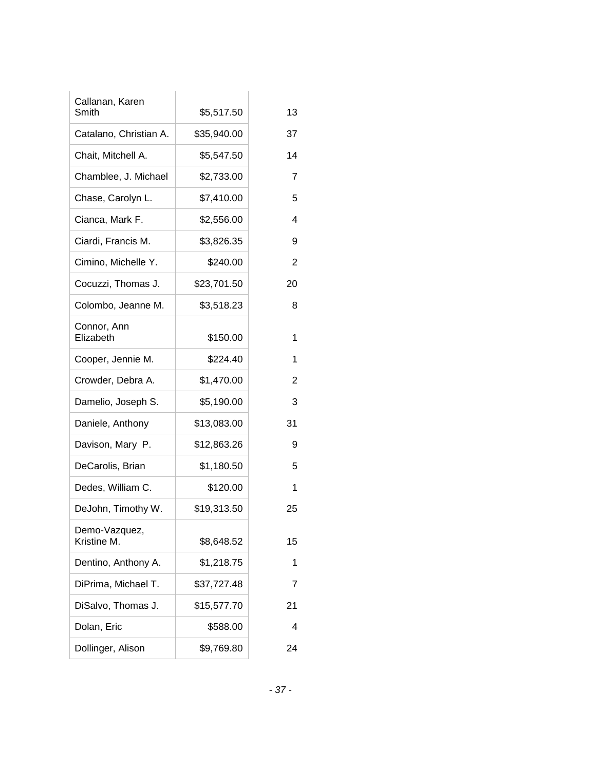| | | |
|---|---|---|
| Callanan, Karen Smith | $5,517.50 | 13 |
| Catalano, Christian A. | $35,940.00 | 37 |
| Chait, Mitchell A. | $5,547.50 | 14 |
| Chamblee, J. Michael | $2,733.00 | 7 |
| Chase, Carolyn L. | $7,410.00 | 5 |
| Cianca, Mark F. | $2,556.00 | 4 |
| Ciardi, Francis M. | $3,826.35 | 9 |
| Cimino, Michelle Y. | $240.00 | 2 |
| Cocuzzi, Thomas J. | $23,701.50 | 20 |
| Colombo, Jeanne M. | $3,518.23 | 8 |
| Connor, Ann Elizabeth | $150.00 | 1 |
| Cooper, Jennie M. | $224.40 | 1 |
| Crowder, Debra A. | $1,470.00 | 2 |
| Damelio, Joseph S. | $5,190.00 | 3 |
| Daniele, Anthony | $13,083.00 | 31 |
| Davison, Mary P. | $12,863.26 | 9 |
| DeCarolis, Brian | $1,180.50 | 5 |
| Dedes, William C. | $120.00 | 1 |
| DeJohn, Timothy W. | $19,313.50 | 25 |
| Demo-Vazquez, Kristine M. | $8,648.52 | 15 |
| Dentino, Anthony A. | $1,218.75 | 1 |
| DiPrima, Michael T. | $37,727.48 | 7 |
| DiSalvo, Thomas J. | $15,577.70 | 21 |
| Dolan, Eric | $588.00 | 4 |
| Dollinger, Alison | $9,769.80 | 24 |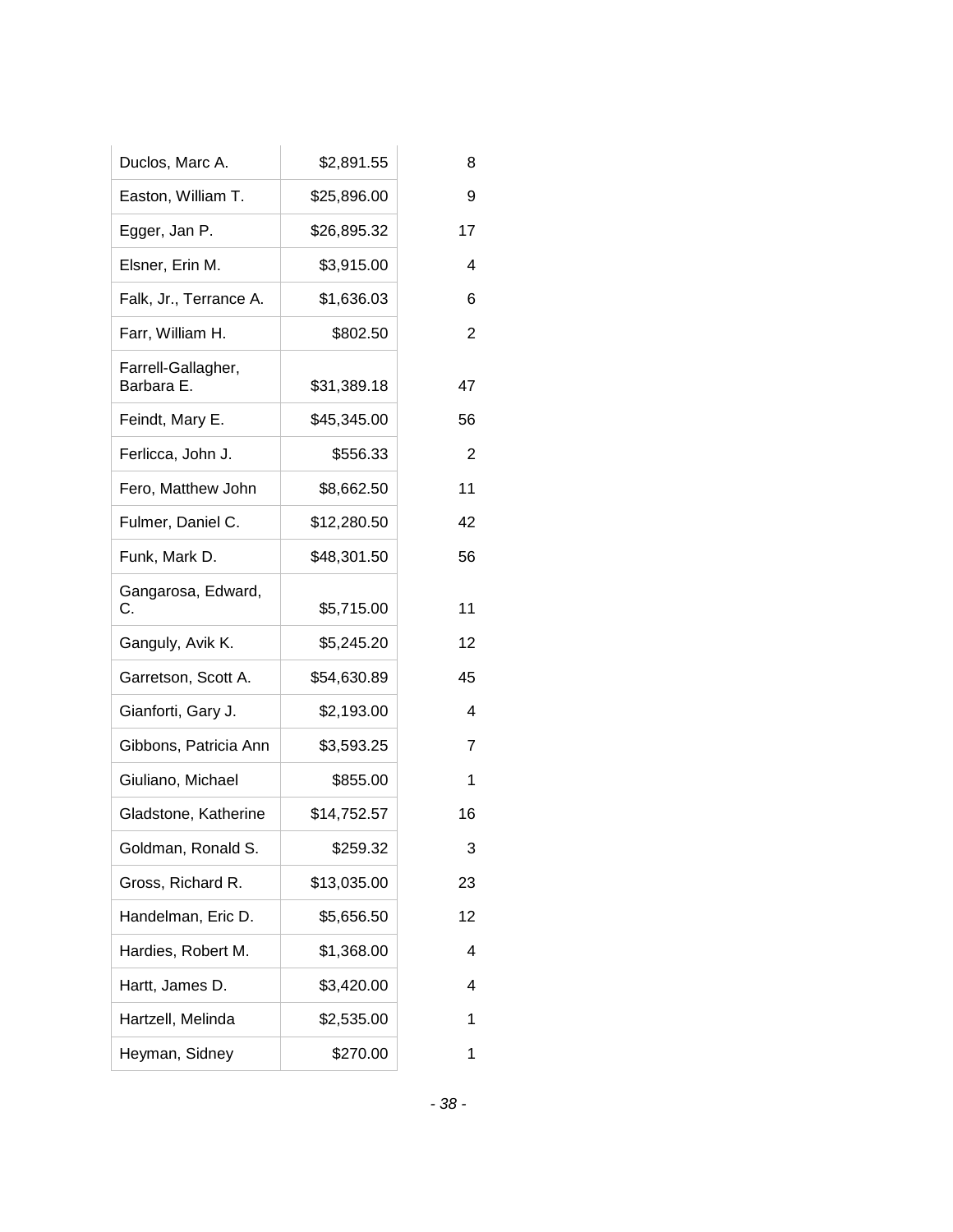| | | |
|---|---|---|
| Duclos, Marc A. | $2,891.55 | 8 |
| Easton, William T. | $25,896.00 | 9 |
| Egger, Jan P. | $26,895.32 | 17 |
| Elsner, Erin M. | $3,915.00 | 4 |
| Falk, Jr., Terrance A. | $1,636.03 | 6 |
| Farr, William H. | $802.50 | 2 |
| Farrell-Gallagher, Barbara E. | $31,389.18 | 47 |
| Feindt, Mary E. | $45,345.00 | 56 |
| Ferlicca, John J. | $556.33 | 2 |
| Fero, Matthew John | $8,662.50 | 11 |
| Fulmer, Daniel C. | $12,280.50 | 42 |
| Funk, Mark D. | $48,301.50 | 56 |
| Gangarosa, Edward, C. | $5,715.00 | 11 |
| Ganguly, Avik K. | $5,245.20 | 12 |
| Garretson, Scott A. | $54,630.89 | 45 |
| Gianforti, Gary J. | $2,193.00 | 4 |
| Gibbons, Patricia Ann | $3,593.25 | 7 |
| Giuliano, Michael | $855.00 | 1 |
| Gladstone, Katherine | $14,752.57 | 16 |
| Goldman, Ronald S. | $259.32 | 3 |
| Gross, Richard R. | $13,035.00 | 23 |
| Handelman, Eric D. | $5,656.50 | 12 |
| Hardies, Robert M. | $1,368.00 | 4 |
| Hartt, James D. | $3,420.00 | 4 |
| Hartzell, Melinda | $2,535.00 | 1 |
| Heyman, Sidney | $270.00 | 1 |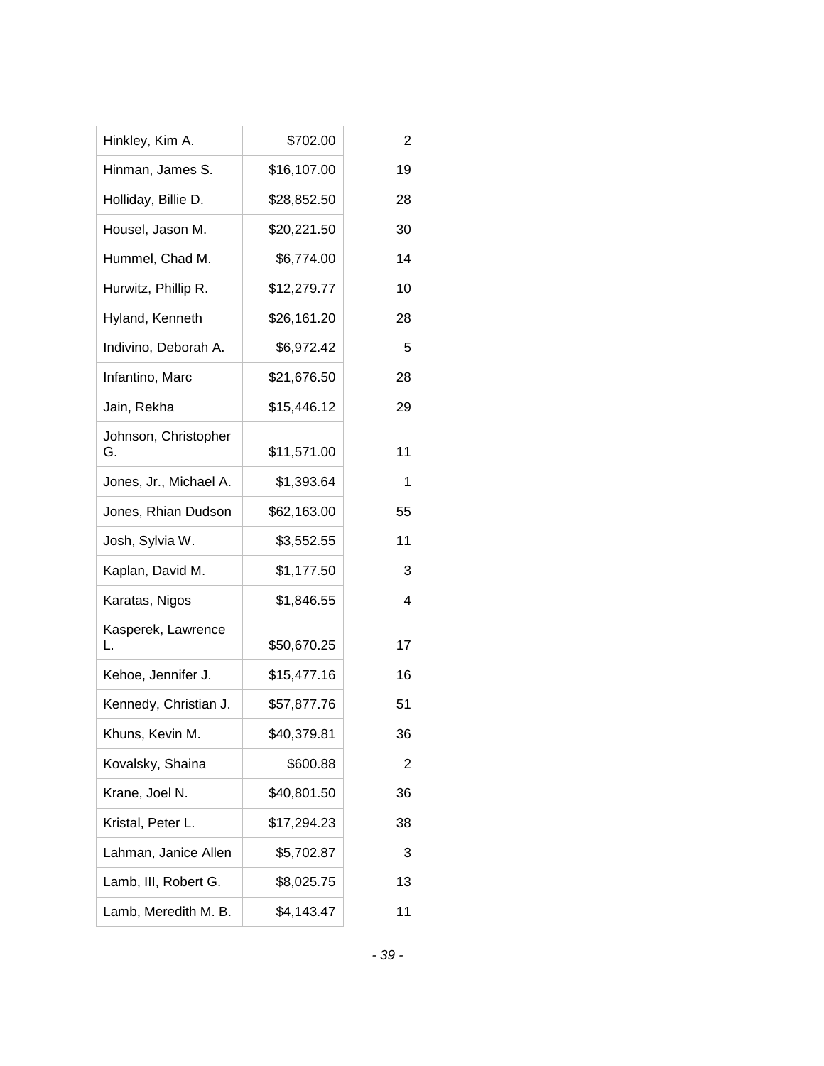| | | |
|---|---|---|
| Hinkley, Kim A. | $702.00 | 2 |
| Hinman, James S. | $16,107.00 | 19 |
| Holliday, Billie D. | $28,852.50 | 28 |
| Housel, Jason M. | $20,221.50 | 30 |
| Hummel, Chad M. | $6,774.00 | 14 |
| Hurwitz, Phillip R. | $12,279.77 | 10 |
| Hyland, Kenneth | $26,161.20 | 28 |
| Indivino, Deborah A. | $6,972.42 | 5 |
| Infantino, Marc | $21,676.50 | 28 |
| Jain, Rekha | $15,446.12 | 29 |
| Johnson, Christopher G. | $11,571.00 | 11 |
| Jones, Jr., Michael A. | $1,393.64 | 1 |
| Jones, Rhian Dudson | $62,163.00 | 55 |
| Josh, Sylvia W. | $3,552.55 | 11 |
| Kaplan, David M. | $1,177.50 | 3 |
| Karatas, Nigos | $1,846.55 | 4 |
| Kasperek, Lawrence L. | $50,670.25 | 17 |
| Kehoe, Jennifer J. | $15,477.16 | 16 |
| Kennedy, Christian J. | $57,877.76 | 51 |
| Khuns, Kevin M. | $40,379.81 | 36 |
| Kovalsky, Shaina | $600.88 | 2 |
| Krane, Joel N. | $40,801.50 | 36 |
| Kristal, Peter L. | $17,294.23 | 38 |
| Lahman, Janice Allen | $5,702.87 | 3 |
| Lamb, III, Robert G. | $8,025.75 | 13 |
| Lamb, Meredith M. B. | $4,143.47 | 11 |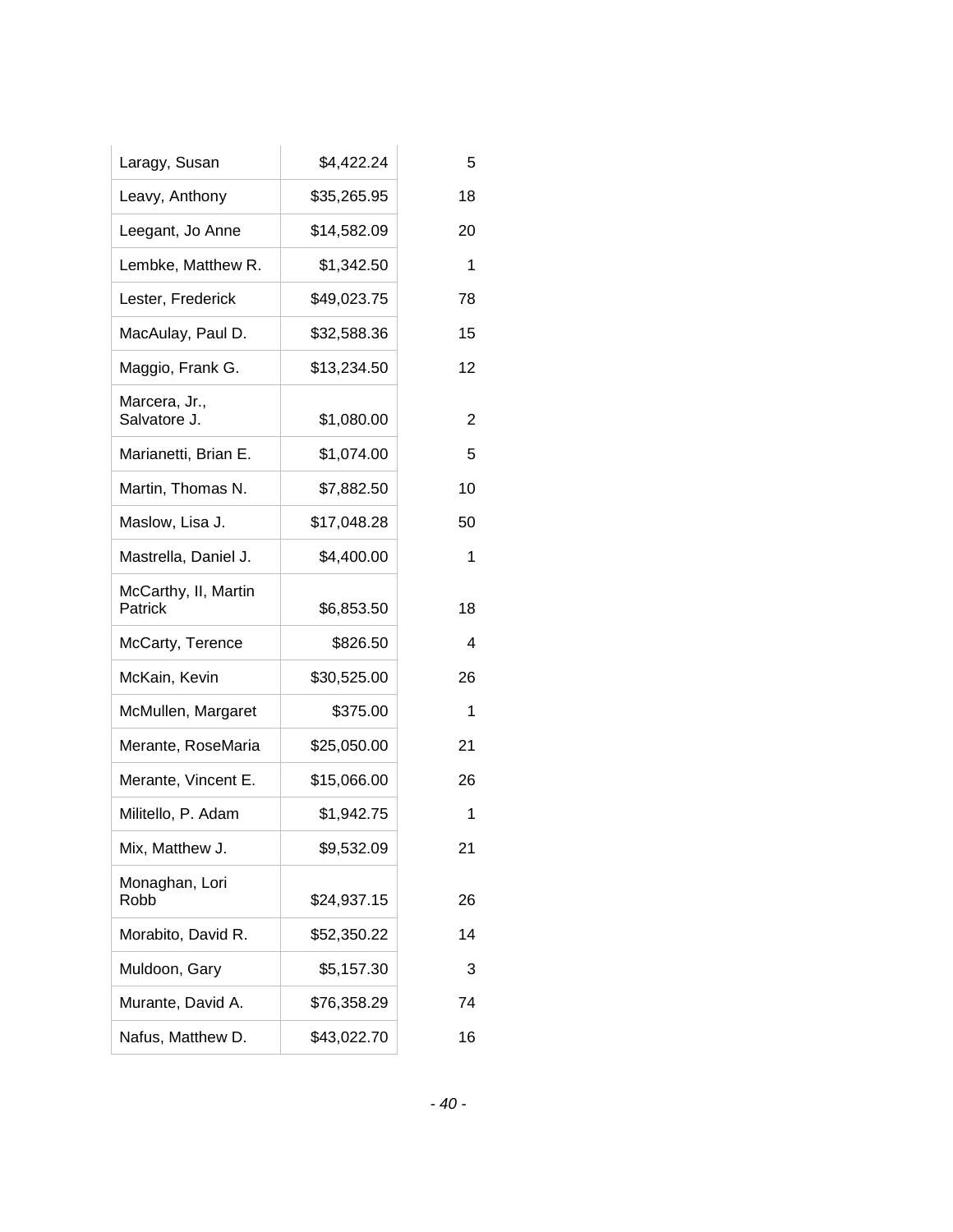| | | |
|---|---|---|
| Laragy, Susan | $4,422.24 | 5 |
| Leavy, Anthony | $35,265.95 | 18 |
| Leegant, Jo Anne | $14,582.09 | 20 |
| Lembke, Matthew R. | $1,342.50 | 1 |
| Lester, Frederick | $49,023.75 | 78 |
| MacAulay, Paul D. | $32,588.36 | 15 |
| Maggio, Frank G. | $13,234.50 | 12 |
| Marcera, Jr., Salvatore J. | $1,080.00 | 2 |
| Marianetti, Brian E. | $1,074.00 | 5 |
| Martin, Thomas N. | $7,882.50 | 10 |
| Maslow, Lisa J. | $17,048.28 | 50 |
| Mastrella, Daniel J. | $4,400.00 | 1 |
| McCarthy, II, Martin Patrick | $6,853.50 | 18 |
| McCarty, Terence | $826.50 | 4 |
| McKain, Kevin | $30,525.00 | 26 |
| McMullen, Margaret | $375.00 | 1 |
| Merante, RoseMaria | $25,050.00 | 21 |
| Merante, Vincent E. | $15,066.00 | 26 |
| Militello, P. Adam | $1,942.75 | 1 |
| Mix, Matthew J. | $9,532.09 | 21 |
| Monaghan, Lori Robb | $24,937.15 | 26 |
| Morabito, David R. | $52,350.22 | 14 |
| Muldoon, Gary | $5,157.30 | 3 |
| Murante, David A. | $76,358.29 | 74 |
| Nafus, Matthew D. | $43,022.70 | 16 |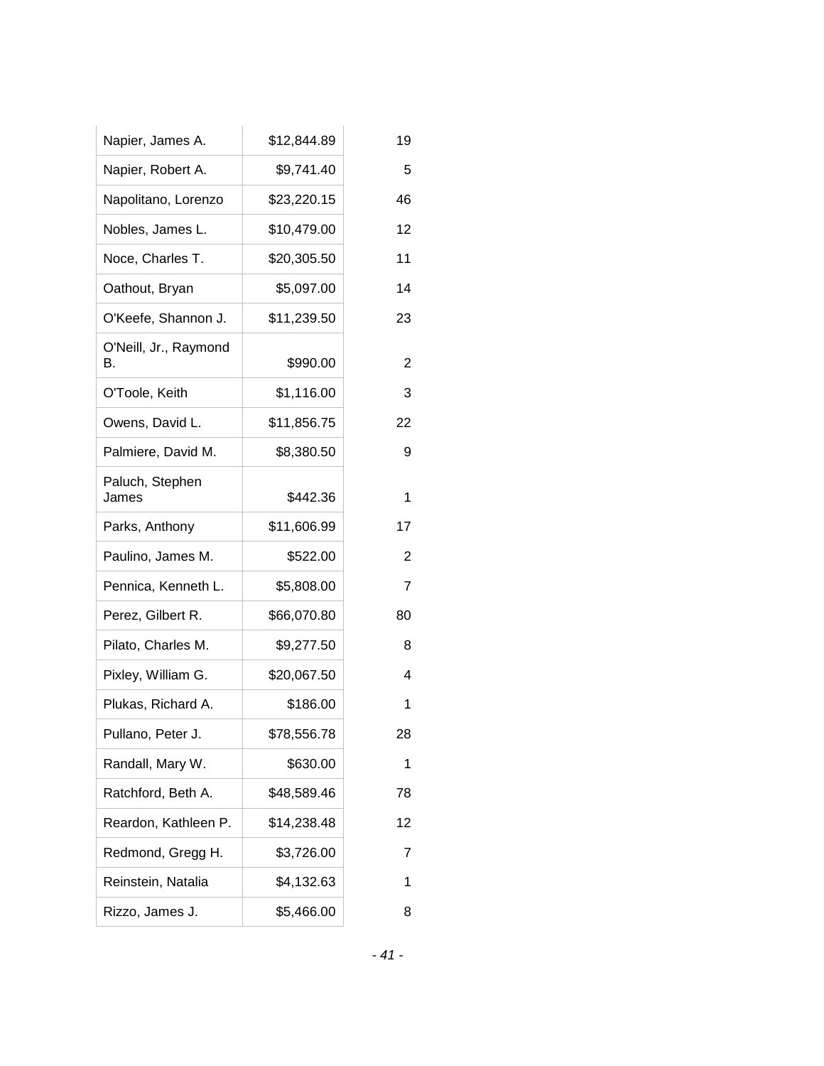| | | |
|---|---|---|
| Napier, James A. | $12,844.89 | 19 |
| Napier, Robert A. | $9,741.40 | 5 |
| Napolitano, Lorenzo | $23,220.15 | 46 |
| Nobles, James L. | $10,479.00 | 12 |
| Noce, Charles T. | $20,305.50 | 11 |
| Oathout, Bryan | $5,097.00 | 14 |
| O'Keefe, Shannon J. | $11,239.50 | 23 |
| O'Neill, Jr., Raymond B. | $990.00 | 2 |
| O'Toole, Keith | $1,116.00 | 3 |
| Owens, David L. | $11,856.75 | 22 |
| Palmiere, David M. | $8,380.50 | 9 |
| Paluch, Stephen James | $442.36 | 1 |
| Parks, Anthony | $11,606.99 | 17 |
| Paulino, James M. | $522.00 | 2 |
| Pennica, Kenneth L. | $5,808.00 | 7 |
| Perez, Gilbert R. | $66,070.80 | 80 |
| Pilato, Charles M. | $9,277.50 | 8 |
| Pixley, William G. | $20,067.50 | 4 |
| Plukas, Richard A. | $186.00 | 1 |
| Pullano, Peter J. | $78,556.78 | 28 |
| Randall, Mary W. | $630.00 | 1 |
| Ratchford, Beth A. | $48,589.46 | 78 |
| Reardon, Kathleen P. | $14,238.48 | 12 |
| Redmond, Gregg H. | $3,726.00 | 7 |
| Reinstein, Natalia | $4,132.63 | 1 |
| Rizzo, James J. | $5,466.00 | 8 |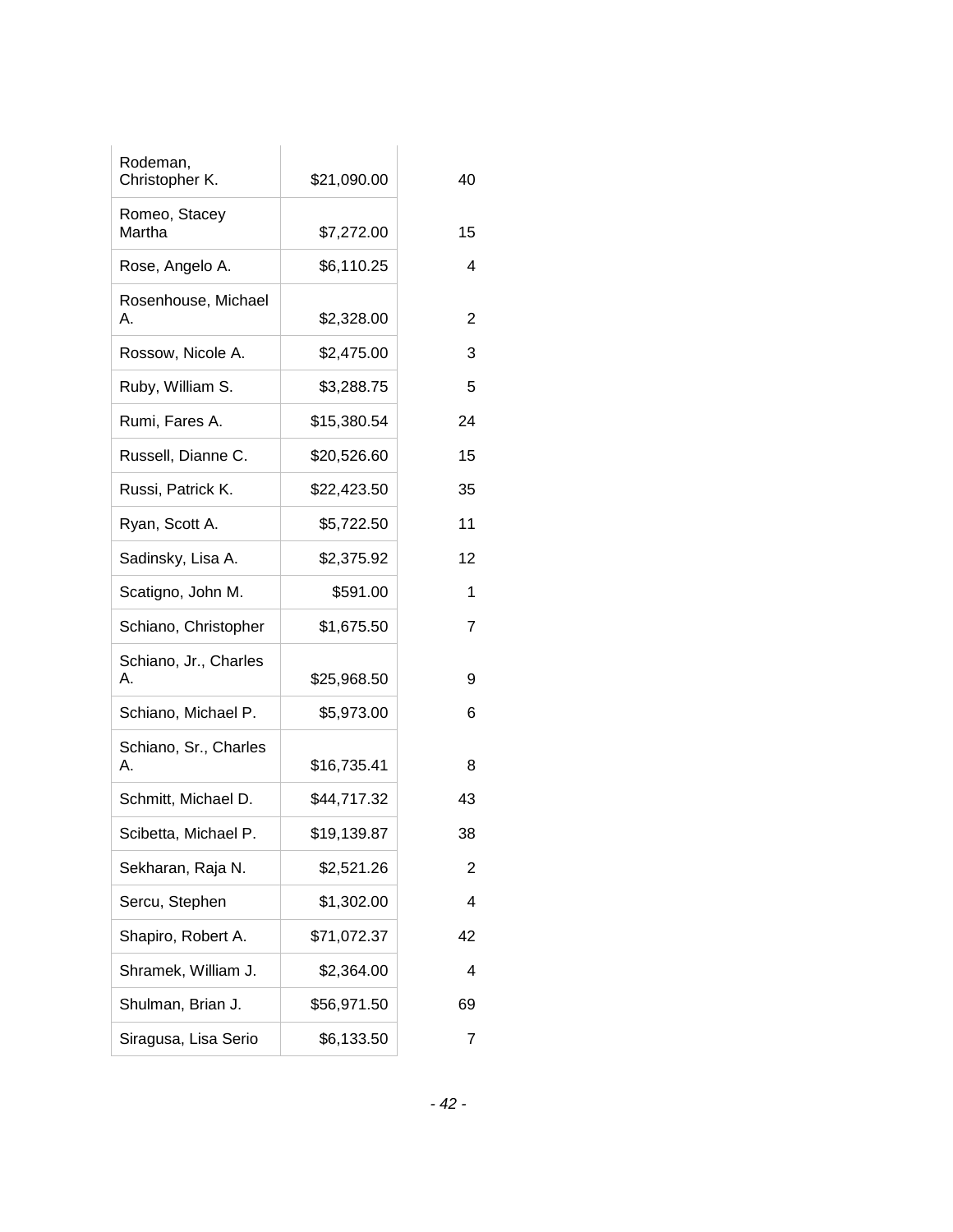| | | |
|---|---|---|
| Rodeman, Christopher K. | $21,090.00 | 40 |
| Romeo, Stacey Martha | $7,272.00 | 15 |
| Rose, Angelo A. | $6,110.25 | 4 |
| Rosenhouse, Michael A. | $2,328.00 | 2 |
| Rossow, Nicole A. | $2,475.00 | 3 |
| Ruby, William S. | $3,288.75 | 5 |
| Rumi, Fares A. | $15,380.54 | 24 |
| Russell, Dianne C. | $20,526.60 | 15 |
| Russi, Patrick K. | $22,423.50 | 35 |
| Ryan, Scott A. | $5,722.50 | 11 |
| Sadinsky, Lisa A. | $2,375.92 | 12 |
| Scatigno, John M. | $591.00 | 1 |
| Schiano, Christopher | $1,675.50 | 7 |
| Schiano, Jr., Charles A. | $25,968.50 | 9 |
| Schiano, Michael P. | $5,973.00 | 6 |
| Schiano, Sr., Charles A. | $16,735.41 | 8 |
| Schmitt, Michael D. | $44,717.32 | 43 |
| Scibetta, Michael P. | $19,139.87 | 38 |
| Sekharan, Raja N. | $2,521.26 | 2 |
| Sercu, Stephen | $1,302.00 | 4 |
| Shapiro, Robert A. | $71,072.37 | 42 |
| Shramek, William J. | $2,364.00 | 4 |
| Shulman, Brian J. | $56,971.50 | 69 |
| Siragusa, Lisa Serio | $6,133.50 | 7 |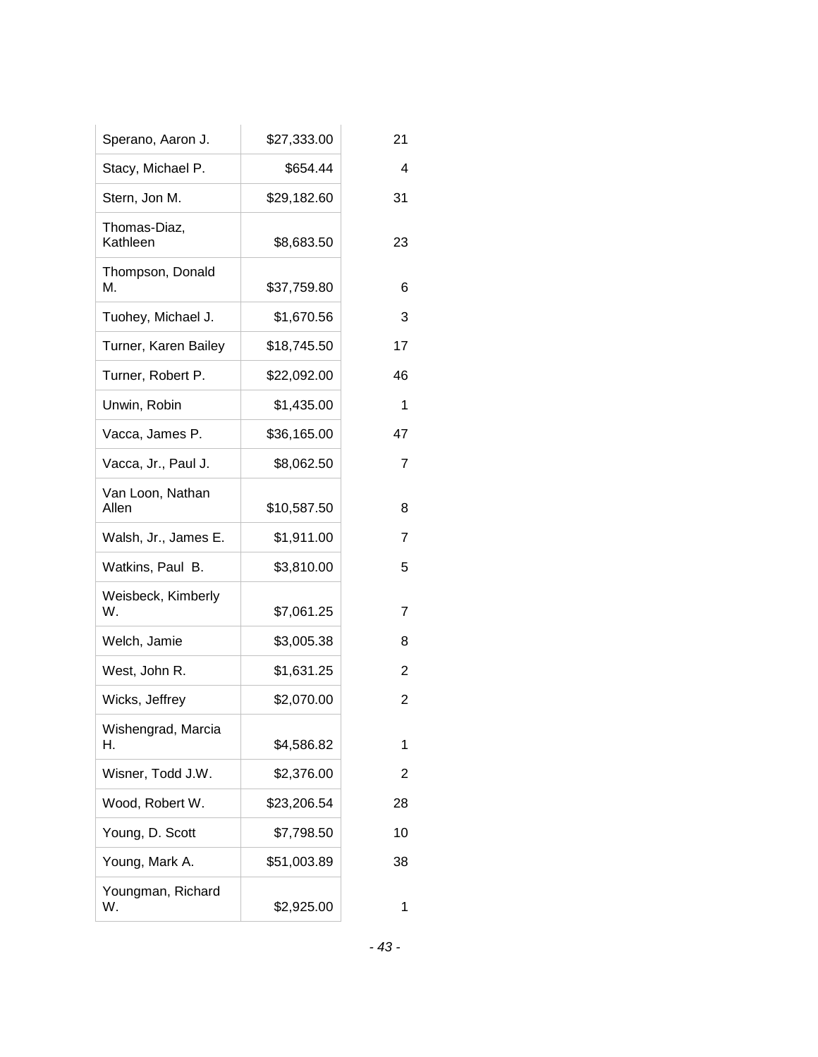| | | |
|---|---|---|
| Sperano, Aaron J. | $27,333.00 | 21 |
| Stacy, Michael P. | $654.44 | 4 |
| Stern, Jon M. | $29,182.60 | 31 |
| Thomas-Diaz, Kathleen | $8,683.50 | 23 |
| Thompson, Donald M. | $37,759.80 | 6 |
| Tuohey, Michael J. | $1,670.56 | 3 |
| Turner, Karen Bailey | $18,745.50 | 17 |
| Turner, Robert P. | $22,092.00 | 46 |
| Unwin, Robin | $1,435.00 | 1 |
| Vacca, James P. | $36,165.00 | 47 |
| Vacca, Jr., Paul J. | $8,062.50 | 7 |
| Van Loon, Nathan Allen | $10,587.50 | 8 |
| Walsh, Jr., James E. | $1,911.00 | 7 |
| Watkins, Paul B. | $3,810.00 | 5 |
| Weisbeck, Kimberly W. | $7,061.25 | 7 |
| Welch, Jamie | $3,005.38 | 8 |
| West, John R. | $1,631.25 | 2 |
| Wicks, Jeffrey | $2,070.00 | 2 |
| Wishengrad, Marcia H. | $4,586.82 | 1 |
| Wisner, Todd J.W. | $2,376.00 | 2 |
| Wood, Robert W. | $23,206.54 | 28 |
| Young, D. Scott | $7,798.50 | 10 |
| Young, Mark A. | $51,003.89 | 38 |
| Youngman, Richard W. | $2,925.00 | 1 |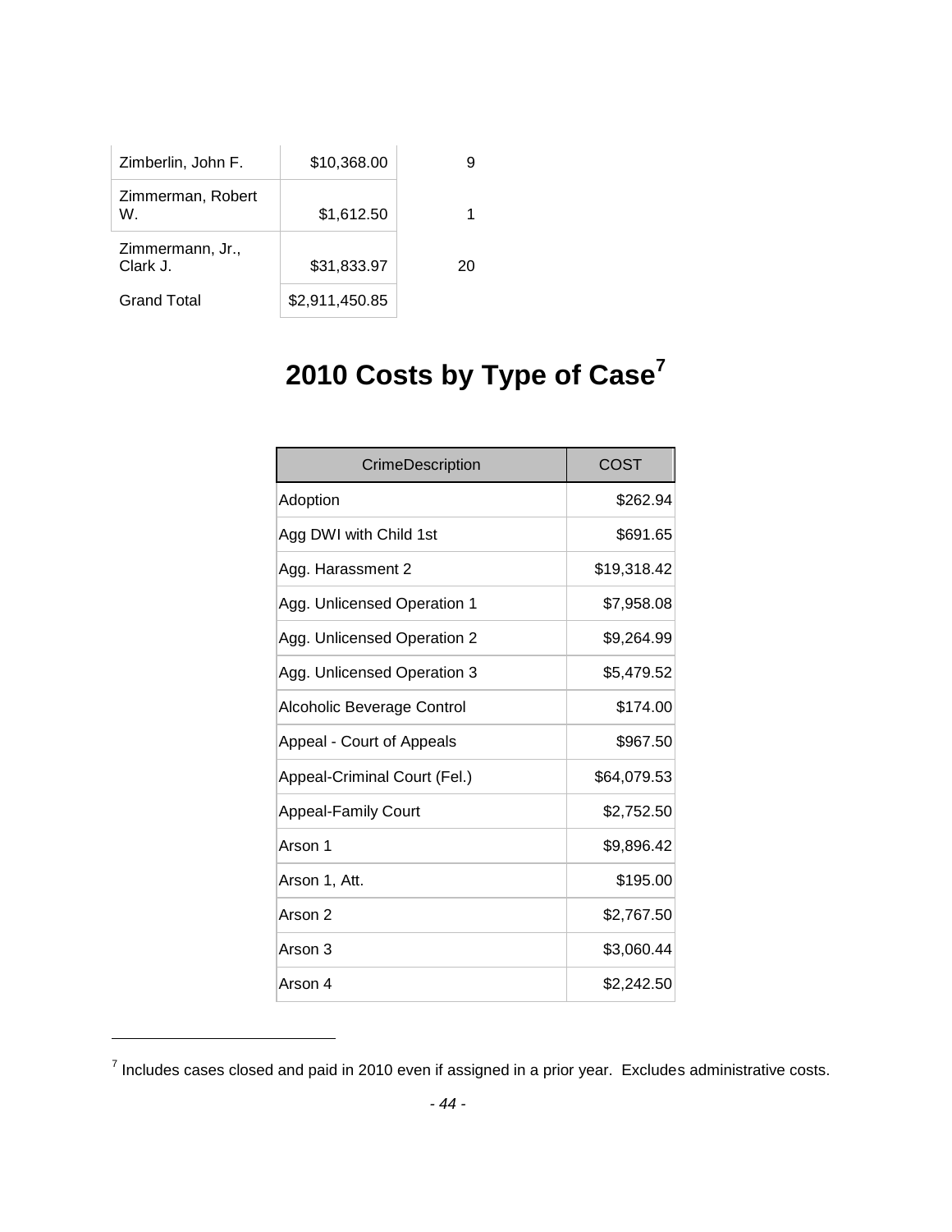| | | |
|---|---|---|
| Zimberlin, John F. | $10,368.00 | 9 |
| Zimmerman, Robert W. | $1,612.50 | 1 |
| Zimmermann, Jr., Clark J. | $31,833.97 | 20 |
| Grand Total | $2,911,450.85 | |

# 2010 Costs by Type of Case[7]

| CrimeDescription | COST |
|---|---|
| Adoption | $262.94 |
| Agg DWI with Child 1st | $691.65 |
| Agg. Harassment 2 | $19,318.42 |
| Agg. Unlicensed Operation 1 | $7,958.08 |
| Agg. Unlicensed Operation 2 | $9,264.99 |
| Agg. Unlicensed Operation 3 | $5,479.52 |
| Alcoholic Beverage Control | $174.00 |
| Appeal - Court of Appeals | $967.50 |
| Appeal-Criminal Court (Fel.) | $64,079.53 |
| Appeal-Family Court | $2,752.50 |
| Arson 1 | $9,896.42 |
| Arson 1, Att. | $195.00 |
| Arson 2 | $2,767.50 |
| Arson 3 | $3,060.44 |
| Arson 4 | $2,242.50 |

[7] Includes cases closed and paid in 2010 even if assigned in a prior year. Excludes administrative costs.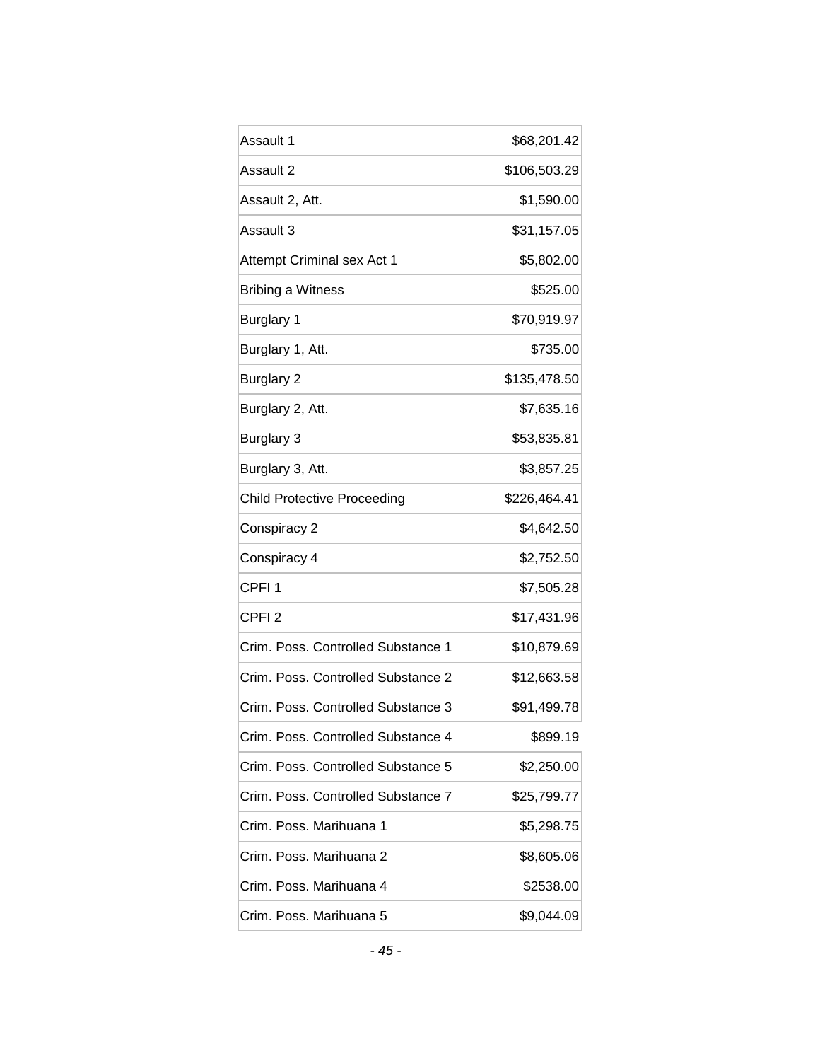| | |
|---|---|
| Assault 1 | $68,201.42 |
| Assault 2 | $106,503.29 |
| Assault 2, Att. | $1,590.00 |
| Assault 3 | $31,157.05 |
| Attempt Criminal sex Act 1 | $5,802.00 |
| Bribing a Witness | $525.00 |
| Burglary 1 | $70,919.97 |
| Burglary 1, Att. | $735.00 |
| Burglary 2 | $135,478.50 |
| Burglary 2, Att. | $7,635.16 |
| Burglary 3 | $53,835.81 |
| Burglary 3, Att. | $3,857.25 |
| Child Protective Proceeding | $226,464.41 |
| Conspiracy 2 | $4,642.50 |
| Conspiracy 4 | $2,752.50 |
| CPFI 1 | $7,505.28 |
| CPFI 2 | $17,431.96 |
| Crim. Poss. Controlled Substance 1 | $10,879.69 |
| Crim. Poss. Controlled Substance 2 | $12,663.58 |
| Crim. Poss. Controlled Substance 3 | $91,499.78 |
| Crim. Poss. Controlled Substance 4 | $899.19 |
| Crim. Poss. Controlled Substance 5 | $2,250.00 |
| Crim. Poss. Controlled Substance 7 | $25,799.77 |
| Crim. Poss. Marihuana 1 | $5,298.75 |
| Crim. Poss. Marihuana 2 | $8,605.06 |
| Crim. Poss. Marihuana 4 | $2538.00 |
| Crim. Poss. Marihuana 5 | $9,044.09 |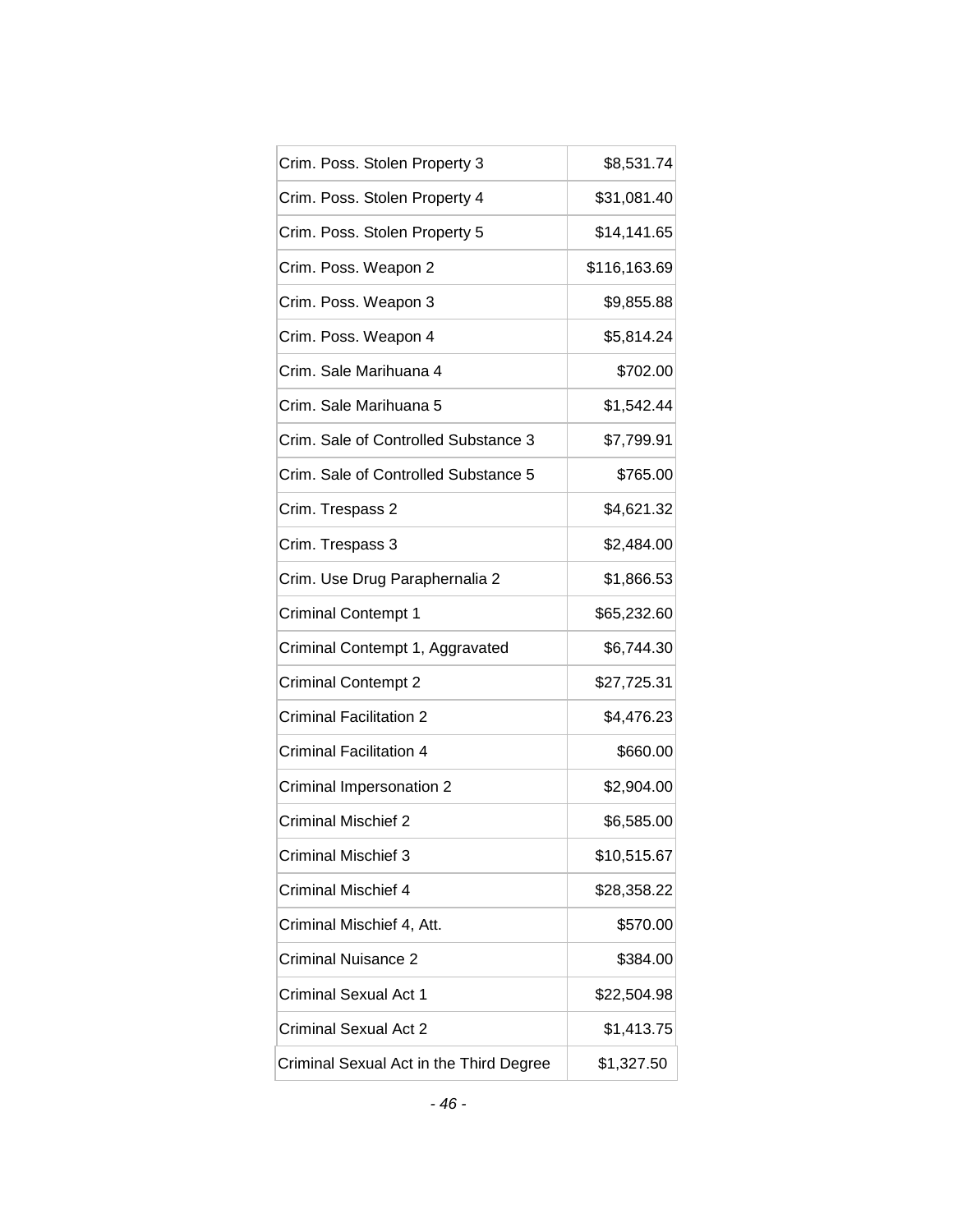| | |
|---|---|
| Crim. Poss. Stolen Property 3 | $8,531.74 |
| Crim. Poss. Stolen Property 4 | $31,081.40 |
| Crim. Poss. Stolen Property 5 | $14,141.65 |
| Crim. Poss. Weapon 2 | $116,163.69 |
| Crim. Poss. Weapon 3 | $9,855.88 |
| Crim. Poss. Weapon 4 | $5,814.24 |
| Crim. Sale Marihuana 4 | $702.00 |
| Crim. Sale Marihuana 5 | $1,542.44 |
| Crim. Sale of Controlled Substance 3 | $7,799.91 |
| Crim. Sale of Controlled Substance 5 | $765.00 |
| Crim. Trespass 2 | $4,621.32 |
| Crim. Trespass 3 | $2,484.00 |
| Crim. Use Drug Paraphernalia 2 | $1,866.53 |
| Criminal Contempt 1 | $65,232.60 |
| Criminal Contempt 1, Aggravated | $6,744.30 |
| Criminal Contempt 2 | $27,725.31 |
| Criminal Facilitation 2 | $4,476.23 |
| Criminal Facilitation 4 | $660.00 |
| Criminal Impersonation 2 | $2,904.00 |
| Criminal Mischief 2 | $6,585.00 |
| Criminal Mischief 3 | $10,515.67 |
| Criminal Mischief 4 | $28,358.22 |
| Criminal Mischief 4, Att. | $570.00 |
| Criminal Nuisance 2 | $384.00 |
| Criminal Sexual Act 1 | $22,504.98 |
| Criminal Sexual Act 2 | $1,413.75 |
| Criminal Sexual Act in the Third Degree | $1,327.50 |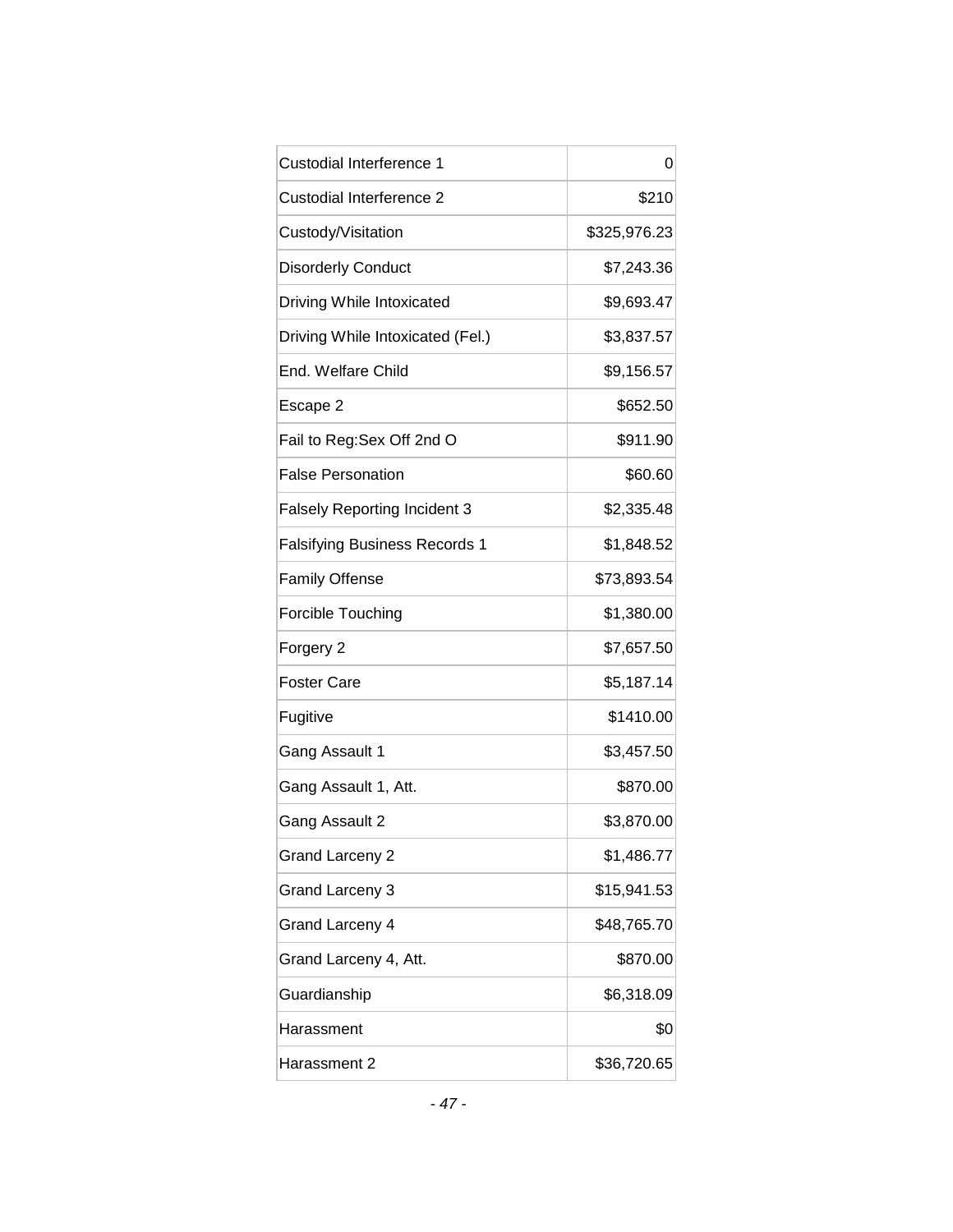| | |
|---|---|
| Custodial Interference 1 | 0 |
| Custodial Interference 2 | $210 |
| Custody/Visitation | $325,976.23 |
| Disorderly Conduct | $7,243.36 |
| Driving While Intoxicated | $9,693.47 |
| Driving While Intoxicated (Fel.) | $3,837.57 |
| End. Welfare Child | $9,156.57 |
| Escape 2 | $652.50 |
| Fail to Reg:Sex Off 2nd O | $911.90 |
| False Personation | $60.60 |
| Falsely Reporting Incident 3 | $2,335.48 |
| Falsifying Business Records 1 | $1,848.52 |
| Family Offense | $73,893.54 |
| Forcible Touching | $1,380.00 |
| Forgery 2 | $7,657.50 |
| Foster Care | $5,187.14 |
| Fugitive | $1410.00 |
| Gang Assault 1 | $3,457.50 |
| Gang Assault 1, Att. | $870.00 |
| Gang Assault 2 | $3,870.00 |
| Grand Larceny 2 | $1,486.77 |
| Grand Larceny 3 | $15,941.53 |
| Grand Larceny 4 | $48,765.70 |
| Grand Larceny 4, Att. | $870.00 |
| Guardianship | $6,318.09 |
| Harassment | $0 |
| Harassment 2 | $36,720.65 |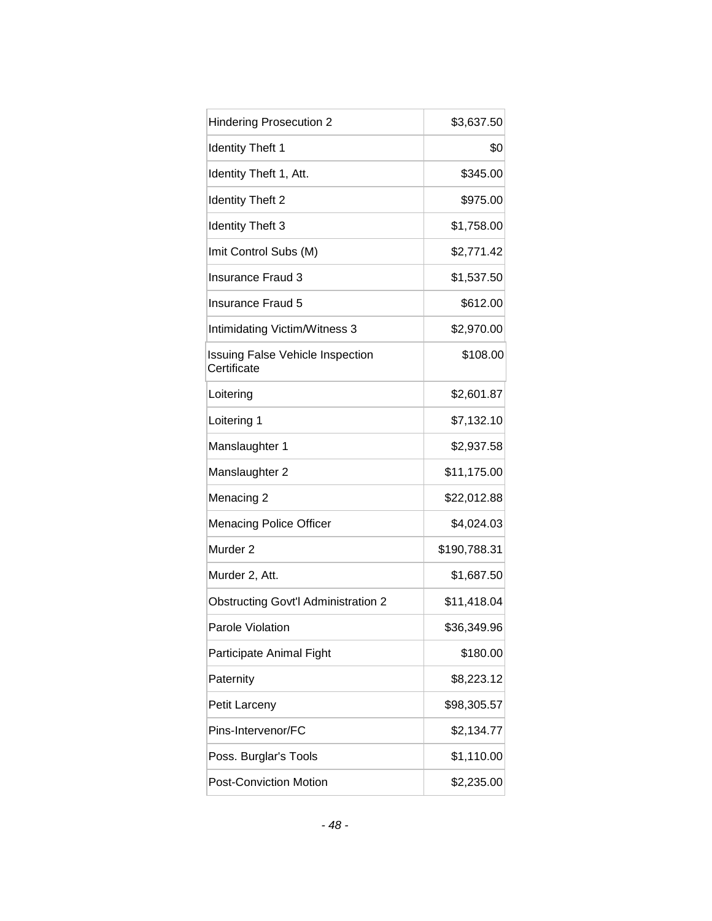| | |
|---|---|
| Hindering Prosecution 2 | $3,637.50 |
| Identity Theft 1 | $0 |
| Identity Theft 1, Att. | $345.00 |
| Identity Theft 2 | $975.00 |
| Identity Theft 3 | $1,758.00 |
| Imit Control Subs (M) | $2,771.42 |
| Insurance Fraud 3 | $1,537.50 |
| Insurance Fraud 5 | $612.00 |
| Intimidating Victim/Witness 3 | $2,970.00 |
| Issuing False Vehicle Inspection Certificate | $108.00 |
| Loitering | $2,601.87 |
| Loitering 1 | $7,132.10 |
| Manslaughter 1 | $2,937.58 |
| Manslaughter 2 | $11,175.00 |
| Menacing 2 | $22,012.88 |
| Menacing Police Officer | $4,024.03 |
| Murder 2 | $190,788.31 |
| Murder 2, Att. | $1,687.50 |
| Obstructing Govt'l Administration 2 | $11,418.04 |
| Parole Violation | $36,349.96 |
| Participate Animal Fight | $180.00 |
| Paternity | $8,223.12 |
| Petit Larceny | $98,305.57 |
| Pins-Intervenor/FC | $2,134.77 |
| Poss. Burglar's Tools | $1,110.00 |
| Post-Conviction Motion | $2,235.00 |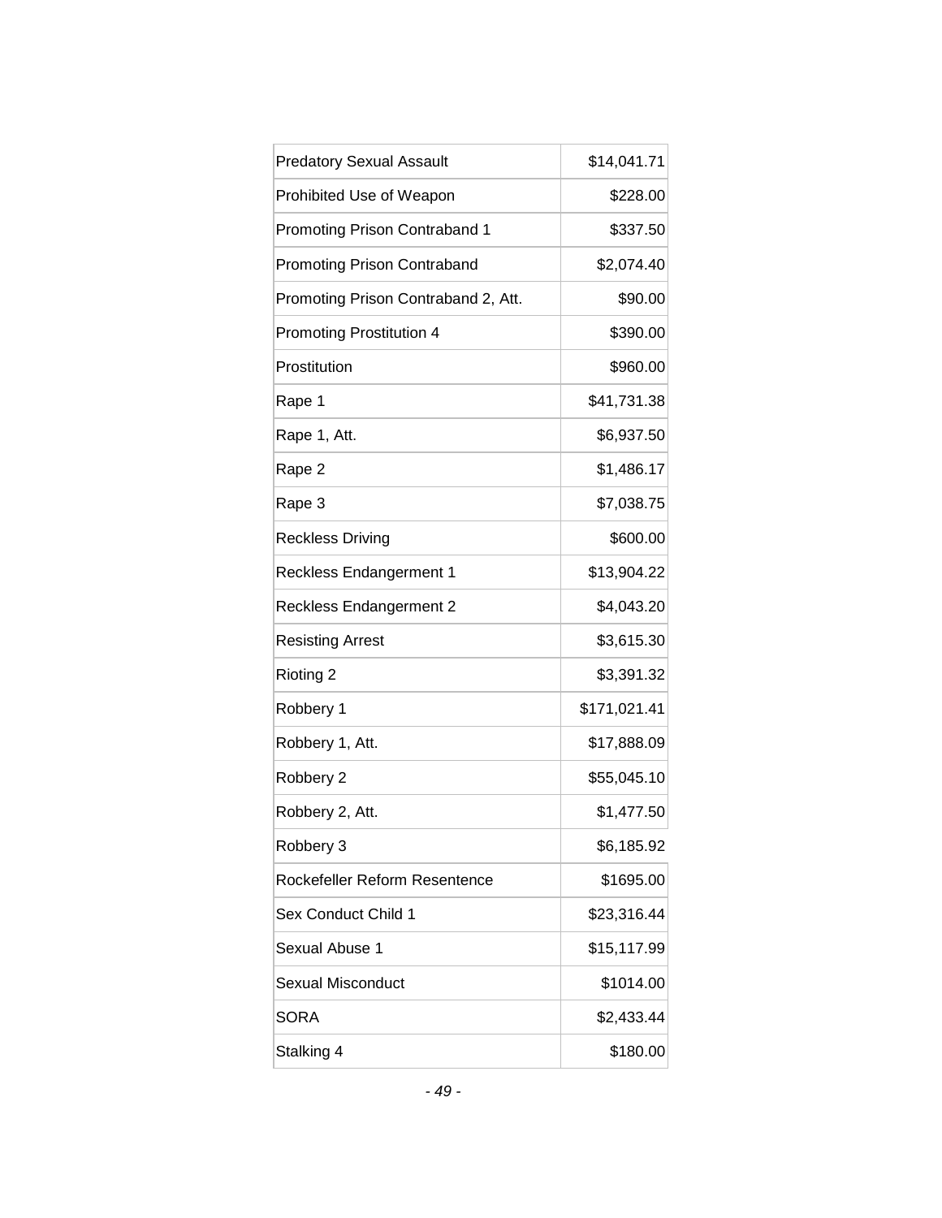| | |
|---|---|
| Predatory Sexual Assault | $14,041.71 |
| Prohibited Use of Weapon | $228.00 |
| Promoting Prison Contraband 1 | $337.50 |
| Promoting Prison Contraband | $2,074.40 |
| Promoting Prison Contraband 2, Att. | $90.00 |
| Promoting Prostitution 4 | $390.00 |
| Prostitution | $960.00 |
| Rape 1 | $41,731.38 |
| Rape 1, Att. | $6,937.50 |
| Rape 2 | $1,486.17 |
| Rape 3 | $7,038.75 |
| Reckless Driving | $600.00 |
| Reckless Endangerment 1 | $13,904.22 |
| Reckless Endangerment 2 | $4,043.20 |
| Resisting Arrest | $3,615.30 |
| Rioting 2 | $3,391.32 |
| Robbery 1 | $171,021.41 |
| Robbery 1, Att. | $17,888.09 |
| Robbery 2 | $55,045.10 |
| Robbery 2, Att. | $1,477.50 |
| Robbery 3 | $6,185.92 |
| Rockefeller Reform Resentence | $1695.00 |
| Sex Conduct Child 1 | $23,316.44 |
| Sexual Abuse 1 | $15,117.99 |
| Sexual Misconduct | $1014.00 |
| SORA | $2,433.44 |
| Stalking 4 | $180.00 |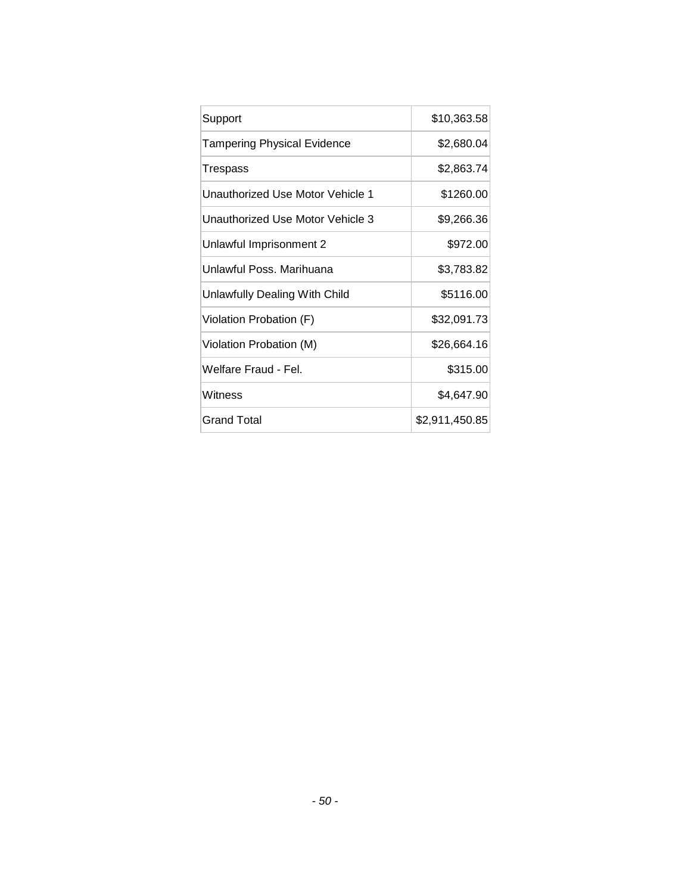| Support | $10,363.58 |
|---|---|
| Tampering Physical Evidence | $2,680.04 |
| Trespass | $2,863.74 |
| Unauthorized Use Motor Vehicle 1 | $1260.00 |
| Unauthorized Use Motor Vehicle 3 | $9,266.36 |
| Unlawful Imprisonment 2 | $972.00 |
| Unlawful Poss. Marihuana | $3,783.82 |
| Unlawfully Dealing With Child | $5116.00 |
| Violation Probation (F) | $32,091.73 |
| Violation Probation (M) | $26,664.16 |
| Welfare Fraud - Fel. | $315.00 |
| Witness | $4,647.90 |
| Grand Total | $2,911,450.85 |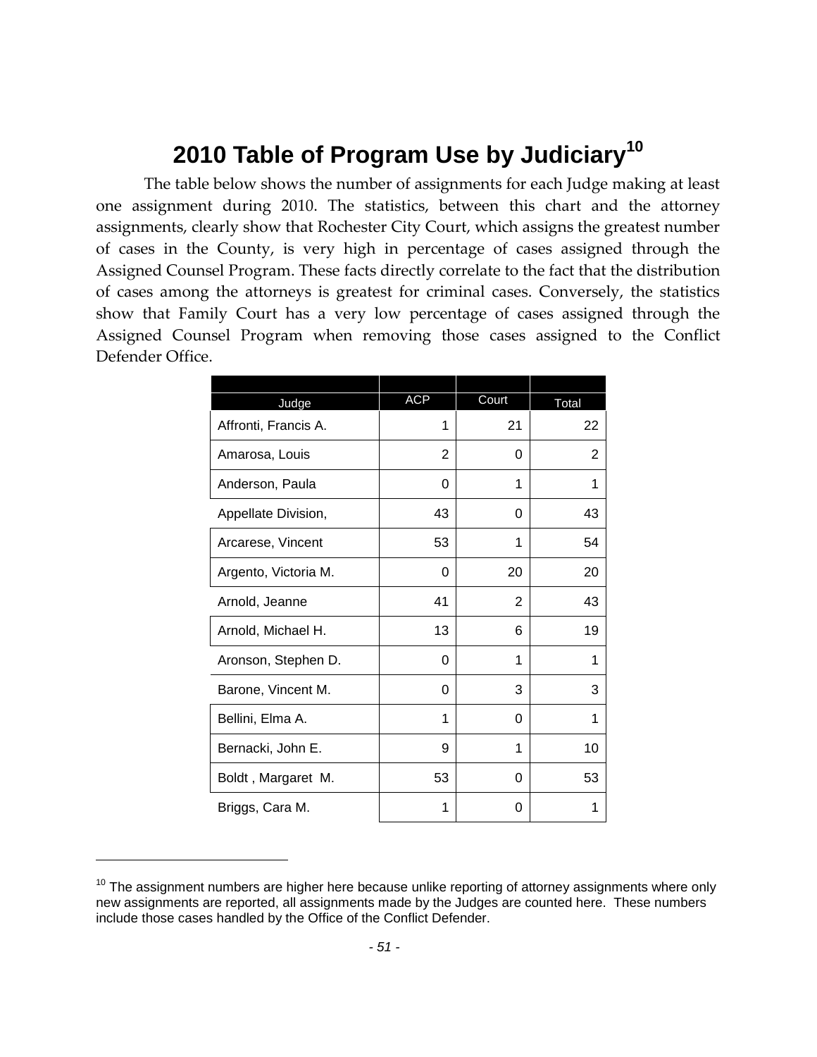# 2010 Table of Program Use by Judiciary[10]

The table below shows the number of assignments for each Judge making at least one assignment during 2010. The statistics, between this chart and the attorney assignments, clearly show that Rochester City Court, which assigns the greatest number of cases in the County, is very high in percentage of cases assigned through the Assigned Counsel Program. These facts directly correlate to the fact that the distribution of cases among the attorneys is greatest for criminal cases. Conversely, the statistics show that Family Court has a very low percentage of cases assigned through the Assigned Counsel Program when removing those cases assigned to the Conflict Defender Office.

| Judge | ACP | Court | Total |
|---|---|---|---|
| Affronti, Francis A. | 1 | 21 | 22 |
| Amarosa, Louis | 2 | 0 | 2 |
| Anderson, Paula | 0 | 1 | 1 |
| Appellate Division, | 43 | 0 | 43 |
| Arcarese, Vincent | 53 | 1 | 54 |
| Argento, Victoria M. | 0 | 20 | 20 |
| Arnold, Jeanne | 41 | 2 | 43 |
| Arnold, Michael H. | 13 | 6 | 19 |
| Aronson, Stephen D. | 0 | 1 | 1 |
| Barone, Vincent M. | 0 | 3 | 3 |
| Bellini, Elma A. | 1 | 0 | 1 |
| Bernacki, John E. | 9 | 1 | 10 |
| Boldt , Margaret M. | 53 | 0 | 53 |
| Briggs, Cara M. | 1 | 0 | 1 |

[10] The assignment numbers are higher here because unlike reporting of attorney assignments where only new assignments are reported, all assignments made by the Judges are counted here. These numbers include those cases handled by the Office of the Conflict Defender.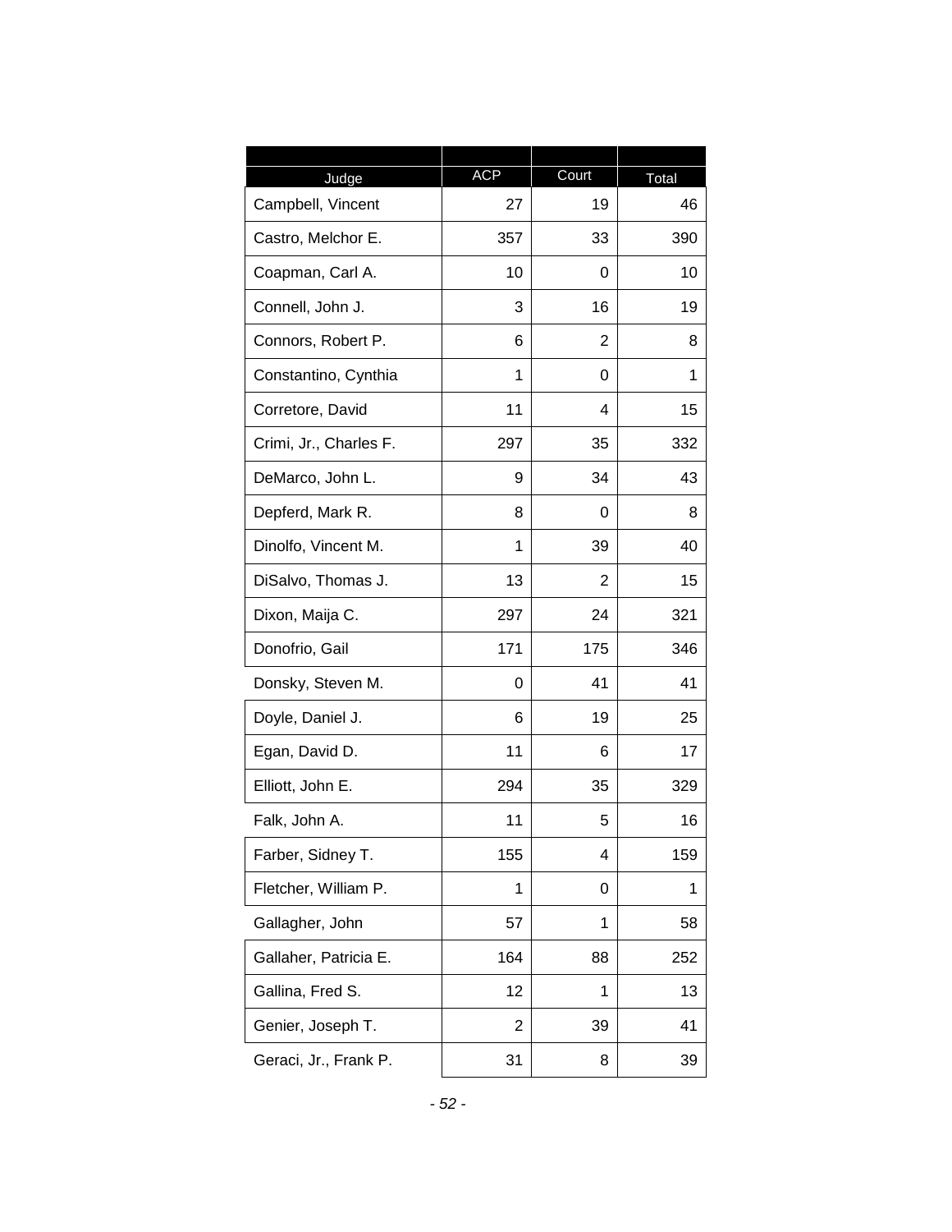| Judge | ACP | Court | Total |
|---|---|---|---|
| Campbell, Vincent | 27 | 19 | 46 |
| Castro, Melchor E. | 357 | 33 | 390 |
| Coapman, Carl A. | 10 | 0 | 10 |
| Connell, John J. | 3 | 16 | 19 |
| Connors, Robert P. | 6 | 2 | 8 |
| Constantino, Cynthia | 1 | 0 | 1 |
| Corretore, David | 11 | 4 | 15 |
| Crimi, Jr., Charles F. | 297 | 35 | 332 |
| DeMarco, John L. | 9 | 34 | 43 |
| Depferd, Mark R. | 8 | 0 | 8 |
| Dinolfo, Vincent M. | 1 | 39 | 40 |
| DiSalvo, Thomas J. | 13 | 2 | 15 |
| Dixon, Maija C. | 297 | 24 | 321 |
| Donofrio, Gail | 171 | 175 | 346 |
| Donsky, Steven M. | 0 | 41 | 41 |
| Doyle, Daniel J. | 6 | 19 | 25 |
| Egan, David D. | 11 | 6 | 17 |
| Elliott, John E. | 294 | 35 | 329 |
| Falk, John A. | 11 | 5 | 16 |
| Farber, Sidney T. | 155 | 4 | 159 |
| Fletcher, William P. | 1 | 0 | 1 |
| Gallagher, John | 57 | 1 | 58 |
| Gallaher, Patricia E. | 164 | 88 | 252 |
| Gallina, Fred S. | 12 | 1 | 13 |
| Genier, Joseph T. | 2 | 39 | 41 |
| Geraci, Jr., Frank P. | 31 | 8 | 39 |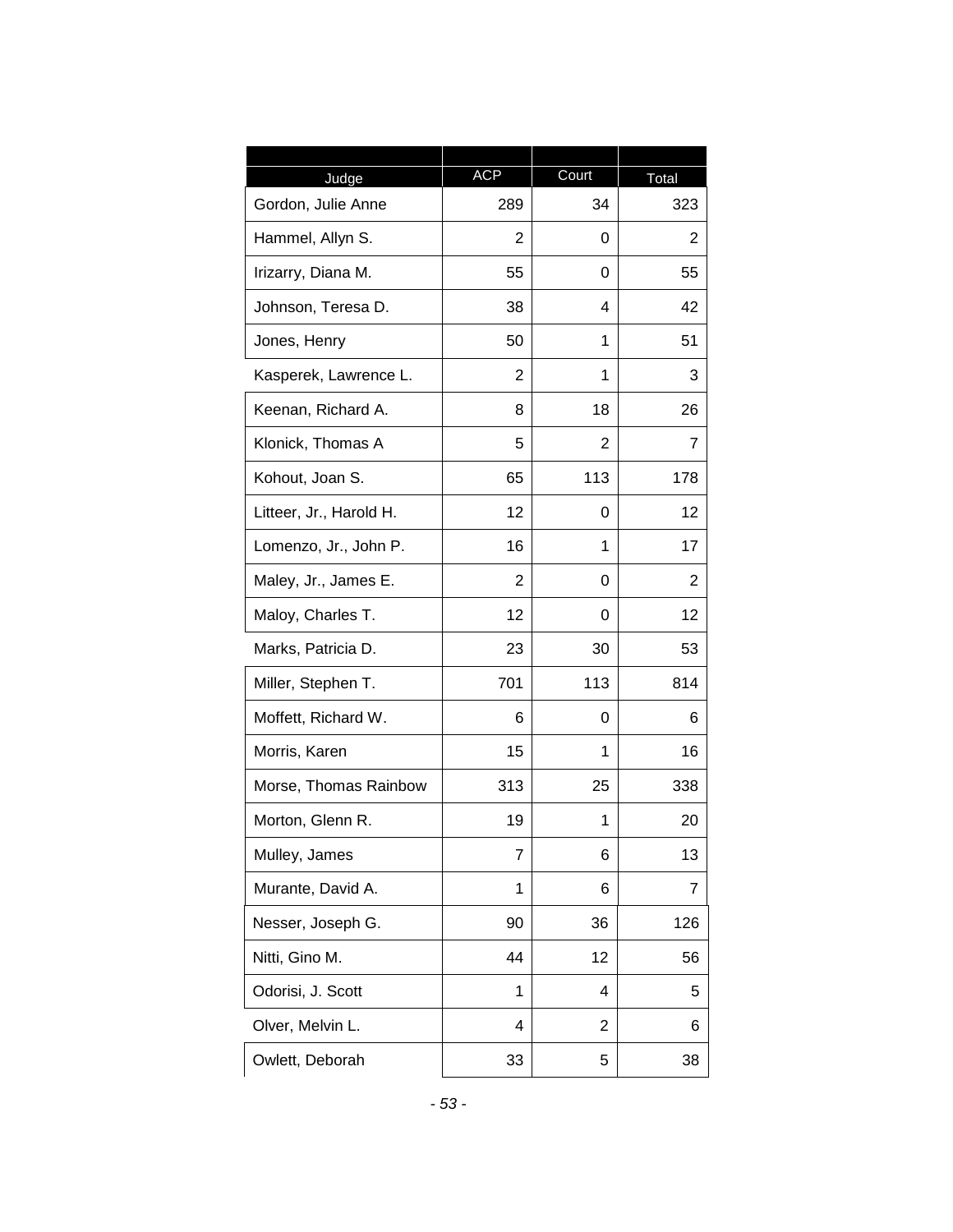| Judge | ACP | Court | Total |
|---|---|---|---|
| Gordon, Julie Anne | 289 | 34 | 323 |
| Hammel, Allyn S. | 2 | 0 | 2 |
| Irizarry, Diana M. | 55 | 0 | 55 |
| Johnson, Teresa D. | 38 | 4 | 42 |
| Jones, Henry | 50 | 1 | 51 |
| Kasperek, Lawrence L. | 2 | 1 | 3 |
| Keenan, Richard A. | 8 | 18 | 26 |
| Klonick, Thomas A | 5 | 2 | 7 |
| Kohout, Joan S. | 65 | 113 | 178 |
| Litteer, Jr., Harold H. | 12 | 0 | 12 |
| Lomenzo, Jr., John P. | 16 | 1 | 17 |
| Maley, Jr., James E. | 2 | 0 | 2 |
| Maloy, Charles T. | 12 | 0 | 12 |
| Marks, Patricia D. | 23 | 30 | 53 |
| Miller, Stephen T. | 701 | 113 | 814 |
| Moffett, Richard W. | 6 | 0 | 6 |
| Morris, Karen | 15 | 1 | 16 |
| Morse, Thomas Rainbow | 313 | 25 | 338 |
| Morton, Glenn R. | 19 | 1 | 20 |
| Mulley, James | 7 | 6 | 13 |
| Murante, David A. | 1 | 6 | 7 |
| Nesser, Joseph G. | 90 | 36 | 126 |
| Nitti, Gino M. | 44 | 12 | 56 |
| Odorisi, J. Scott | 1 | 4 | 5 |
| Olver, Melvin L. | 4 | 2 | 6 |
| Owlett, Deborah | 33 | 5 | 38 |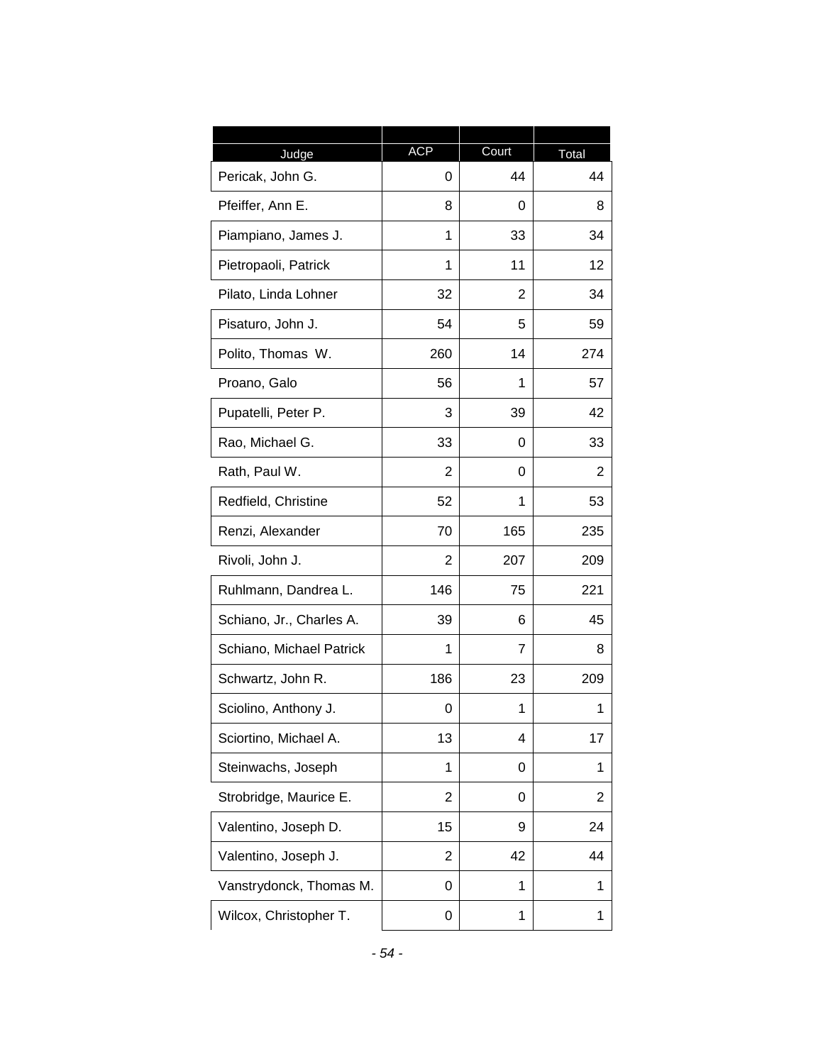| Judge | ACP | Court | Total |
|---|---|---|---|
| Pericak, John G. | 0 | 44 | 44 |
| Pfeiffer, Ann E. | 8 | 0 | 8 |
| Piampiano, James J. | 1 | 33 | 34 |
| Pietropaoli, Patrick | 1 | 11 | 12 |
| Pilato, Linda Lohner | 32 | 2 | 34 |
| Pisaturo, John J. | 54 | 5 | 59 |
| Polito, Thomas W. | 260 | 14 | 274 |
| Proano, Galo | 56 | 1 | 57 |
| Pupatelli, Peter P. | 3 | 39 | 42 |
| Rao, Michael G. | 33 | 0 | 33 |
| Rath, Paul W. | 2 | 0 | 2 |
| Redfield, Christine | 52 | 1 | 53 |
| Renzi, Alexander | 70 | 165 | 235 |
| Rivoli, John J. | 2 | 207 | 209 |
| Ruhlmann, Dandrea L. | 146 | 75 | 221 |
| Schiano, Jr., Charles A. | 39 | 6 | 45 |
| Schiano, Michael Patrick | 1 | 7 | 8 |
| Schwartz, John R. | 186 | 23 | 209 |
| Sciolino, Anthony J. | 0 | 1 | 1 |
| Sciortino, Michael A. | 13 | 4 | 17 |
| Steinwachs, Joseph | 1 | 0 | 1 |
| Strobridge, Maurice E. | 2 | 0 | 2 |
| Valentino, Joseph D. | 15 | 9 | 24 |
| Valentino, Joseph J. | 2 | 42 | 44 |
| Vanstrydonck, Thomas M. | 0 | 1 | 1 |
| Wilcox, Christopher T. | 0 | 1 | 1 |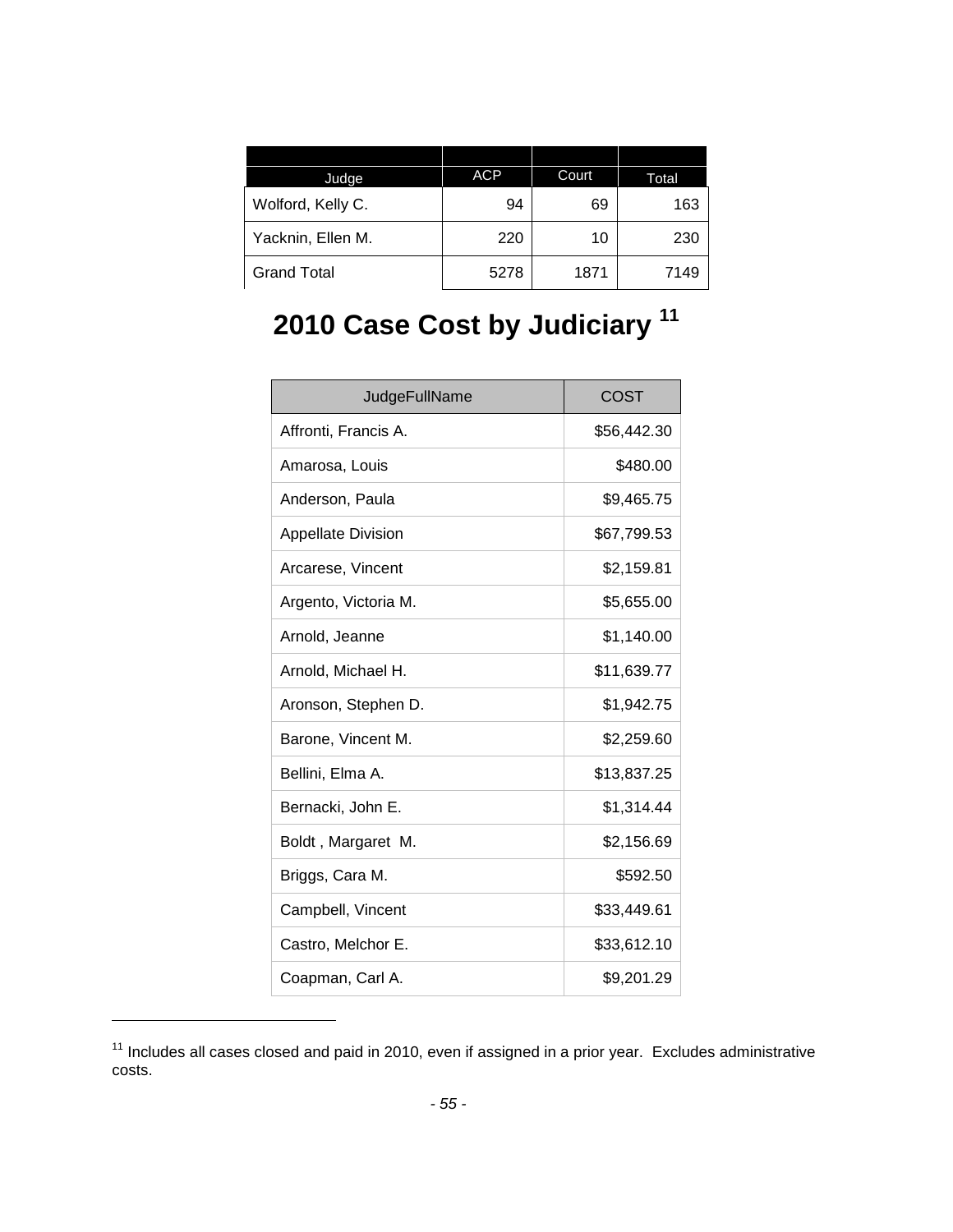| Judge | ACP | Court | Total |
| --- | --- | --- | --- |
| Wolford, Kelly C. | 94 | 69 | 163 |
| Yacknin, Ellen M. | 220 | 10 | 230 |
| Grand Total | 5278 | 1871 | 7149 |

## 2010 Case Cost by Judiciary [11]

| JudgeFullName | COST |
| --- | --- |
| Affronti, Francis A. | $56,442.30 |
| Amarosa, Louis | $480.00 |
| Anderson, Paula | $9,465.75 |
| Appellate Division | $67,799.53 |
| Arcarese, Vincent | $2,159.81 |
| Argento, Victoria M. | $5,655.00 |
| Arnold, Jeanne | $1,140.00 |
| Arnold, Michael H. | $11,639.77 |
| Aronson, Stephen D. | $1,942.75 |
| Barone, Vincent M. | $2,259.60 |
| Bellini, Elma A. | $13,837.25 |
| Bernacki, John E. | $1,314.44 |
| Boldt , Margaret M. | $2,156.69 |
| Briggs, Cara M. | $592.50 |
| Campbell, Vincent | $33,449.61 |
| Castro, Melchor E. | $33,612.10 |
| Coapman, Carl A. | $9,201.29 |

[11] Includes all cases closed and paid in 2010, even if assigned in a prior year. Excludes administrative costs.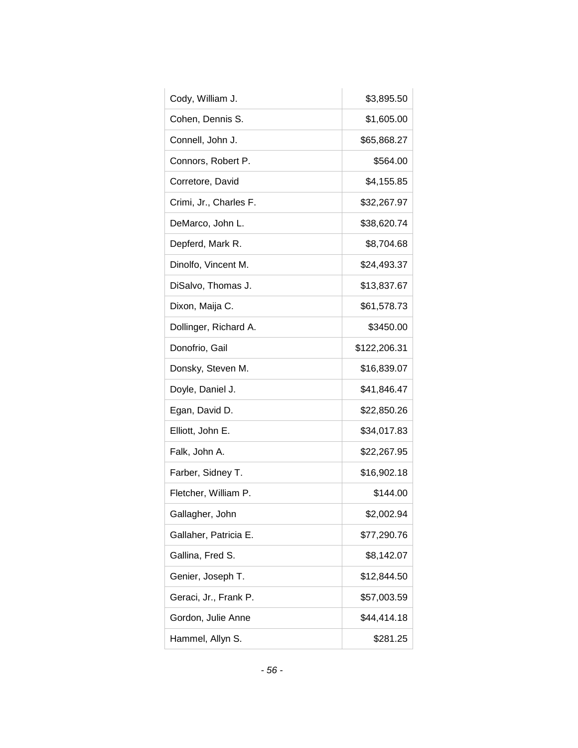| | |
|---|---:|
| Cody, William J. | $3,895.50 |
| Cohen, Dennis S. | $1,605.00 |
| Connell, John J. | $65,868.27 |
| Connors, Robert P. | $564.00 |
| Corretore, David | $4,155.85 |
| Crimi, Jr., Charles F. | $32,267.97 |
| DeMarco, John L. | $38,620.74 |
| Depferd, Mark R. | $8,704.68 |
| Dinolfo, Vincent M. | $24,493.37 |
| DiSalvo, Thomas J. | $13,837.67 |
| Dixon, Maija C. | $61,578.73 |
| Dollinger, Richard A. | $3450.00 |
| Donofrio, Gail | $122,206.31 |
| Donsky, Steven M. | $16,839.07 |
| Doyle, Daniel J. | $41,846.47 |
| Egan, David D. | $22,850.26 |
| Elliott, John E. | $34,017.83 |
| Falk, John A. | $22,267.95 |
| Farber, Sidney T. | $16,902.18 |
| Fletcher, William P. | $144.00 |
| Gallagher, John | $2,002.94 |
| Gallaher, Patricia E. | $77,290.76 |
| Gallina, Fred S. | $8,142.07 |
| Genier, Joseph T. | $12,844.50 |
| Geraci, Jr., Frank P. | $57,003.59 |
| Gordon, Julie Anne | $44,414.18 |
| Hammel, Allyn S. | $281.25 |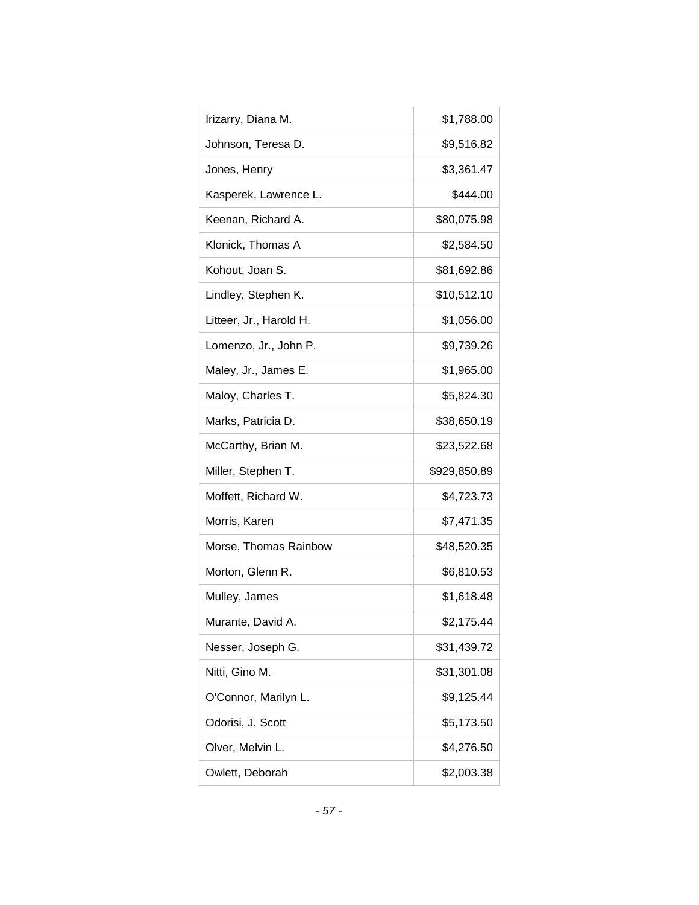| | |
|---|---|
| Irizarry, Diana M. | $1,788.00 |
| Johnson, Teresa D. | $9,516.82 |
| Jones, Henry | $3,361.47 |
| Kasperek, Lawrence L. | $444.00 |
| Keenan, Richard A. | $80,075.98 |
| Klonick, Thomas A | $2,584.50 |
| Kohout, Joan S. | $81,692.86 |
| Lindley, Stephen K. | $10,512.10 |
| Litteer, Jr., Harold H. | $1,056.00 |
| Lomenzo, Jr., John P. | $9,739.26 |
| Maley, Jr., James E. | $1,965.00 |
| Maloy, Charles T. | $5,824.30 |
| Marks, Patricia D. | $38,650.19 |
| McCarthy, Brian M. | $23,522.68 |
| Miller, Stephen T. | $929,850.89 |
| Moffett, Richard W. | $4,723.73 |
| Morris, Karen | $7,471.35 |
| Morse, Thomas Rainbow | $48,520.35 |
| Morton, Glenn R. | $6,810.53 |
| Mulley, James | $1,618.48 |
| Murante, David A. | $2,175.44 |
| Nesser, Joseph G. | $31,439.72 |
| Nitti, Gino M. | $31,301.08 |
| O'Connor, Marilyn L. | $9,125.44 |
| Odorisi, J. Scott | $5,173.50 |
| Olver, Melvin L. | $4,276.50 |
| Owlett, Deborah | $2,003.38 |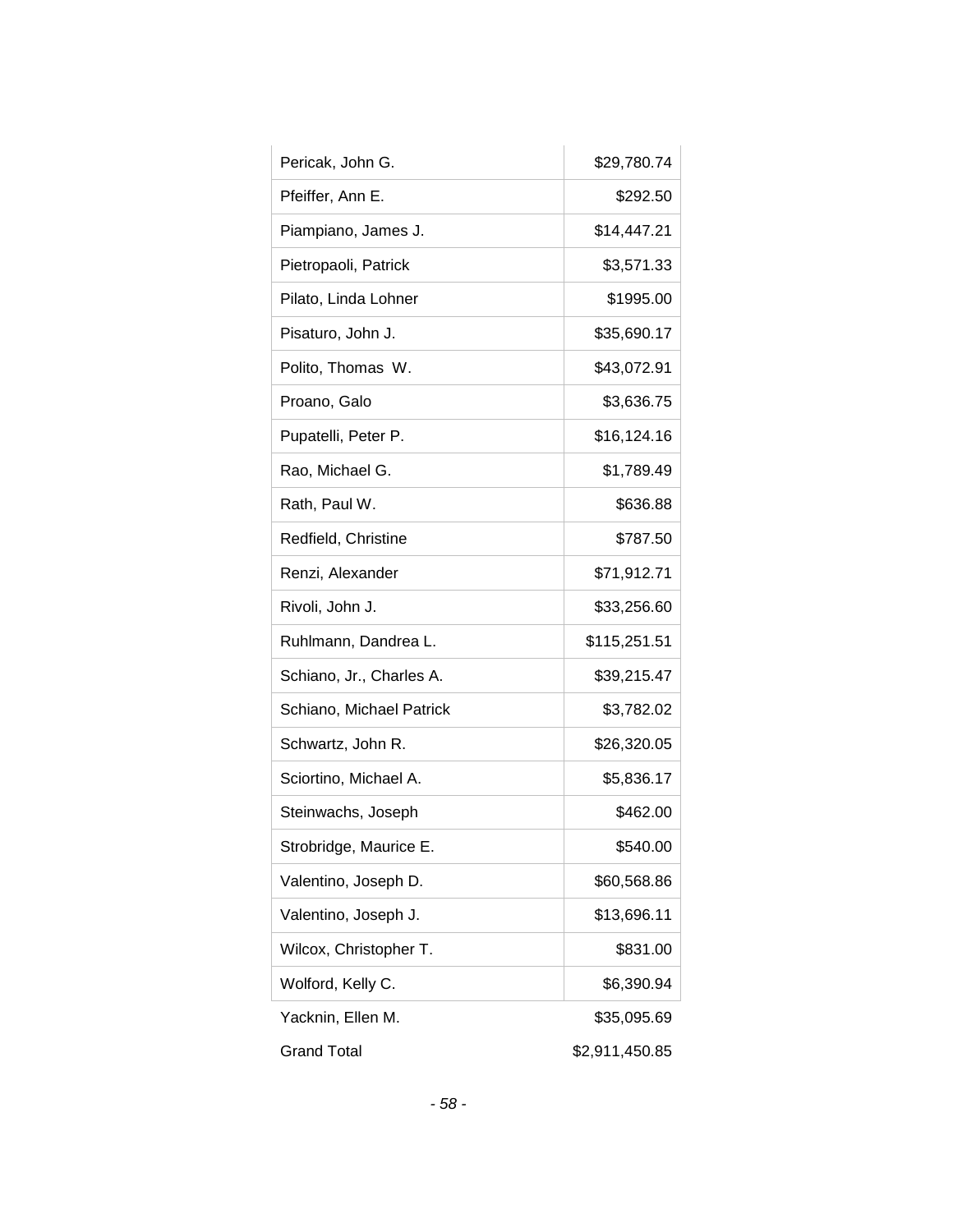| | |
|---|---|
| Pericak, John G. | $29,780.74 |
| Pfeiffer, Ann E. | $292.50 |
| Piampiano, James J. | $14,447.21 |
| Pietropaoli, Patrick | $3,571.33 |
| Pilato, Linda Lohner | $1995.00 |
| Pisaturo, John J. | $35,690.17 |
| Polito, Thomas W. | $43,072.91 |
| Proano, Galo | $3,636.75 |
| Pupatelli, Peter P. | $16,124.16 |
| Rao, Michael G. | $1,789.49 |
| Rath, Paul W. | $636.88 |
| Redfield, Christine | $787.50 |
| Renzi, Alexander | $71,912.71 |
| Rivoli, John J. | $33,256.60 |
| Ruhlmann, Dandrea L. | $115,251.51 |
| Schiano, Jr., Charles A. | $39,215.47 |
| Schiano, Michael Patrick | $3,782.02 |
| Schwartz, John R. | $26,320.05 |
| Sciortino, Michael A. | $5,836.17 |
| Steinwachs, Joseph | $462.00 |
| Strobridge, Maurice E. | $540.00 |
| Valentino, Joseph D. | $60,568.86 |
| Valentino, Joseph J. | $13,696.11 |
| Wilcox, Christopher T. | $831.00 |
| Wolford, Kelly C. | $6,390.94 |
| Yacknin, Ellen M. | $35,095.69 |
| Grand Total | $2,911,450.85 |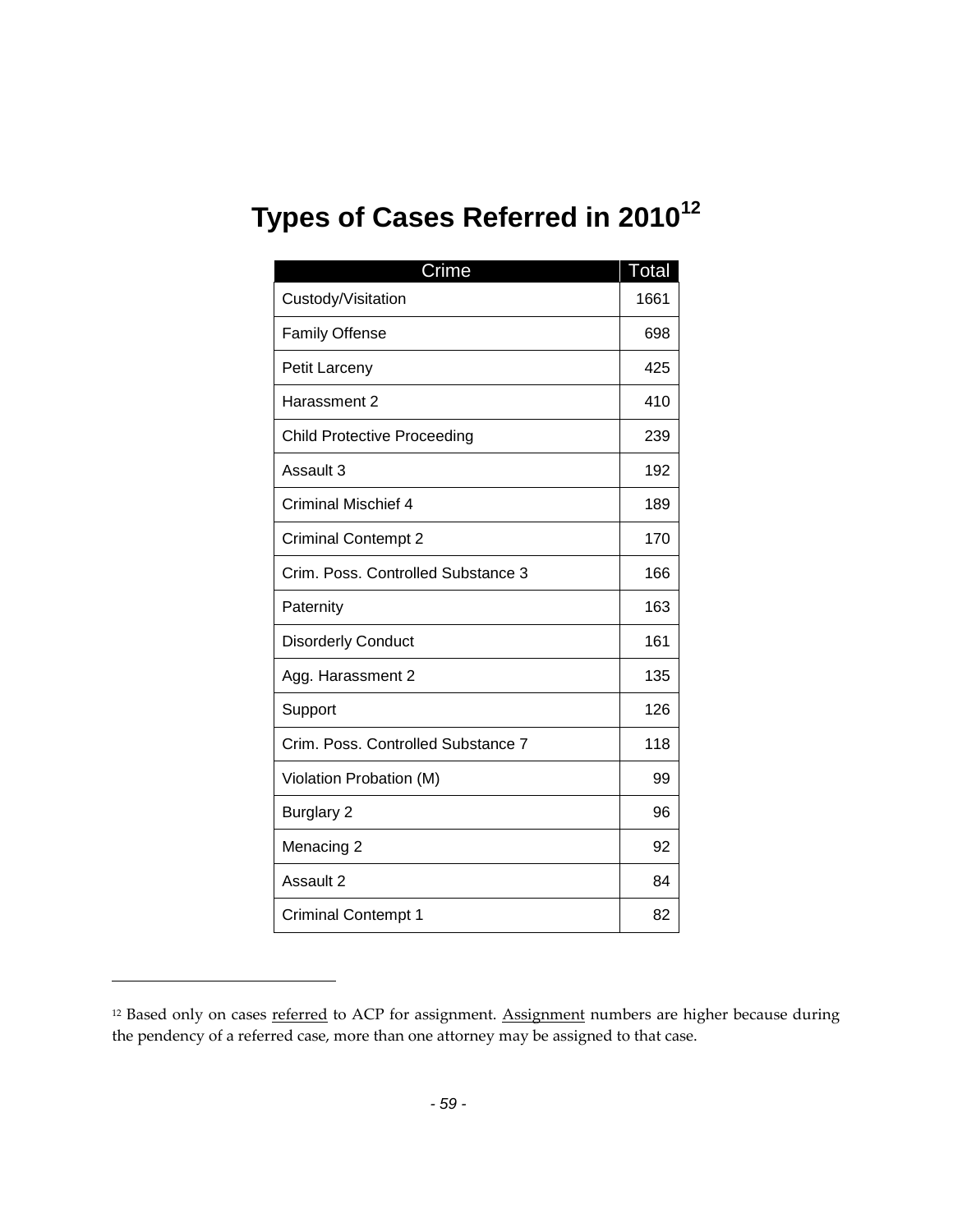# Types of Cases Referred in 2010[12]

| Crime | Total |
|---|---|
| Custody/Visitation | 1661 |
| Family Offense | 698 |
| Petit Larceny | 425 |
| Harassment 2 | 410 |
| Child Protective Proceeding | 239 |
| Assault 3 | 192 |
| Criminal Mischief 4 | 189 |
| Criminal Contempt 2 | 170 |
| Crim. Poss. Controlled Substance 3 | 166 |
| Paternity | 163 |
| Disorderly Conduct | 161 |
| Agg. Harassment 2 | 135 |
| Support | 126 |
| Crim. Poss. Controlled Substance 7 | 118 |
| Violation Probation (M) | 99 |
| Burglary 2 | 96 |
| Menacing 2 | 92 |
| Assault 2 | 84 |
| Criminal Contempt 1 | 82 |

[12] Based only on cases referred to ACP for assignment. Assignment numbers are higher because during the pendency of a referred case, more than one attorney may be assigned to that case.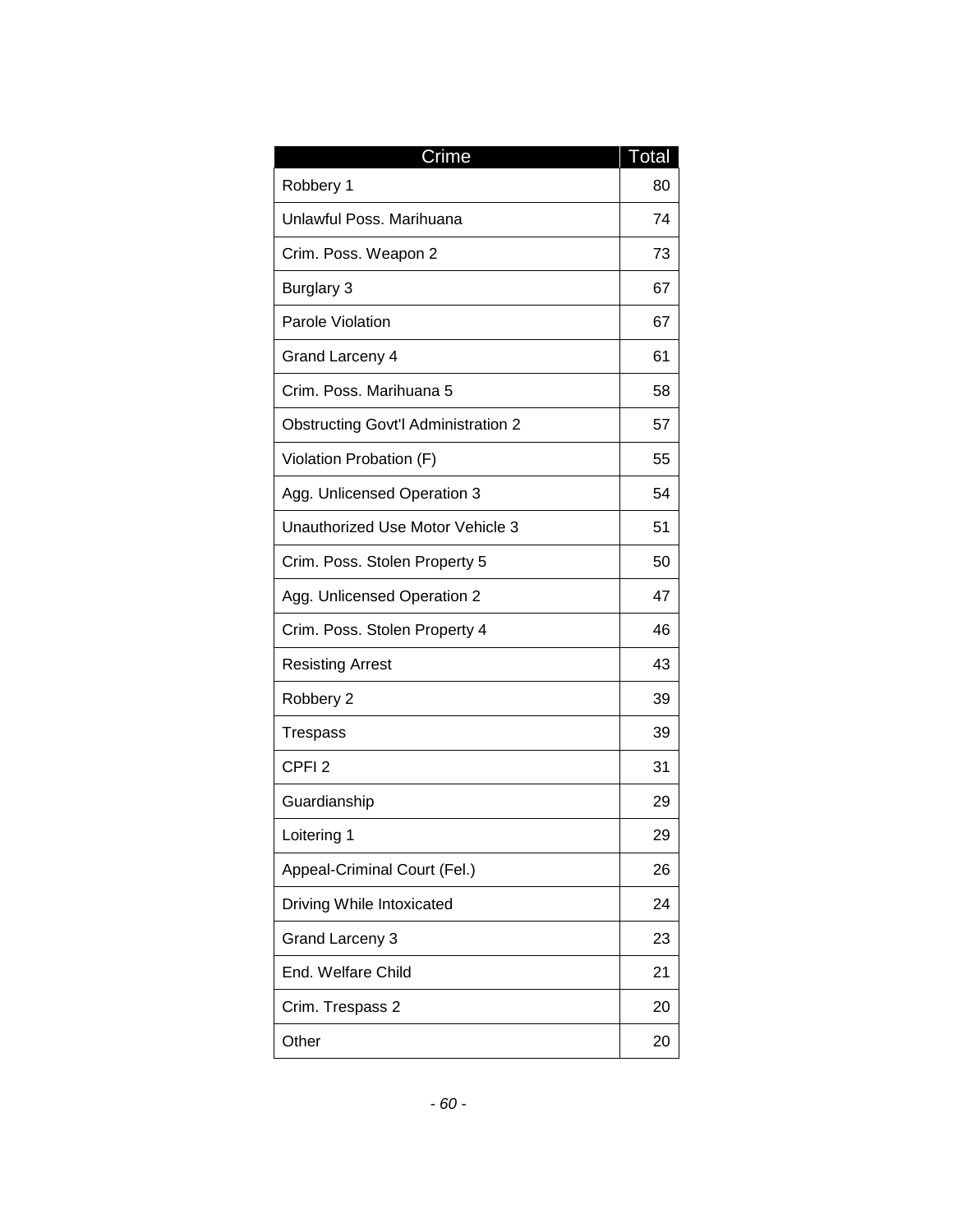| Crime | Total |
|---|---|
| Robbery 1 | 80 |
| Unlawful Poss. Marihuana | 74 |
| Crim. Poss. Weapon 2 | 73 |
| Burglary 3 | 67 |
| Parole Violation | 67 |
| Grand Larceny 4 | 61 |
| Crim. Poss. Marihuana 5 | 58 |
| Obstructing Govt'l Administration 2 | 57 |
| Violation Probation (F) | 55 |
| Agg. Unlicensed Operation 3 | 54 |
| Unauthorized Use Motor Vehicle 3 | 51 |
| Crim. Poss. Stolen Property 5 | 50 |
| Agg. Unlicensed Operation 2 | 47 |
| Crim. Poss. Stolen Property 4 | 46 |
| Resisting Arrest | 43 |
| Robbery 2 | 39 |
| Trespass | 39 |
| CPFI 2 | 31 |
| Guardianship | 29 |
| Loitering 1 | 29 |
| Appeal-Criminal Court (Fel.) | 26 |
| Driving While Intoxicated | 24 |
| Grand Larceny 3 | 23 |
| End. Welfare Child | 21 |
| Crim. Trespass 2 | 20 |
| Other | 20 |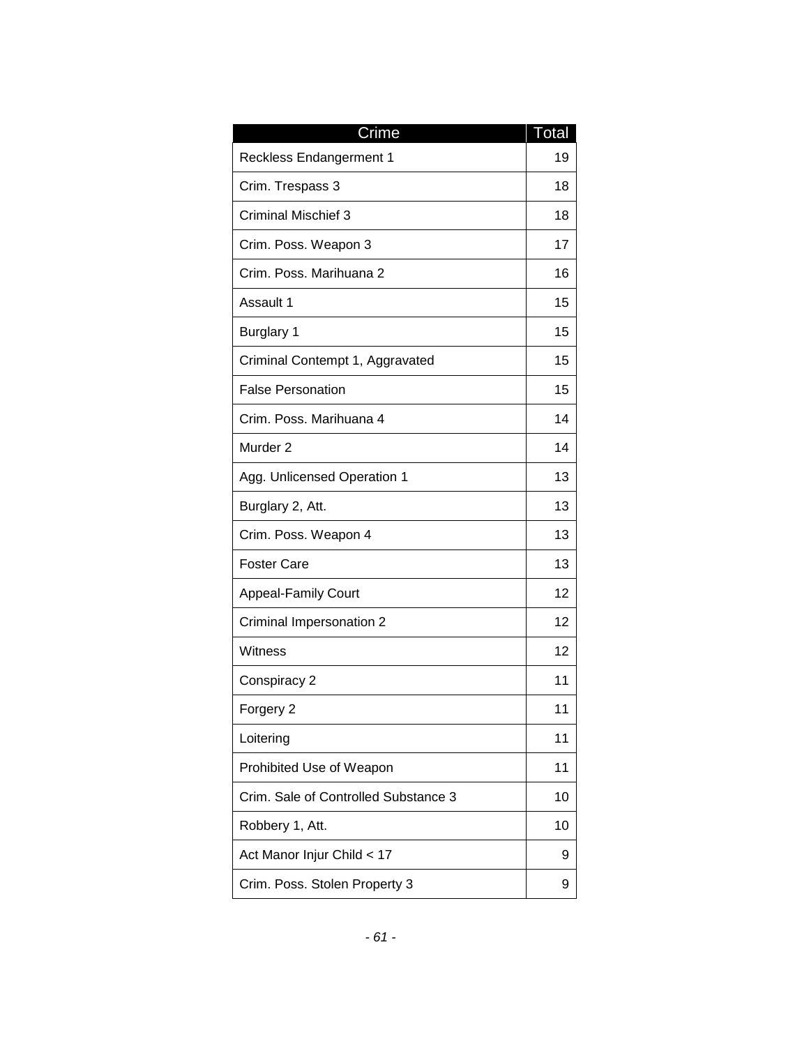| Crime | Total |
| --- | --- |
| Reckless Endangerment 1 | 19 |
| Crim. Trespass 3 | 18 |
| Criminal Mischief 3 | 18 |
| Crim. Poss. Weapon 3 | 17 |
| Crim. Poss. Marihuana 2 | 16 |
| Assault 1 | 15 |
| Burglary 1 | 15 |
| Criminal Contempt 1, Aggravated | 15 |
| False Personation | 15 |
| Crim. Poss. Marihuana 4 | 14 |
| Murder 2 | 14 |
| Agg. Unlicensed Operation 1 | 13 |
| Burglary 2, Att. | 13 |
| Crim. Poss. Weapon 4 | 13 |
| Foster Care | 13 |
| Appeal-Family Court | 12 |
| Criminal Impersonation 2 | 12 |
| Witness | 12 |
| Conspiracy 2 | 11 |
| Forgery 2 | 11 |
| Loitering | 11 |
| Prohibited Use of Weapon | 11 |
| Crim. Sale of Controlled Substance 3 | 10 |
| Robbery 1, Att. | 10 |
| Act Manor Injur Child < 17 | 9 |
| Crim. Poss. Stolen Property 3 | 9 |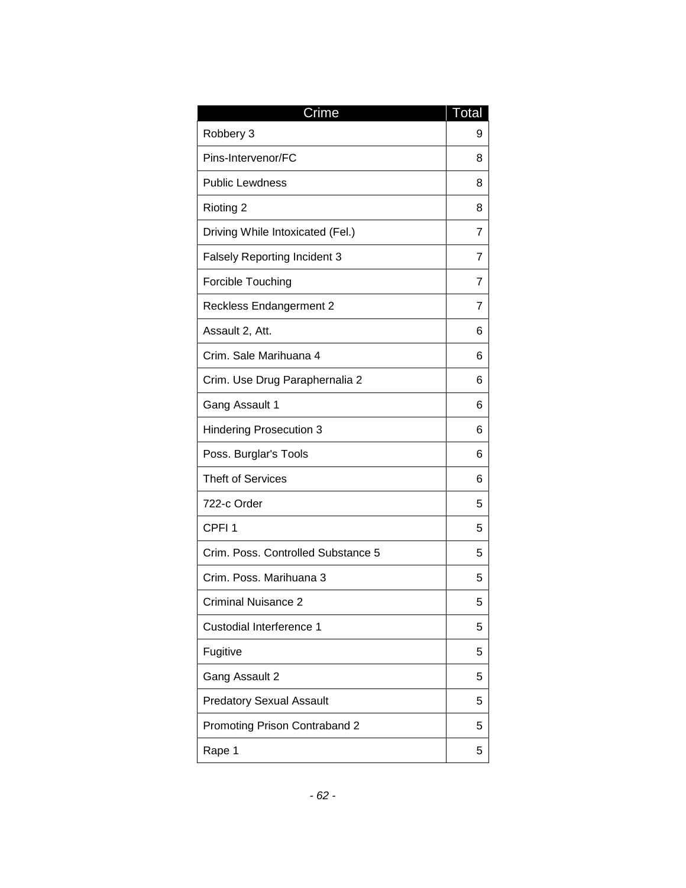| Crime | Total |
|---|---|
| Robbery 3 | 9 |
| Pins-Intervenor/FC | 8 |
| Public Lewdness | 8 |
| Rioting 2 | 8 |
| Driving While Intoxicated (Fel.) | 7 |
| Falsely Reporting Incident 3 | 7 |
| Forcible Touching | 7 |
| Reckless Endangerment 2 | 7 |
| Assault 2, Att. | 6 |
| Crim. Sale Marihuana 4 | 6 |
| Crim. Use Drug Paraphernalia 2 | 6 |
| Gang Assault 1 | 6 |
| Hindering Prosecution 3 | 6 |
| Poss. Burglar's Tools | 6 |
| Theft of Services | 6 |
| 722-c Order | 5 |
| CPFI 1 | 5 |
| Crim. Poss. Controlled Substance 5 | 5 |
| Crim. Poss. Marihuana 3 | 5 |
| Criminal Nuisance 2 | 5 |
| Custodial Interference 1 | 5 |
| Fugitive | 5 |
| Gang Assault 2 | 5 |
| Predatory Sexual Assault | 5 |
| Promoting Prison Contraband 2 | 5 |
| Rape 1 | 5 |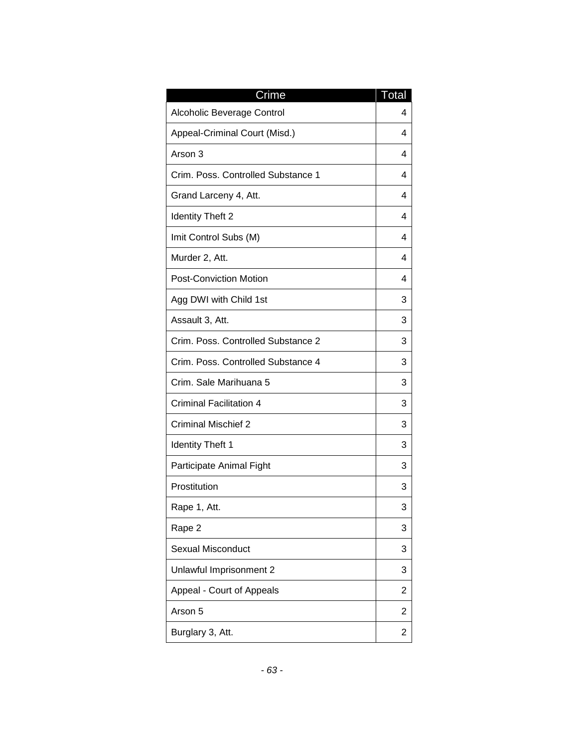| Crime | Total |
|---|---|
| Alcoholic Beverage Control | 4 |
| Appeal-Criminal Court (Misd.) | 4 |
| Arson 3 | 4 |
| Crim. Poss. Controlled Substance 1 | 4 |
| Grand Larceny 4, Att. | 4 |
| Identity Theft 2 | 4 |
| Imit Control Subs (M) | 4 |
| Murder 2, Att. | 4 |
| Post-Conviction Motion | 4 |
| Agg DWI with Child 1st | 3 |
| Assault 3, Att. | 3 |
| Crim. Poss. Controlled Substance 2 | 3 |
| Crim. Poss. Controlled Substance 4 | 3 |
| Crim. Sale Marihuana 5 | 3 |
| Criminal Facilitation 4 | 3 |
| Criminal Mischief 2 | 3 |
| Identity Theft 1 | 3 |
| Participate Animal Fight | 3 |
| Prostitution | 3 |
| Rape 1, Att. | 3 |
| Rape 2 | 3 |
| Sexual Misconduct | 3 |
| Unlawful Imprisonment 2 | 3 |
| Appeal - Court of Appeals | 2 |
| Arson 5 | 2 |
| Burglary 3, Att. | 2 |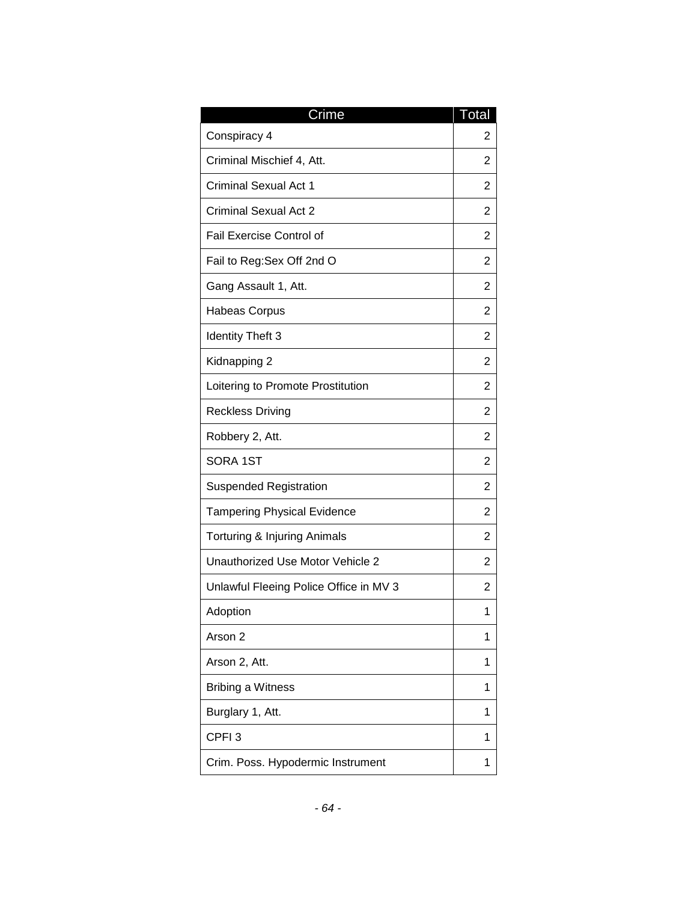| Crime | Total |
|---|---|
| Conspiracy 4 | 2 |
| Criminal Mischief 4, Att. | 2 |
| Criminal Sexual Act 1 | 2 |
| Criminal Sexual Act 2 | 2 |
| Fail Exercise Control of | 2 |
| Fail to Reg:Sex Off 2nd O | 2 |
| Gang Assault 1, Att. | 2 |
| Habeas Corpus | 2 |
| Identity Theft 3 | 2 |
| Kidnapping 2 | 2 |
| Loitering to Promote Prostitution | 2 |
| Reckless Driving | 2 |
| Robbery 2, Att. | 2 |
| SORA 1ST | 2 |
| Suspended Registration | 2 |
| Tampering Physical Evidence | 2 |
| Torturing & Injuring Animals | 2 |
| Unauthorized Use Motor Vehicle 2 | 2 |
| Unlawful Fleeing Police Office in MV 3 | 2 |
| Adoption | 1 |
| Arson 2 | 1 |
| Arson 2, Att. | 1 |
| Bribing a Witness | 1 |
| Burglary 1, Att. | 1 |
| CPFI 3 | 1 |
| Crim. Poss. Hypodermic Instrument | 1 |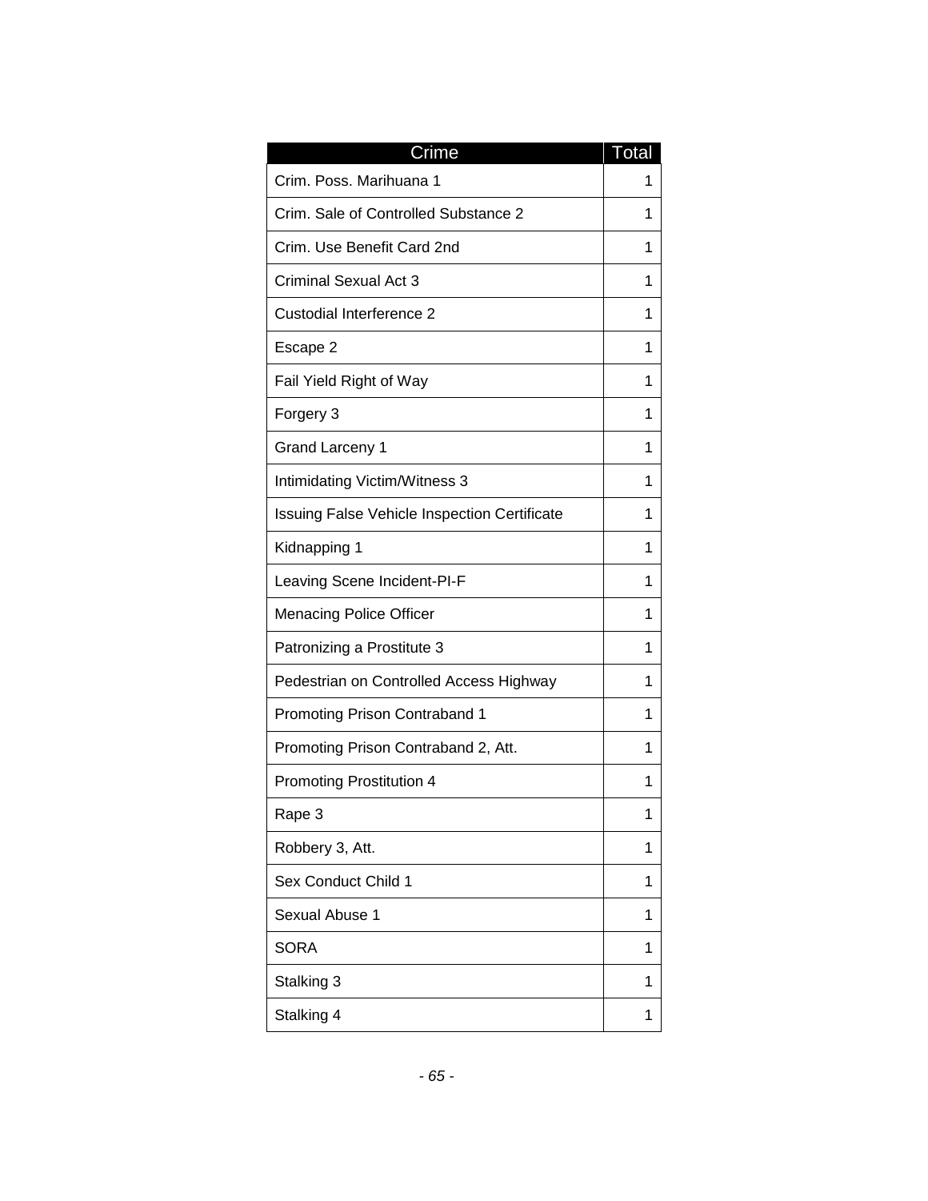| Crime | Total |
|---|---|
| Crim. Poss. Marihuana 1 | 1 |
| Crim. Sale of Controlled Substance 2 | 1 |
| Crim. Use Benefit Card 2nd | 1 |
| Criminal Sexual Act 3 | 1 |
| Custodial Interference 2 | 1 |
| Escape 2 | 1 |
| Fail Yield Right of Way | 1 |
| Forgery 3 | 1 |
| Grand Larceny 1 | 1 |
| Intimidating Victim/Witness 3 | 1 |
| Issuing False Vehicle Inspection Certificate | 1 |
| Kidnapping 1 | 1 |
| Leaving Scene Incident-PI-F | 1 |
| Menacing Police Officer | 1 |
| Patronizing a Prostitute 3 | 1 |
| Pedestrian on Controlled Access Highway | 1 |
| Promoting Prison Contraband 1 | 1 |
| Promoting Prison Contraband 2, Att. | 1 |
| Promoting Prostitution 4 | 1 |
| Rape 3 | 1 |
| Robbery 3, Att. | 1 |
| Sex Conduct Child 1 | 1 |
| Sexual Abuse 1 | 1 |
| SORA | 1 |
| Stalking 3 | 1 |
| Stalking 4 | 1 |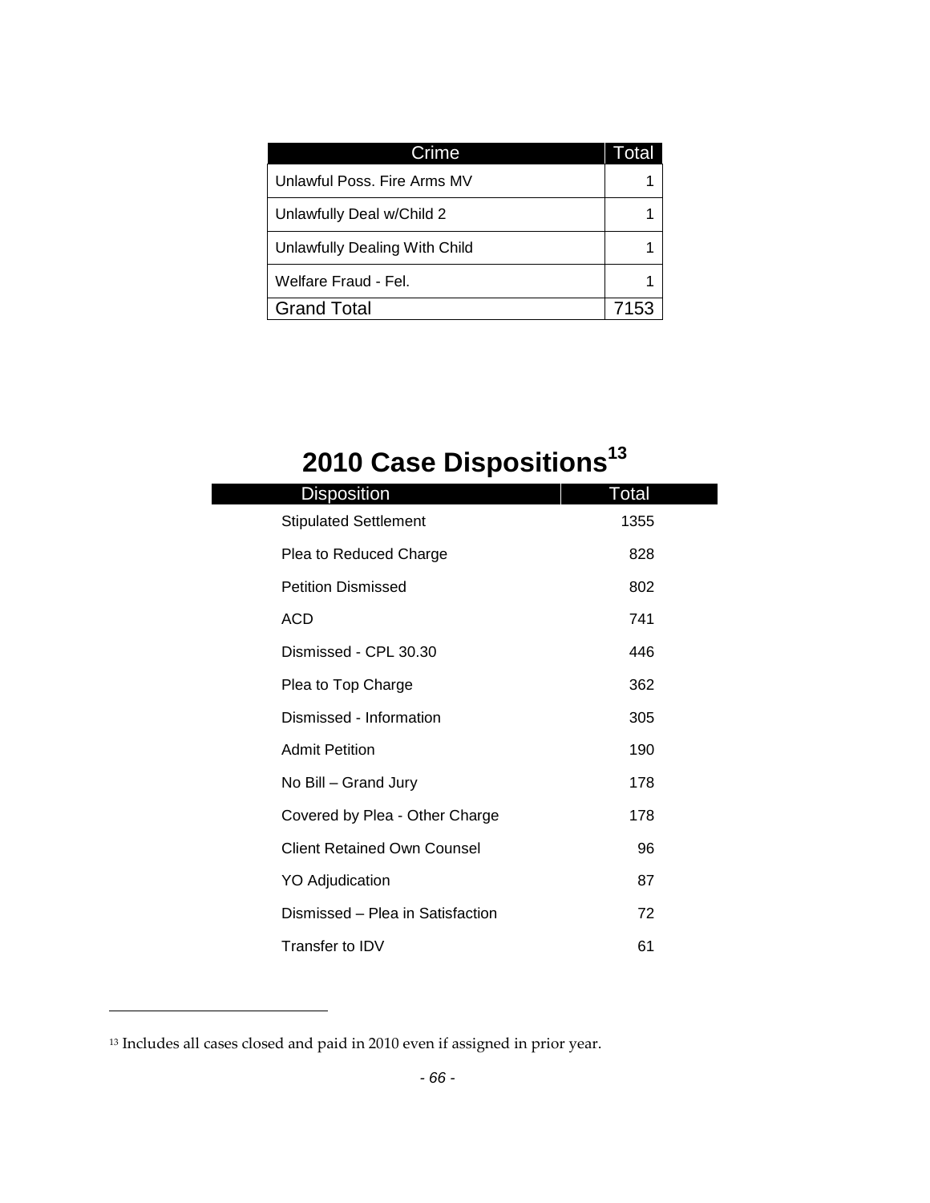| Crime | Total |
|---|---|
| Unlawful Poss. Fire Arms MV | 1 |
| Unlawfully Deal w/Child 2 | 1 |
| Unlawfully Dealing With Child | 1 |
| Welfare Fraud - Fel. | 1 |
| Grand Total | 7153 |

# 2010 Case Dispositions[13]

| Disposition | Total |
|---|---|
| Stipulated Settlement | 1355 |
| Plea to Reduced Charge | 828 |
| Petition Dismissed | 802 |
| ACD | 741 |
| Dismissed - CPL 30.30 | 446 |
| Plea to Top Charge | 362 |
| Dismissed - Information | 305 |
| Admit Petition | 190 |
| No Bill – Grand Jury | 178 |
| Covered by Plea - Other Charge | 178 |
| Client Retained Own Counsel | 96 |
| YO Adjudication | 87 |
| Dismissed – Plea in Satisfaction | 72 |
| Transfer to IDV | 61 |

[13] Includes all cases closed and paid in 2010 even if assigned in prior year.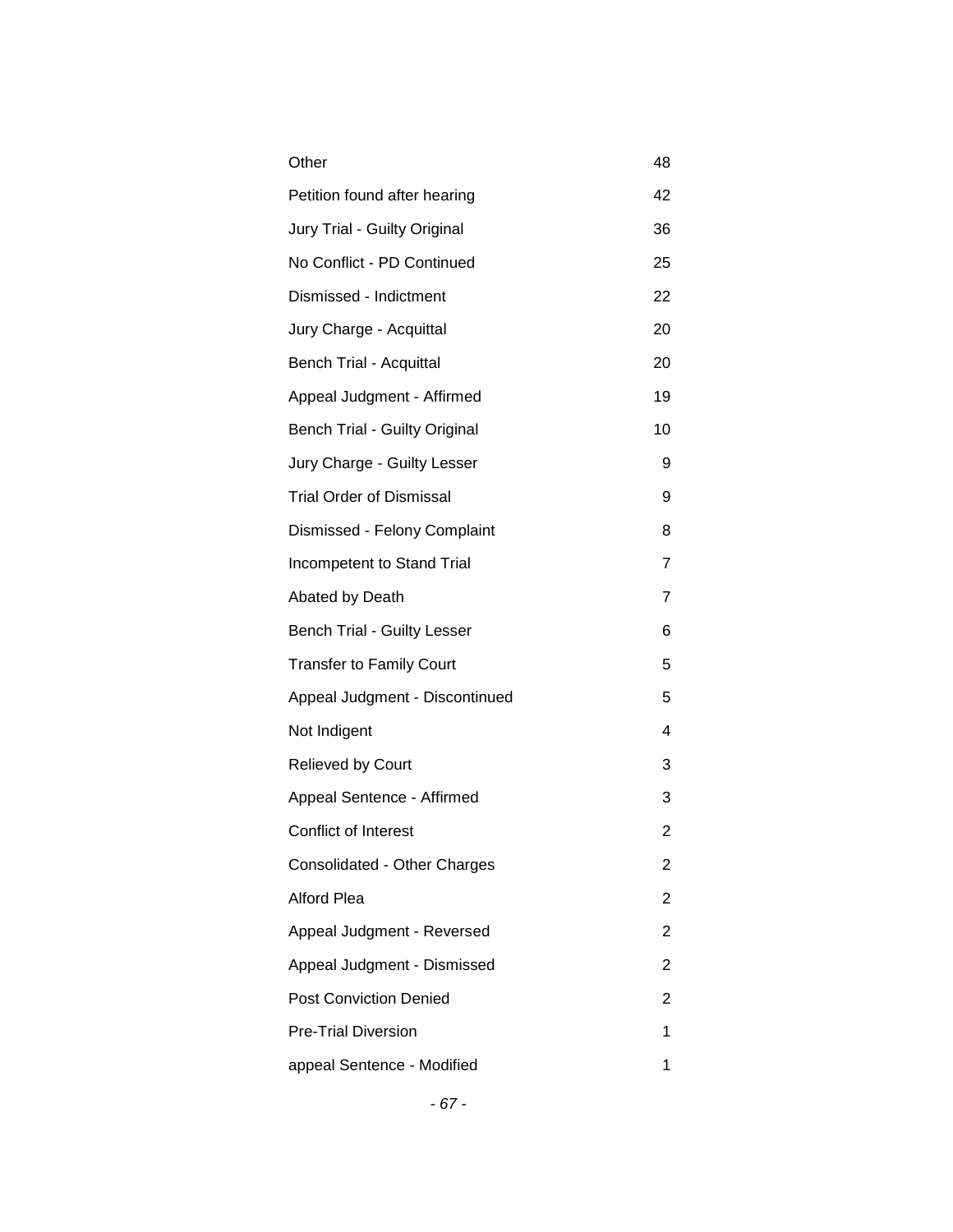| | |
|---|---|
| Other | 48 |
| Petition found after hearing | 42 |
| Jury Trial - Guilty Original | 36 |
| No Conflict - PD Continued | 25 |
| Dismissed - Indictment | 22 |
| Jury Charge - Acquittal | 20 |
| Bench Trial - Acquittal | 20 |
| Appeal Judgment - Affirmed | 19 |
| Bench Trial - Guilty Original | 10 |
| Jury Charge - Guilty Lesser | 9 |
| Trial Order of Dismissal | 9 |
| Dismissed - Felony Complaint | 8 |
| Incompetent to Stand Trial | 7 |
| Abated by Death | 7 |
| Bench Trial - Guilty Lesser | 6 |
| Transfer to Family Court | 5 |
| Appeal Judgment - Discontinued | 5 |
| Not Indigent | 4 |
| Relieved by Court | 3 |
| Appeal Sentence - Affirmed | 3 |
| Conflict of Interest | 2 |
| Consolidated - Other Charges | 2 |
| Alford Plea | 2 |
| Appeal Judgment - Reversed | 2 |
| Appeal Judgment - Dismissed | 2 |
| Post Conviction Denied | 2 |
| Pre-Trial Diversion | 1 |
| appeal Sentence - Modified | 1 |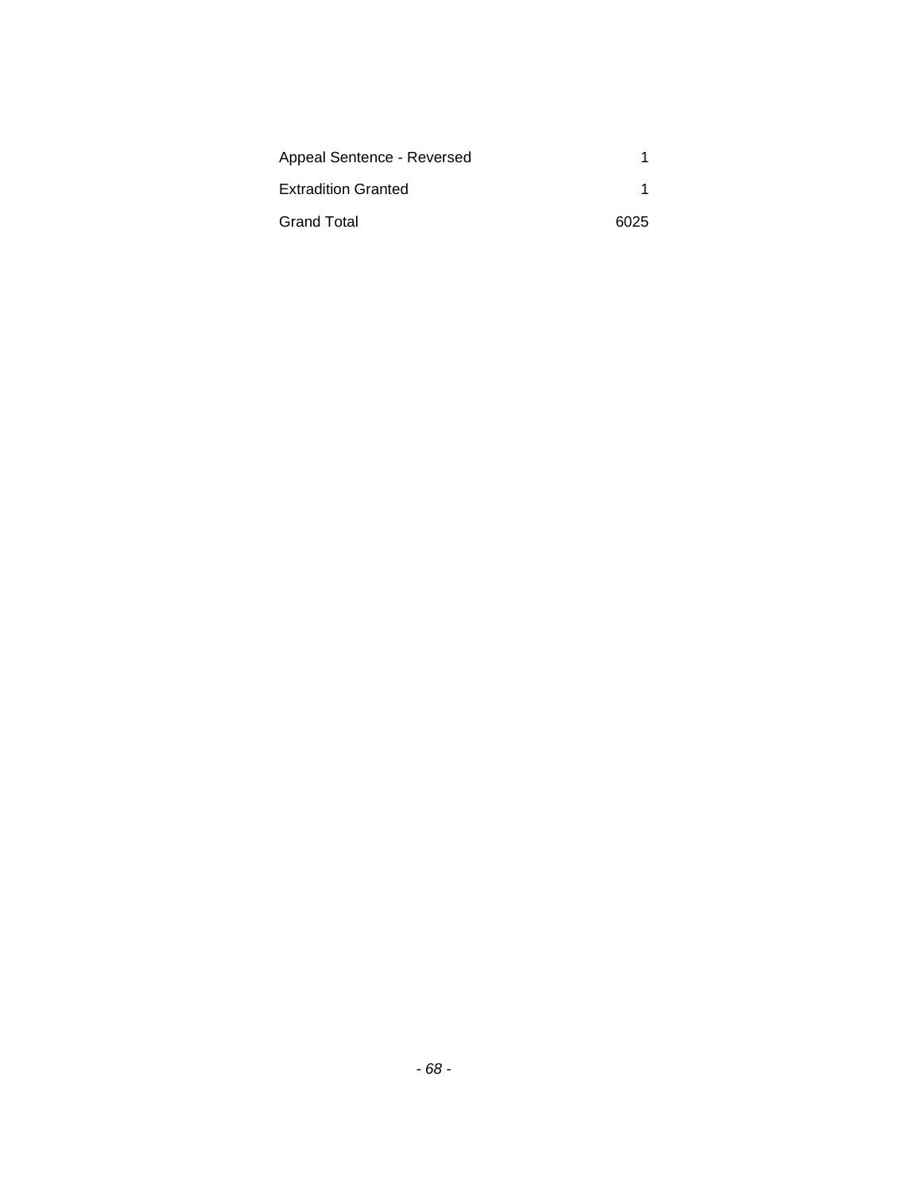| | |
|---|---|
| Appeal Sentence - Reversed | 1 |
| Extradition Granted | 1 |
| Grand Total | 6025 |